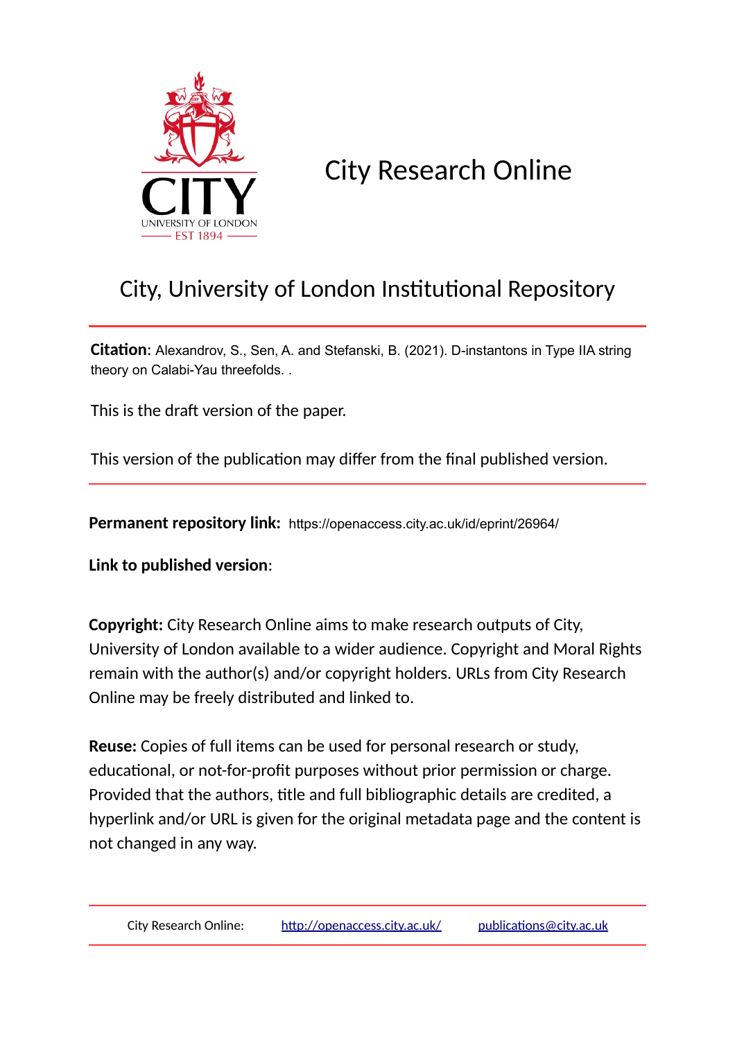# City Research Online

## City, University of London Institutional Repository

**Citation**: Alexandrov, S., Sen, A. and Stefanski, B. (2021). D-instantons in Type IIA string theory on Calabi-Yau threefolds. .

This is the draft version of the paper.

This version of the publication may differ from the final published version.

**Permanent repository link:** https://openaccess.city.ac.uk/id/eprint/26964/

**Link to published version**:

**Copyright:** City Research Online aims to make research outputs of City, University of London available to a wider audience. Copyright and Moral Rights remain with the author(s) and/or copyright holders. URLs from City Research Online may be freely distributed and linked to.

**Reuse:** Copies of full items can be used for personal research or study, educational, or not-for-profit purposes without prior permission or charge. Provided that the authors, title and full bibliographic details are credited, a hyperlink and/or URL is given for the original metadata page and the content is not changed in any way.

City Research Online: http://openaccess.city.ac.uk/ publications@city.ac.uk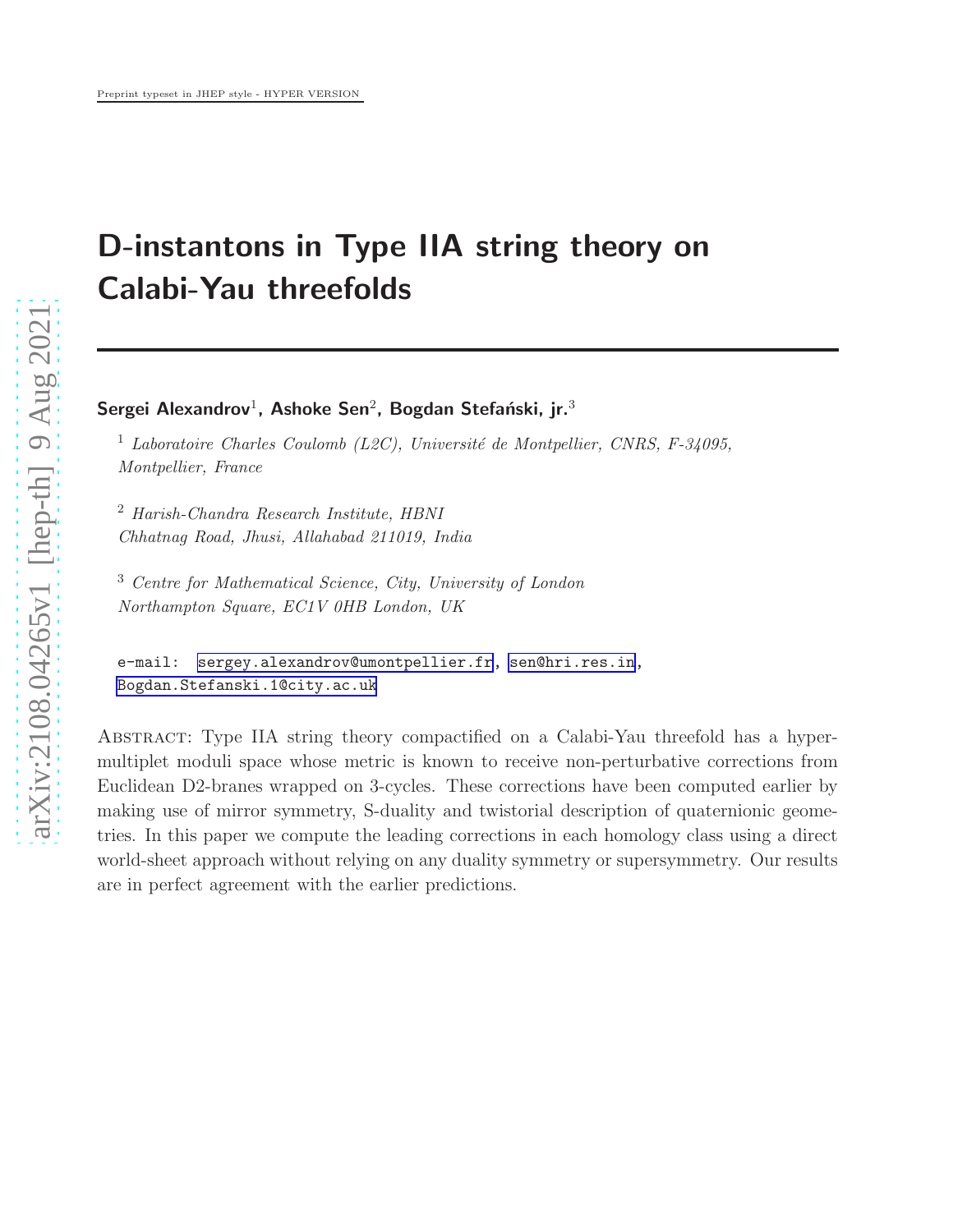# D-instantons in Type IIA string theory on Calabi-Yau threefolds

**Sergei Alexandrov**[1], **Ashoke Sen**[2], **Bogdan Stefański, jr.**[3]

[1] *Laboratoire Charles Coulomb (L2C), Université de Montpellier, CNRS, F-34095, Montpellier, France*

[2] *Harish-Chandra Research Institute, HBNI Chhatnag Road, Jhusi, Allahabad 211019, India*

[3] *Centre for Mathematical Science, City, University of London Northampton Square, EC1V 0HB London, UK*

e-mail: sergey.alexandrov@umontpellier.fr, sen@hri.res.in, Bogdan.Stefanski.1@city.ac.uk

Abstract: Type IIA string theory compactified on a Calabi-Yau threefold has a hypermultiplet moduli space whose metric is known to receive non-perturbative corrections from Euclidean D2-branes wrapped on 3-cycles. These corrections have been computed earlier by making use of mirror symmetry, S-duality and twistorial description of quaternionic geometries. In this paper we compute the leading corrections in each homology class using a direct world-sheet approach without relying on any duality symmetry or supersymmetry. Our results are in perfect agreement with the earlier predictions.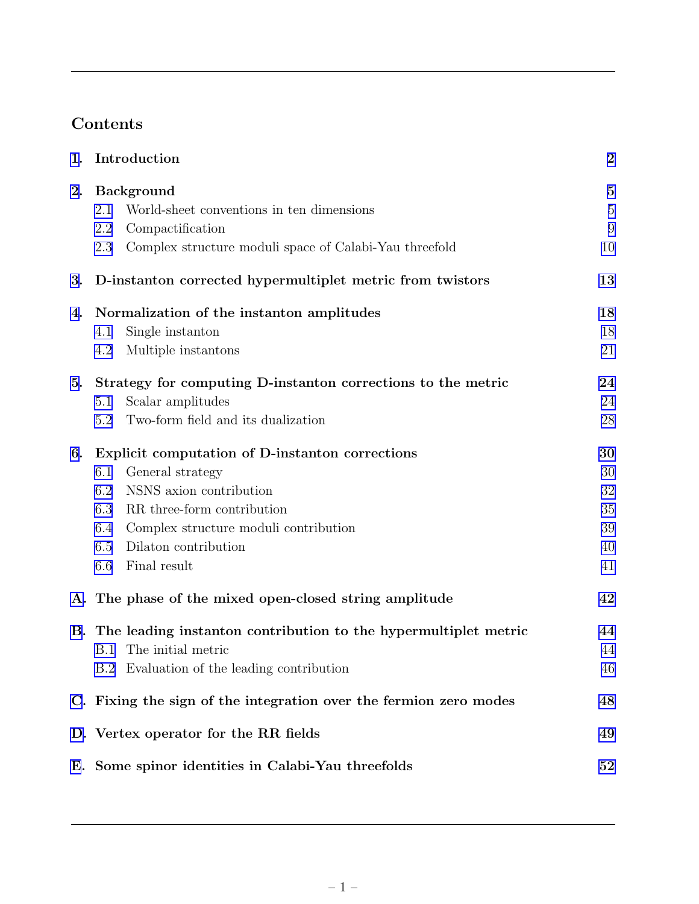## Contents

| | | |
|---|---|---|
| **1.** | **Introduction** | **2** |
| **2.** | **Background** | **5** |
| 2.1 | World-sheet conventions in ten dimensions | 5 |
| 2.2 | Compactification | 9 |
| 2.3 | Complex structure moduli space of Calabi-Yau threefold | 10 |
| **3.** | **D-instanton corrected hypermultiplet metric from twistors** | **13** |
| **4.** | **Normalization of the instanton amplitudes** | **18** |
| 4.1 | Single instanton | 18 |
| 4.2 | Multiple instantons | 21 |
| **5.** | **Strategy for computing D-instanton corrections to the metric** | **24** |
| 5.1 | Scalar amplitudes | 24 |
| 5.2 | Two-form field and its dualization | 28 |
| **6.** | **Explicit computation of D-instanton corrections** | **30** |
| 6.1 | General strategy | 30 |
| 6.2 | NSNS axion contribution | 32 |
| 6.3 | RR three-form contribution | 35 |
| 6.4 | Complex structure moduli contribution | 39 |
| 6.5 | Dilaton contribution | 40 |
| 6.6 | Final result | 41 |
| **A.** | **The phase of the mixed open-closed string amplitude** | **42** |
| **B.** | **The leading instanton contribution to the hypermultiplet metric** | **44** |
| B.1 | The initial metric | 44 |
| B.2 | Evaluation of the leading contribution | 46 |
| **C.** | **Fixing the sign of the integration over the fermion zero modes** | **48** |
| **D.** | **Vertex operator for the RR fields** | **49** |
| **E.** | **Some spinor identities in Calabi-Yau threefolds** | **52** |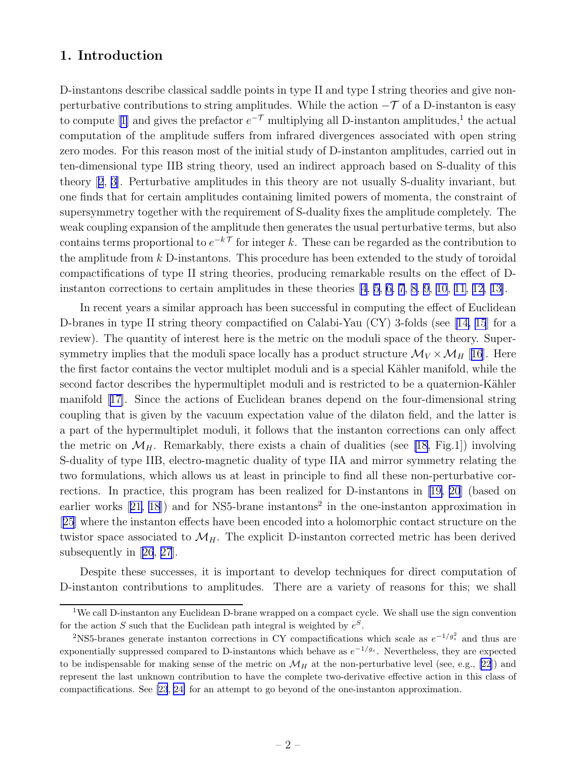## 1. Introduction

D-instantons describe classical saddle points in type II and type I string theories and give non-perturbative contributions to string amplitudes. While the action $-\mathcal{T}$ of a D-instanton is easy to compute [1] and gives the prefactor $e^{-\mathcal{T}}$ multiplying all D-instanton amplitudes,[1] the actual computation of the amplitude suffers from infrared divergences associated with open string zero modes. For this reason most of the initial study of D-instanton amplitudes, carried out in ten-dimensional type IIB string theory, used an indirect approach based on S-duality of this theory [2, 3]. Perturbative amplitudes in this theory are not usually S-duality invariant, but one finds that for certain amplitudes containing limited powers of momenta, the constraint of supersymmetry together with the requirement of S-duality fixes the amplitude completely. The weak coupling expansion of the amplitude then generates the usual perturbative terms, but also contains terms proportional to $e^{-k\mathcal{T}}$ for integer $k$. These can be regarded as the contribution to the amplitude from $k$ D-instantons. This procedure has been extended to the study of toroidal compactifications of type II string theories, producing remarkable results on the effect of D-instanton corrections to certain amplitudes in these theories [4, 5, 6, 7, 8, 9, 10, 11, 12, 13].

In recent years a similar approach has been successful in computing the effect of Euclidean D-branes in type II string theory compactified on Calabi-Yau (CY) 3-folds (see [14, 15] for a review). The quantity of interest here is the metric on the moduli space of the theory. Supersymmetry implies that the moduli space locally has a product structure $\mathcal{M}_V \times \mathcal{M}_H$ [16]. Here the first factor contains the vector multiplet moduli and is a special Kähler manifold, while the second factor describes the hypermultiplet moduli and is restricted to be a quaternion-Kähler manifold [17]. Since the actions of Euclidean branes depend on the four-dimensional string coupling that is given by the vacuum expectation value of the dilaton field, and the latter is a part of the hypermultiplet moduli, it follows that the instanton corrections can only affect the metric on $\mathcal{M}_H$. Remarkably, there exists a chain of dualities (see [18, Fig.1]) involving S-duality of type IIB, electro-magnetic duality of type IIA and mirror symmetry relating the two formulations, which allows us at least in principle to find all these non-perturbative corrections. In practice, this program has been realized for D-instantons in [19, 20] (based on earlier works [21, 18]) and for NS5-brane instantons[2] in the one-instanton approximation in [25] where the instanton effects have been encoded into a holomorphic contact structure on the twistor space associated to $\mathcal{M}_H$. The explicit D-instanton corrected metric has been derived subsequently in [26, 27].

Despite these successes, it is important to develop techniques for direct computation of D-instanton contributions to amplitudes. There are a variety of reasons for this; we shall

[1] We call D-instanton any Euclidean D-brane wrapped on a compact cycle. We shall use the sign convention for the action $S$ such that the Euclidean path integral is weighted by $e^S$.

[2] NS5-branes generate instanton corrections in CY compactifications which scale as $e^{-1/g_s^2}$ and thus are exponentially suppressed compared to D-instantons which behave as $e^{-1/g_s}$. Nevertheless, they are expected to be indispensable for making sense of the metric on $\mathcal{M}_H$ at the non-perturbative level (see, e.g., [22]) and represent the last unknown contribution to have the complete two-derivative effective action in this class of compactifications. See [23, 24] for an attempt to go beyond of the one-instanton approximation.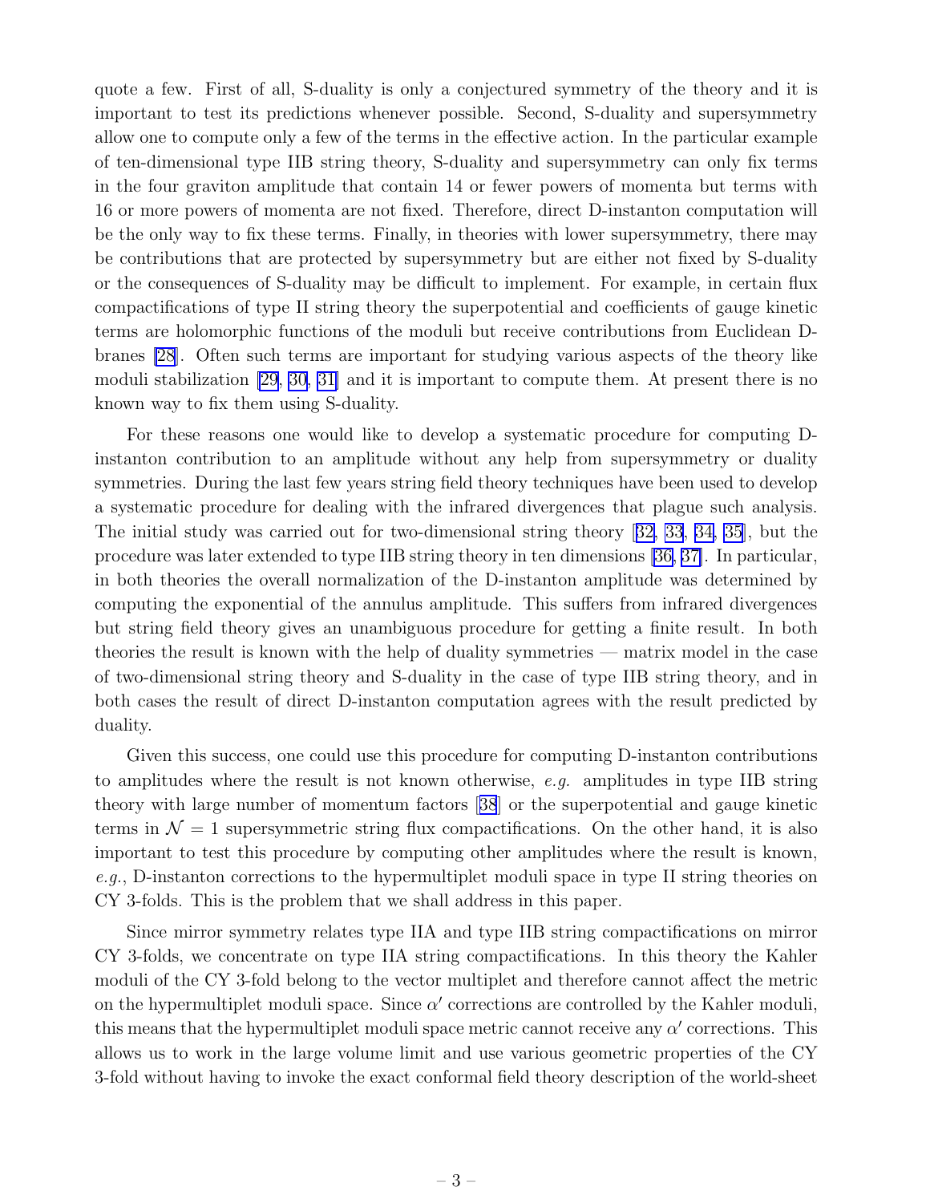quote a few. First of all, S-duality is only a conjectured symmetry of the theory and it is important to test its predictions whenever possible. Second, S-duality and supersymmetry allow one to compute only a few of the terms in the effective action. In the particular example of ten-dimensional type IIB string theory, S-duality and supersymmetry can only fix terms in the four graviton amplitude that contain 14 or fewer powers of momenta but terms with 16 or more powers of momenta are not fixed. Therefore, direct D-instanton computation will be the only way to fix these terms. Finally, in theories with lower supersymmetry, there may be contributions that are protected by supersymmetry but are either not fixed by S-duality or the consequences of S-duality may be difficult to implement. For example, in certain flux compactifications of type II string theory the superpotential and coefficients of gauge kinetic terms are holomorphic functions of the moduli but receive contributions from Euclidean D-branes [28]. Often such terms are important for studying various aspects of the theory like moduli stabilization [29, 30, 31] and it is important to compute them. At present there is no known way to fix them using S-duality.

For these reasons one would like to develop a systematic procedure for computing D-instanton contribution to an amplitude without any help from supersymmetry or duality symmetries. During the last few years string field theory techniques have been used to develop a systematic procedure for dealing with the infrared divergences that plague such analysis. The initial study was carried out for two-dimensional string theory [32, 33, 34, 35], but the procedure was later extended to type IIB string theory in ten dimensions [36, 37]. In particular, in both theories the overall normalization of the D-instanton amplitude was determined by computing the exponential of the annulus amplitude. This suffers from infrared divergences but string field theory gives an unambiguous procedure for getting a finite result. In both theories the result is known with the help of duality symmetries — matrix model in the case of two-dimensional string theory and S-duality in the case of type IIB string theory, and in both cases the result of direct D-instanton computation agrees with the result predicted by duality.

Given this success, one could use this procedure for computing D-instanton contributions to amplitudes where the result is not known otherwise, *e.g.* amplitudes in type IIB string theory with large number of momentum factors [38] or the superpotential and gauge kinetic terms in $\mathcal{N} = 1$ supersymmetric string flux compactifications. On the other hand, it is also important to test this procedure by computing other amplitudes where the result is known, *e.g.*, D-instanton corrections to the hypermultiplet moduli space in type II string theories on CY 3-folds. This is the problem that we shall address in this paper.

Since mirror symmetry relates type IIA and type IIB string compactifications on mirror CY 3-folds, we concentrate on type IIA string compactifications. In this theory the Kahler moduli of the CY 3-fold belong to the vector multiplet and therefore cannot affect the metric on the hypermultiplet moduli space. Since $\alpha'$ corrections are controlled by the Kahler moduli, this means that the hypermultiplet moduli space metric cannot receive any $\alpha'$ corrections. This allows us to work in the large volume limit and use various geometric properties of the CY 3-fold without having to invoke the exact conformal field theory description of the world-sheet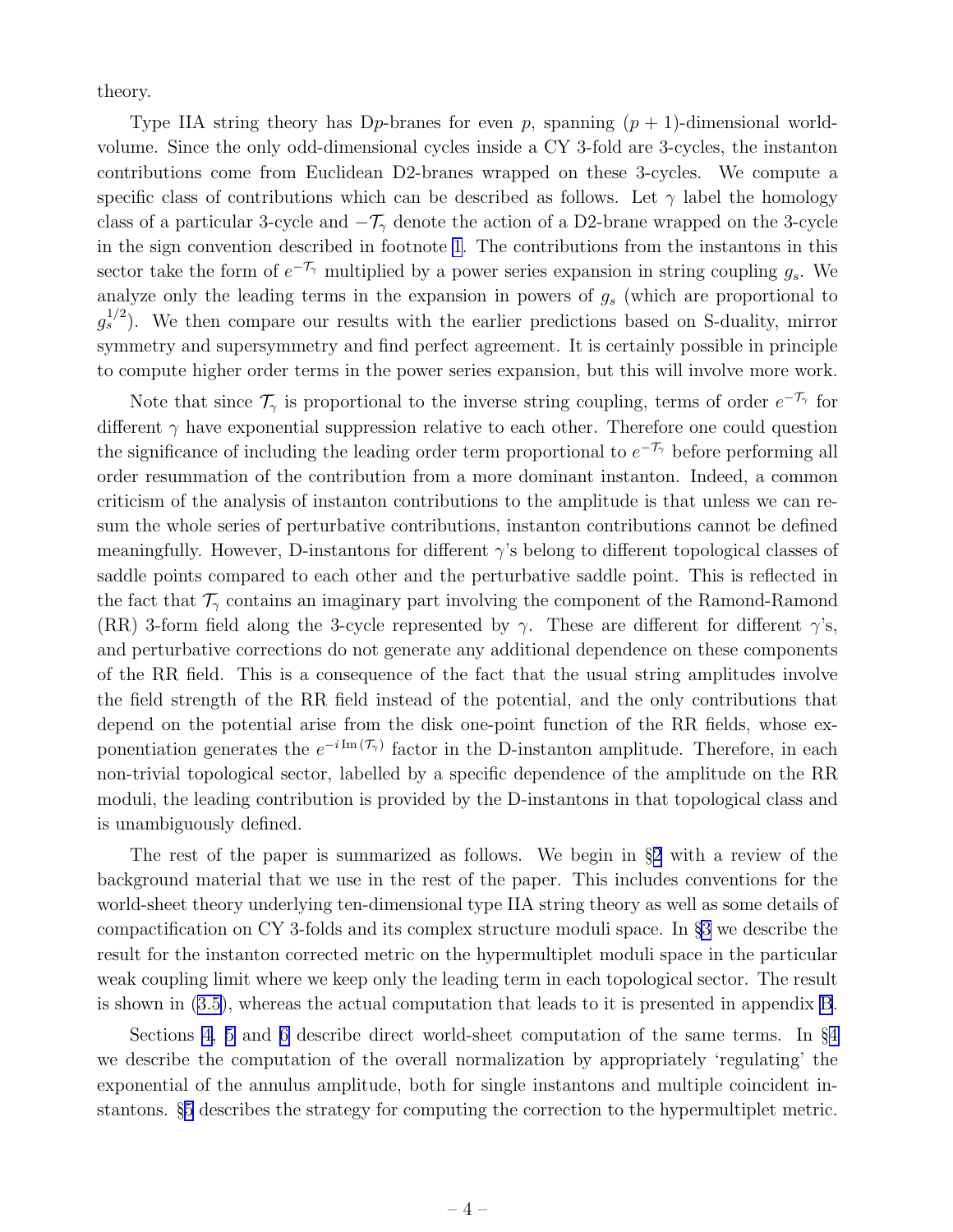theory.

Type IIA string theory has D$p$-branes for even $p$, spanning $(p+1)$-dimensional world-volume. Since the only odd-dimensional cycles inside a CY 3-fold are 3-cycles, the instanton contributions come from Euclidean D2-branes wrapped on these 3-cycles. We compute a specific class of contributions which can be described as follows. Let $\gamma$ label the homology class of a particular 3-cycle and $-\mathcal{T}_\gamma$ denote the action of a D2-brane wrapped on the 3-cycle in the sign convention described in footnote 1. The contributions from the instantons in this sector take the form of $e^{-\mathcal{T}_\gamma}$ multiplied by a power series expansion in string coupling $g_s$. We analyze only the leading terms in the expansion in powers of $g_s$ (which are proportional to $g_s^{1/2}$). We then compare our results with the earlier predictions based on S-duality, mirror symmetry and supersymmetry and find perfect agreement. It is certainly possible in principle to compute higher order terms in the power series expansion, but this will involve more work.

Note that since $\mathcal{T}_\gamma$ is proportional to the inverse string coupling, terms of order $e^{-\mathcal{T}_\gamma}$ for different $\gamma$ have exponential suppression relative to each other. Therefore one could question the significance of including the leading order term proportional to $e^{-\mathcal{T}_\gamma}$ before performing all order resummation of the contribution from a more dominant instanton. Indeed, a common criticism of the analysis of instanton contributions to the amplitude is that unless we can resum the whole series of perturbative contributions, instanton contributions cannot be defined meaningfully. However, D-instantons for different $\gamma$'s belong to different topological classes of saddle points compared to each other and the perturbative saddle point. This is reflected in the fact that $\mathcal{T}_\gamma$ contains an imaginary part involving the component of the Ramond-Ramond (RR) 3-form field along the 3-cycle represented by $\gamma$. These are different for different $\gamma$'s, and perturbative corrections do not generate any additional dependence on these components of the RR field. This is a consequence of the fact that the usual string amplitudes involve the field strength of the RR field instead of the potential, and the only contributions that depend on the potential arise from the disk one-point function of the RR fields, whose exponentiation generates the $e^{-i\,\mathrm{Im}(\mathcal{T}_\gamma)}$ factor in the D-instanton amplitude. Therefore, in each non-trivial topological sector, labelled by a specific dependence of the amplitude on the RR moduli, the leading contribution is provided by the D-instantons in that topological class and is unambiguously defined.

The rest of the paper is summarized as follows. We begin in §2 with a review of the background material that we use in the rest of the paper. This includes conventions for the world-sheet theory underlying ten-dimensional type IIA string theory as well as some details of compactification on CY 3-folds and its complex structure moduli space. In §3 we describe the result for the instanton corrected metric on the hypermultiplet moduli space in the particular weak coupling limit where we keep only the leading term in each topological sector. The result is shown in (3.5), whereas the actual computation that leads to it is presented in appendix B.

Sections 4, 5 and 6 describe direct world-sheet computation of the same terms. In §4 we describe the computation of the overall normalization by appropriately 'regulating' the exponential of the annulus amplitude, both for single instantons and multiple coincident instantons. §5 describes the strategy for computing the correction to the hypermultiplet metric.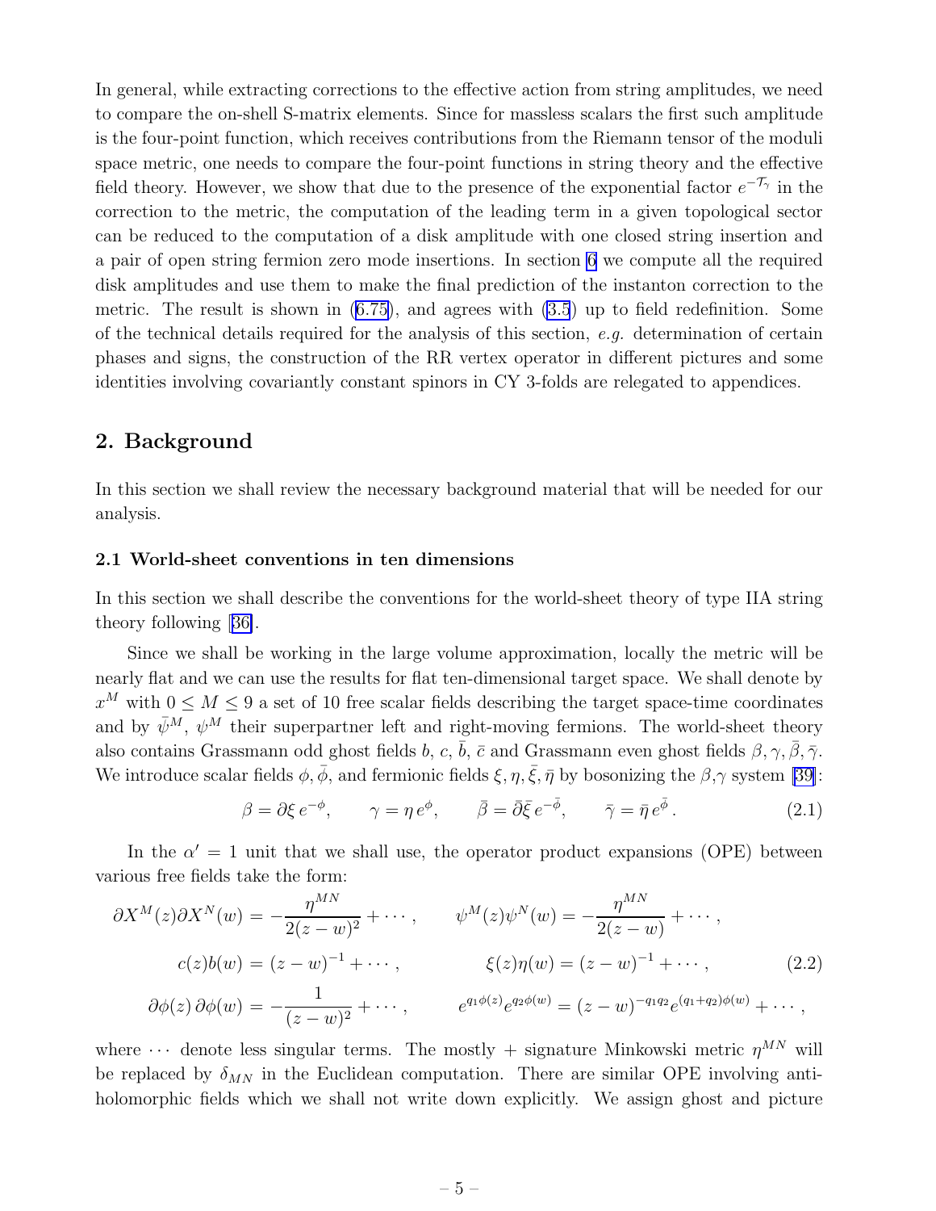In general, while extracting corrections to the effective action from string amplitudes, we need to compare the on-shell S-matrix elements. Since for massless scalars the first such amplitude is the four-point function, which receives contributions from the Riemann tensor of the moduli space metric, one needs to compare the four-point functions in string theory and the effective field theory. However, we show that due to the presence of the exponential factor $e^{-\mathcal{T}_\gamma}$ in the correction to the metric, the computation of the leading term in a given topological sector can be reduced to the computation of a disk amplitude with one closed string insertion and a pair of open string fermion zero mode insertions. In section 6 we compute all the required disk amplitudes and use them to make the final prediction of the instanton correction to the metric. The result is shown in (6.75), and agrees with (3.5) up to field redefinition. Some of the technical details required for the analysis of this section, *e.g.* determination of certain phases and signs, the construction of the RR vertex operator in different pictures and some identities involving covariantly constant spinors in CY 3-folds are relegated to appendices.

## 2. Background

In this section we shall review the necessary background material that will be needed for our analysis.

### 2.1 World-sheet conventions in ten dimensions

In this section we shall describe the conventions for the world-sheet theory of type IIA string theory following [36].

Since we shall be working in the large volume approximation, locally the metric will be nearly flat and we can use the results for flat ten-dimensional target space. We shall denote by $x^M$ with $0 \le M \le 9$ a set of 10 free scalar fields describing the target space-time coordinates and by $\bar{\psi}^M$, $\psi^M$ their superpartner left and right-moving fermions. The world-sheet theory also contains Grassmann odd ghost fields $b$, $c$, $\bar{b}$, $\bar{c}$ and Grassmann even ghost fields $\beta, \gamma, \bar{\beta}, \bar{\gamma}$. We introduce scalar fields $\phi, \bar{\phi}$, and fermionic fields $\xi, \eta, \bar{\xi}, \bar{\eta}$ by bosonizing the $\beta$,$\gamma$ system [39]:

$$\beta = \partial\xi\, e^{-\phi}, \qquad \gamma = \eta\, e^{\phi}, \qquad \bar{\beta} = \bar{\partial}\bar{\xi}\, e^{-\bar{\phi}}, \qquad \bar{\gamma} = \bar{\eta}\, e^{\bar{\phi}}\,. \tag{2.1}$$

In the $\alpha' = 1$ unit that we shall use, the operator product expansions (OPE) between various free fields take the form:

$$\begin{aligned}
\partial X^M(z)\partial X^N(w) &= -\frac{\eta^{MN}}{2(z-w)^2} + \cdots\,, \qquad & \psi^M(z)\psi^N(w) &= -\frac{\eta^{MN}}{2(z-w)} + \cdots\,, \\
c(z)b(w) &= (z-w)^{-1} + \cdots\,, & \xi(z)\eta(w) &= (z-w)^{-1} + \cdots\,, \\
\partial\phi(z)\,\partial\phi(w) &= -\frac{1}{(z-w)^2} + \cdots\,, & e^{q_1\phi(z)}e^{q_2\phi(w)} &= (z-w)^{-q_1 q_2} e^{(q_1+q_2)\phi(w)} + \cdots\,,
\end{aligned} \tag{2.2}$$

where $\cdots$ denote less singular terms. The mostly + signature Minkowski metric $\eta^{MN}$ will be replaced by $\delta_{MN}$ in the Euclidean computation. There are similar OPE involving anti-holomorphic fields which we shall not write down explicitly. We assign ghost and picture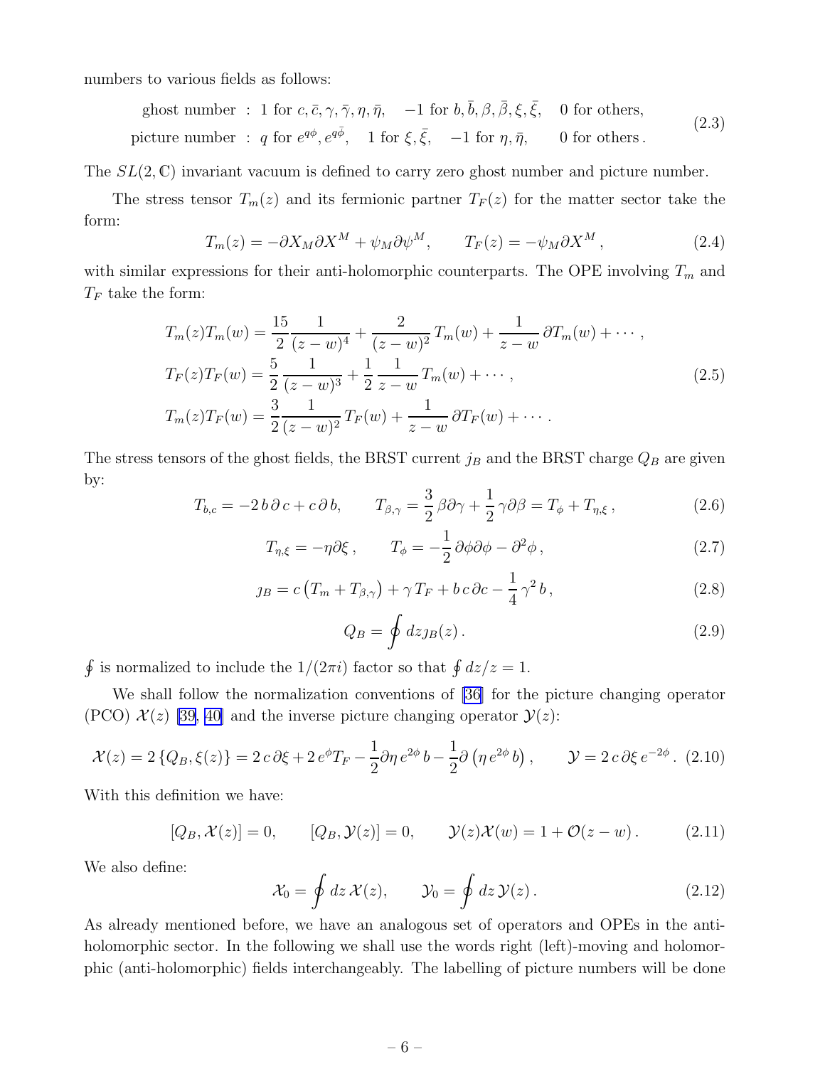numbers to various fields as follows:

$$
\begin{aligned}
&\text{ghost number} \;:\; 1 \text{ for } c, \bar{c}, \gamma, \bar{\gamma}, \eta, \bar{\eta}, \quad -1 \text{ for } b, \bar{b}, \beta, \bar{\beta}, \xi, \bar{\xi}, \quad 0 \text{ for others}, \\
&\text{picture number} \;:\; q \text{ for } e^{q\phi}, e^{q\bar{\phi}}, \quad 1 \text{ for } \xi, \bar{\xi}, \quad -1 \text{ for } \eta, \bar{\eta}, \qquad 0 \text{ for others}.
\end{aligned}
\tag{2.3}
$$

The $SL(2,\mathbb{C})$ invariant vacuum is defined to carry zero ghost number and picture number.

The stress tensor $T_m(z)$ and its fermionic partner $T_F(z)$ for the matter sector take the form:

$$
T_m(z) = -\partial X_M \partial X^M + \psi_M \partial \psi^M, \qquad T_F(z) = -\psi_M \partial X^M, \tag{2.4}
$$

with similar expressions for their anti-holomorphic counterparts. The OPE involving $T_m$ and $T_F$ take the form:

$$
\begin{aligned}
T_m(z) T_m(w) &= \frac{15}{2} \frac{1}{(z-w)^4} + \frac{2}{(z-w)^2} T_m(w) + \frac{1}{z-w} \partial T_m(w) + \cdots, \\
T_F(z) T_F(w) &= \frac{5}{2} \frac{1}{(z-w)^3} + \frac{1}{2} \frac{1}{z-w} T_m(w) + \cdots, \\
T_m(z) T_F(w) &= \frac{3}{2} \frac{1}{(z-w)^2} T_F(w) + \frac{1}{z-w} \partial T_F(w) + \cdots.
\end{aligned}
\tag{2.5}
$$

The stress tensors of the ghost fields, the BRST current $j_B$ and the BRST charge $Q_B$ are given by:

$$
T_{b,c} = -2\, b\, \partial\, c + c\, \partial\, b, \qquad T_{\beta,\gamma} = \frac{3}{2} \beta \partial \gamma + \frac{1}{2} \gamma \partial \beta = T_\phi + T_{\eta,\xi}, \tag{2.6}
$$

$$
T_{\eta,\xi} = -\eta \partial \xi, \qquad T_\phi = -\frac{1}{2} \partial\phi \partial\phi - \partial^2 \phi, \tag{2.7}
$$

$$
j_B = c \left( T_m + T_{\beta,\gamma} \right) + \gamma\, T_F + b\, c\, \partial c - \frac{1}{4} \gamma^2\, b, \tag{2.8}
$$

$$
Q_B = \oint dz\, j_B(z). \tag{2.9}
$$

$\oint$ is normalized to include the $1/(2\pi i)$ factor so that $\oint dz/z = 1$.

We shall follow the normalization conventions of [36] for the picture changing operator (PCO) $\mathcal{X}(z)$ [39, 40] and the inverse picture changing operator $\mathcal{Y}(z)$:

$$
\mathcal{X}(z) = 2\, \{Q_B, \xi(z)\} = 2\, c\, \partial\xi + 2\, e^{\phi} T_F - \frac{1}{2} \partial\eta\, e^{2\phi}\, b - \frac{1}{2} \partial\left( \eta\, e^{2\phi}\, b \right), \qquad \mathcal{Y} = 2\, c\, \partial\xi\, e^{-2\phi}. \tag{2.10}
$$

With this definition we have:

$$
[Q_B, \mathcal{X}(z)] = 0, \qquad [Q_B, \mathcal{Y}(z)] = 0, \qquad \mathcal{Y}(z) \mathcal{X}(w) = 1 + \mathcal{O}(z-w). \tag{2.11}
$$

We also define:

$$
\mathcal{X}_0 = \oint dz\, \mathcal{X}(z), \qquad \mathcal{Y}_0 = \oint dz\, \mathcal{Y}(z). \tag{2.12}
$$

As already mentioned before, we have an analogous set of operators and OPEs in the anti-holomorphic sector. In the following we shall use the words right (left)-moving and holomorphic (anti-holomorphic) fields interchangeably. The labelling of picture numbers will be done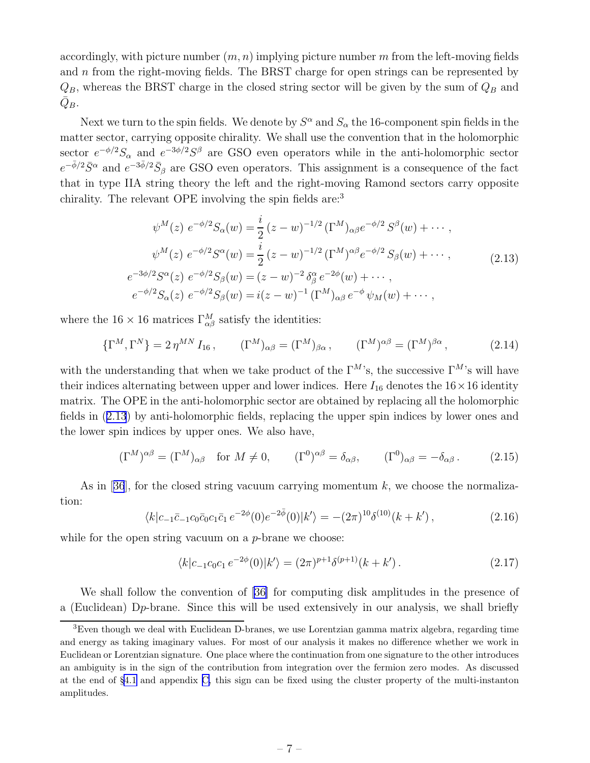accordingly, with picture number $(m, n)$ implying picture number $m$ from the left-moving fields and $n$ from the right-moving fields. The BRST charge for open strings can be represented by $Q_B$, whereas the BRST charge in the closed string sector will be given by the sum of $Q_B$ and $\bar{Q}_B$.

Next we turn to the spin fields. We denote by $S^\alpha$ and $S_\alpha$ the 16-component spin fields in the matter sector, carrying opposite chirality. We shall use the convention that in the holomorphic sector $e^{-\phi/2}S_\alpha$ and $e^{-3\phi/2}S^\beta$ are GSO even operators while in the anti-holomorphic sector $e^{-\bar{\phi}/2}\bar{S}^\alpha$ and $e^{-3\bar{\phi}/2}\bar{S}_\beta$ are GSO even operators. This assignment is a consequence of the fact that in type IIA string theory the left and the right-moving Ramond sectors carry opposite chirality. The relevant OPE involving the spin fields are:[3]

$$
\begin{aligned}
\psi^M(z)\; e^{-\phi/2}S_\alpha(w) &= \frac{i}{2}\,(z-w)^{-1/2}\,(\Gamma^M)_{\alpha\beta}e^{-\phi/2}\,S^\beta(w) + \cdots\,, \\
\psi^M(z)\; e^{-\phi/2}S^\alpha(w) &= \frac{i}{2}\,(z-w)^{-1/2}\,(\Gamma^M)^{\alpha\beta}e^{-\phi/2}\,S_\beta(w) + \cdots\,, \\
e^{-3\phi/2}S^\alpha(z)\; e^{-\phi/2}S_\beta(w) &= (z-w)^{-2}\,\delta^\alpha_\beta\, e^{-2\phi}(w) + \cdots\,, \\
e^{-\phi/2}S_\alpha(z)\; e^{-\phi/2}S_\beta(w) &= i(z-w)^{-1}\,(\Gamma^M)_{\alpha\beta}\, e^{-\phi}\,\psi_M(w) + \cdots\,,
\end{aligned}
\tag{2.13}
$$

where the $16\times 16$ matrices $\Gamma^M_{\alpha\beta}$ satisfy the identities:

$$
\{\Gamma^M, \Gamma^N\} = 2\,\eta^{MN}\,I_{16}\,, \qquad (\Gamma^M)_{\alpha\beta} = (\Gamma^M)_{\beta\alpha}\,, \qquad (\Gamma^M)^{\alpha\beta} = (\Gamma^M)^{\beta\alpha}\,, \tag{2.14}
$$

with the understanding that when we take product of the $\Gamma^M$'s, the successive $\Gamma^M$'s will have their indices alternating between upper and lower indices. Here $I_{16}$ denotes the $16\times 16$ identity matrix. The OPE in the anti-holomorphic sector are obtained by replacing all the holomorphic fields in (2.13) by anti-holomorphic fields, replacing the upper spin indices by lower ones and the lower spin indices by upper ones. We also have,

$$
(\Gamma^M)^{\alpha\beta} = (\Gamma^M)_{\alpha\beta} \quad \text{for } M\neq 0, \qquad (\Gamma^0)^{\alpha\beta} = \delta_{\alpha\beta}, \qquad (\Gamma^0)_{\alpha\beta} = -\delta_{\alpha\beta}\,. \tag{2.15}
$$

As in [36], for the closed string vacuum carrying momentum $k$, we choose the normalization:

$$
\langle k| c_{-1}\bar{c}_{-1}c_0\bar{c}_0 c_1\bar{c}_1\, e^{-2\phi}(0)e^{-2\bar{\phi}}(0)|k'\rangle = -(2\pi)^{10}\delta^{(10)}(k+k')\,, \tag{2.16}
$$

while for the open string vacuum on a $p$-brane we choose:

$$
\langle k| c_{-1}c_0 c_1\, e^{-2\phi}(0)|k'\rangle = (2\pi)^{p+1}\delta^{(p+1)}(k+k')\,. \tag{2.17}
$$

We shall follow the convention of [36] for computing disk amplitudes in the presence of a (Euclidean) D$p$-brane. Since this will be used extensively in our analysis, we shall briefly

[3] Even though we deal with Euclidean D-branes, we use Lorentzian gamma matrix algebra, regarding time and energy as taking imaginary values. For most of our analysis it makes no difference whether we work in Euclidean or Lorentzian signature. One place where the continuation from one signature to the other introduces an ambiguity is in the sign of the contribution from integration over the fermion zero modes. As discussed at the end of §4.1 and appendix C, this sign can be fixed using the cluster property of the multi-instanton amplitudes.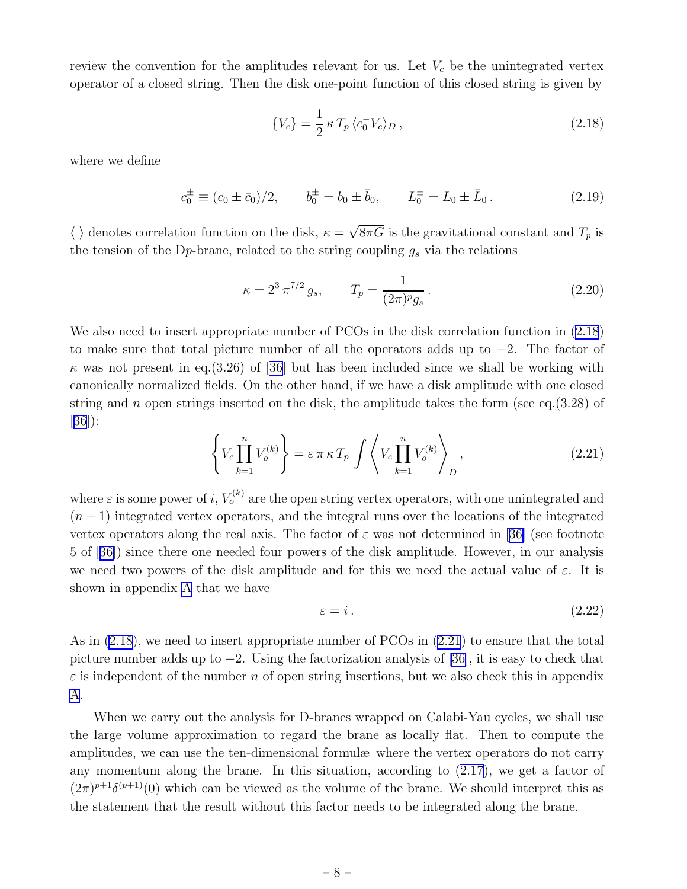review the convention for the amplitudes relevant for us. Let $V_c$ be the unintegrated vertex operator of a closed string. Then the disk one-point function of this closed string is given by

$$\{V_c\} = \frac{1}{2}\,\kappa\, T_p\, \langle c_0^- V_c\rangle_D\,, \tag{2.18}$$

where we define

$$c_0^\pm \equiv (c_0 \pm \bar{c}_0)/2, \qquad b_0^\pm = b_0 \pm \bar{b}_0, \qquad L_0^\pm = L_0 \pm \bar{L}_0\,. \tag{2.19}$$

$\langle\,\rangle$ denotes correlation function on the disk, $\kappa = \sqrt{8\pi G}$ is the gravitational constant and $T_p$ is the tension of the D$p$-brane, related to the string coupling $g_s$ via the relations

$$\kappa = 2^3\,\pi^{7/2}\, g_s, \qquad T_p = \frac{1}{(2\pi)^p g_s}\,. \tag{2.20}$$

We also need to insert appropriate number of PCOs in the disk correlation function in (2.18) to make sure that total picture number of all the operators adds up to $-2$. The factor of $\kappa$ was not present in eq.(3.26) of [36] but has been included since we shall be working with canonically normalized fields. On the other hand, if we have a disk amplitude with one closed string and $n$ open strings inserted on the disk, the amplitude takes the form (see eq.(3.28) of [36]):

$$\left\{ V_c \prod_{k=1}^{n} V_o^{(k)} \right\} = \varepsilon\,\pi\,\kappa\, T_p \int \left\langle V_c \prod_{k=1}^{n} V_o^{(k)} \right\rangle_D\,, \tag{2.21}$$

where $\varepsilon$ is some power of $i$, $V_o^{(k)}$ are the open string vertex operators, with one unintegrated and $(n-1)$ integrated vertex operators, and the integral runs over the locations of the integrated vertex operators along the real axis. The factor of $\varepsilon$ was not determined in [36] (see footnote 5 of [36]) since there one needed four powers of the disk amplitude. However, in our analysis we need two powers of the disk amplitude and for this we need the actual value of $\varepsilon$. It is shown in appendix A that we have

$$\varepsilon = i\,. \tag{2.22}$$

As in (2.18), we need to insert appropriate number of PCOs in (2.21) to ensure that the total picture number adds up to $-2$. Using the factorization analysis of [36], it is easy to check that $\varepsilon$ is independent of the number $n$ of open string insertions, but we also check this in appendix A.

When we carry out the analysis for D-branes wrapped on Calabi-Yau cycles, we shall use the large volume approximation to regard the brane as locally flat. Then to compute the amplitudes, we can use the ten-dimensional formulæ where the vertex operators do not carry any momentum along the brane. In this situation, according to (2.17), we get a factor of $(2\pi)^{p+1}\delta^{(p+1)}(0)$ which can be viewed as the volume of the brane. We should interpret this as the statement that the result without this factor needs to be integrated along the brane.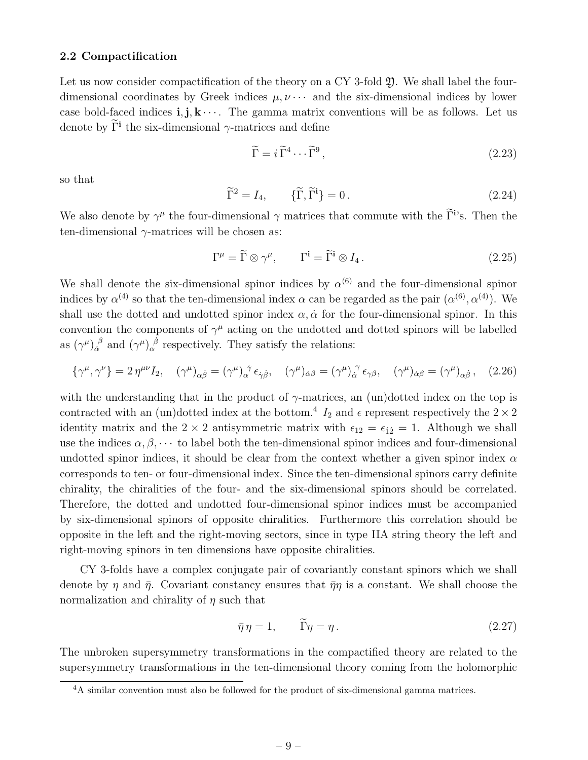### 2.2 Compactification

Let us now consider compactification of the theory on a CY 3-fold $\mathfrak{Y}$. We shall label the four-dimensional coordinates by Greek indices $\mu, \nu \cdots$ and the six-dimensional indices by lower case bold-faced indices $\mathbf{i}, \mathbf{j}, \mathbf{k} \cdots$. The gamma matrix conventions will be as follows. Let us denote by $\widetilde{\Gamma}^{\mathbf{i}}$ the six-dimensional $\gamma$-matrices and define

$$\widetilde{\Gamma} = i\, \widetilde{\Gamma}^4 \cdots \widetilde{\Gamma}^9 \,, \tag{2.23}$$

so that

$$\widetilde{\Gamma}^2 = I_4, \qquad \{\widetilde{\Gamma}, \widetilde{\Gamma}^{\mathbf{i}}\} = 0 \,. \tag{2.24}$$

We also denote by $\gamma^\mu$ the four-dimensional $\gamma$ matrices that commute with the $\widetilde{\Gamma}^{\mathbf{i}}$'s. Then the ten-dimensional $\gamma$-matrices will be chosen as:

$$\Gamma^\mu = \widetilde{\Gamma} \otimes \gamma^\mu, \qquad \Gamma^{\mathbf{i}} = \widetilde{\Gamma}^{\mathbf{i}} \otimes I_4 \,. \tag{2.25}$$

We shall denote the six-dimensional spinor indices by $\alpha^{(6)}$ and the four-dimensional spinor indices by $\alpha^{(4)}$ so that the ten-dimensional index $\alpha$ can be regarded as the pair $(\alpha^{(6)}, \alpha^{(4)})$. We shall use the dotted and undotted spinor index $\alpha, \dot\alpha$ for the four-dimensional spinor. In this convention the components of $\gamma^\mu$ acting on the undotted and dotted spinors will be labelled as $(\gamma^\mu)_{\dot\alpha}^{\ \beta}$ and $(\gamma^\mu)_{\alpha}^{\ \dot\beta}$ respectively. They satisfy the relations:

$$\{\gamma^\mu, \gamma^\nu\} = 2\, \eta^{\mu\nu} I_2, \quad (\gamma^\mu)_{\alpha\dot\beta} = (\gamma^\mu)_{\alpha}^{\ \dot\gamma}\, \epsilon_{\dot\gamma\dot\beta}, \quad (\gamma^\mu)_{\dot\alpha\beta} = (\gamma^\mu)_{\dot\alpha}^{\ \gamma}\, \epsilon_{\gamma\beta}, \quad (\gamma^\mu)_{\dot\alpha\beta} = (\gamma^\mu)_{\alpha\dot\beta} \,, \tag{2.26}$$

with the understanding that in the product of $\gamma$-matrices, an (un)dotted index on the top is contracted with an (un)dotted index at the bottom.[4] $I_2$ and $\epsilon$ represent respectively the $2 \times 2$ identity matrix and the $2 \times 2$ antisymmetric matrix with $\epsilon_{12} = \epsilon_{\dot 1 \dot 2} = 1$. Although we shall use the indices $\alpha, \beta, \cdots$ to label both the ten-dimensional spinor indices and four-dimensional undotted spinor indices, it should be clear from the context whether a given spinor index $\alpha$ corresponds to ten- or four-dimensional index. Since the ten-dimensional spinors carry definite chirality, the chiralities of the four- and the six-dimensional spinors should be correlated. Therefore, the dotted and undotted four-dimensional spinor indices must be accompanied by six-dimensional spinors of opposite chiralities. Furthermore this correlation should be opposite in the left and the right-moving sectors, since in type IIA string theory the left and right-moving spinors in ten dimensions have opposite chiralities.

CY 3-folds have a complex conjugate pair of covariantly constant spinors which we shall denote by $\eta$ and $\bar\eta$. Covariant constancy ensures that $\bar\eta\eta$ is a constant. We shall choose the normalization and chirality of $\eta$ such that

$$\bar\eta\, \eta = 1, \qquad \widetilde{\Gamma}\eta = \eta \,. \tag{2.27}$$

The unbroken supersymmetry transformations in the compactified theory are related to the supersymmetry transformations in the ten-dimensional theory coming from the holomorphic

[4] A similar convention must also be followed for the product of six-dimensional gamma matrices.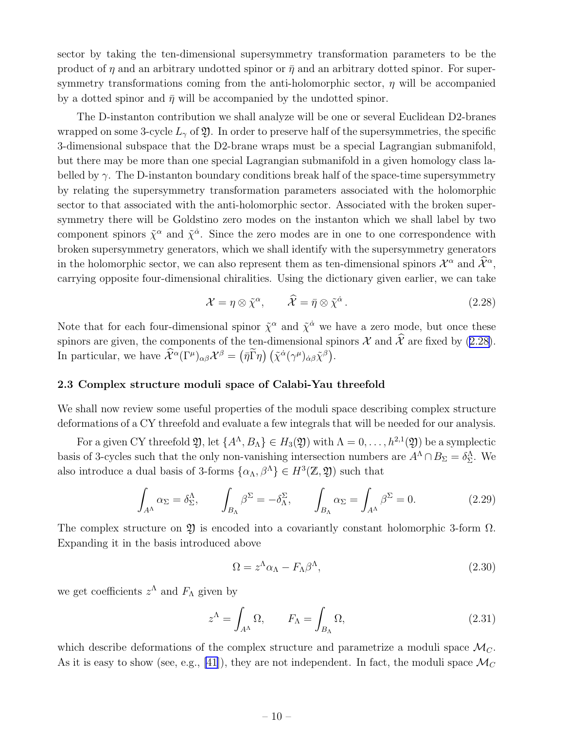sector by taking the ten-dimensional supersymmetry transformation parameters to be the product of $\eta$ and an arbitrary undotted spinor or $\bar{\eta}$ and an arbitrary dotted spinor. For supersymmetry transformations coming from the anti-holomorphic sector, $\eta$ will be accompanied by a dotted spinor and $\bar{\eta}$ will be accompanied by the undotted spinor.

The D-instanton contribution we shall analyze will be one or several Euclidean D2-branes wrapped on some 3-cycle $L_\gamma$ of $\mathfrak{Y}$. In order to preserve half of the supersymmetries, the specific 3-dimensional subspace that the D2-brane wraps must be a special Lagrangian submanifold, but there may be more than one special Lagrangian submanifold in a given homology class labelled by $\gamma$. The D-instanton boundary conditions break half of the space-time supersymmetry by relating the supersymmetry transformation parameters associated with the holomorphic sector to that associated with the anti-holomorphic sector. Associated with the broken supersymmetry there will be Goldstino zero modes on the instanton which we shall label by two component spinors $\tilde{\chi}^\alpha$ and $\tilde{\chi}^{\dot{\alpha}}$. Since the zero modes are in one to one correspondence with broken supersymmetry generators, which we shall identify with the supersymmetry generators in the holomorphic sector, we can also represent them as ten-dimensional spinors $\mathcal{X}^\alpha$ and $\widehat{\mathcal{X}}^\alpha$, carrying opposite four-dimensional chiralities. Using the dictionary given earlier, we can take

$$\mathcal{X} = \eta \otimes \tilde{\chi}^\alpha, \qquad \widehat{\mathcal{X}} = \bar{\eta} \otimes \tilde{\chi}^{\dot{\alpha}}\,. \tag{2.28}$$

Note that for each four-dimensional spinor $\tilde{\chi}^\alpha$ and $\tilde{\chi}^{\dot{\alpha}}$ we have a zero mode, but once these spinors are given, the components of the ten-dimensional spinors $\mathcal{X}$ and $\widehat{\mathcal{X}}$ are fixed by (2.28). In particular, we have $\widehat{\mathcal{X}}^\alpha(\Gamma^\mu)_{\alpha\beta}\mathcal{X}^\beta = \left(\bar{\eta}\widetilde{\Gamma}\eta\right)\left(\tilde{\chi}^{\dot{\alpha}}(\gamma^\mu)_{\dot{\alpha}\beta}\tilde{\chi}^\beta\right)$.

### 2.3 Complex structure moduli space of Calabi-Yau threefold

We shall now review some useful properties of the moduli space describing complex structure deformations of a CY threefold and evaluate a few integrals that will be needed for our analysis.

For a given CY threefold $\mathfrak{Y}$, let $\{A^\Lambda, B_\Lambda\} \in H_3(\mathfrak{Y})$ with $\Lambda = 0, \ldots, h^{2,1}(\mathfrak{Y})$ be a symplectic basis of 3-cycles such that the only non-vanishing intersection numbers are $A^\Lambda \cap B_\Sigma = \delta^\Lambda_\Sigma$. We also introduce a dual basis of 3-forms $\{\alpha_\Lambda, \beta^\Lambda\} \in H^3(\mathbb{Z}, \mathfrak{Y})$ such that

$$\int_{A^\Lambda} \alpha_\Sigma = \delta^\Lambda_\Sigma, \qquad \int_{B_\Lambda} \beta^\Sigma = -\delta^\Sigma_\Lambda, \qquad \int_{B_\Lambda} \alpha_\Sigma = \int_{A^\Lambda} \beta^\Sigma = 0. \tag{2.29}$$

The complex structure on $\mathfrak{Y}$ is encoded into a covariantly constant holomorphic 3-form $\Omega$. Expanding it in the basis introduced above

$$\Omega = z^\Lambda \alpha_\Lambda - F_\Lambda \beta^\Lambda, \tag{2.30}$$

we get coefficients $z^\Lambda$ and $F_\Lambda$ given by

$$z^\Lambda = \int_{A^\Lambda} \Omega, \qquad F_\Lambda = \int_{B_\Lambda} \Omega, \tag{2.31}$$

which describe deformations of the complex structure and parametrize a moduli space $\mathcal{M}_C$. As it is easy to show (see, e.g., [41]), they are not independent. In fact, the moduli space $\mathcal{M}_C$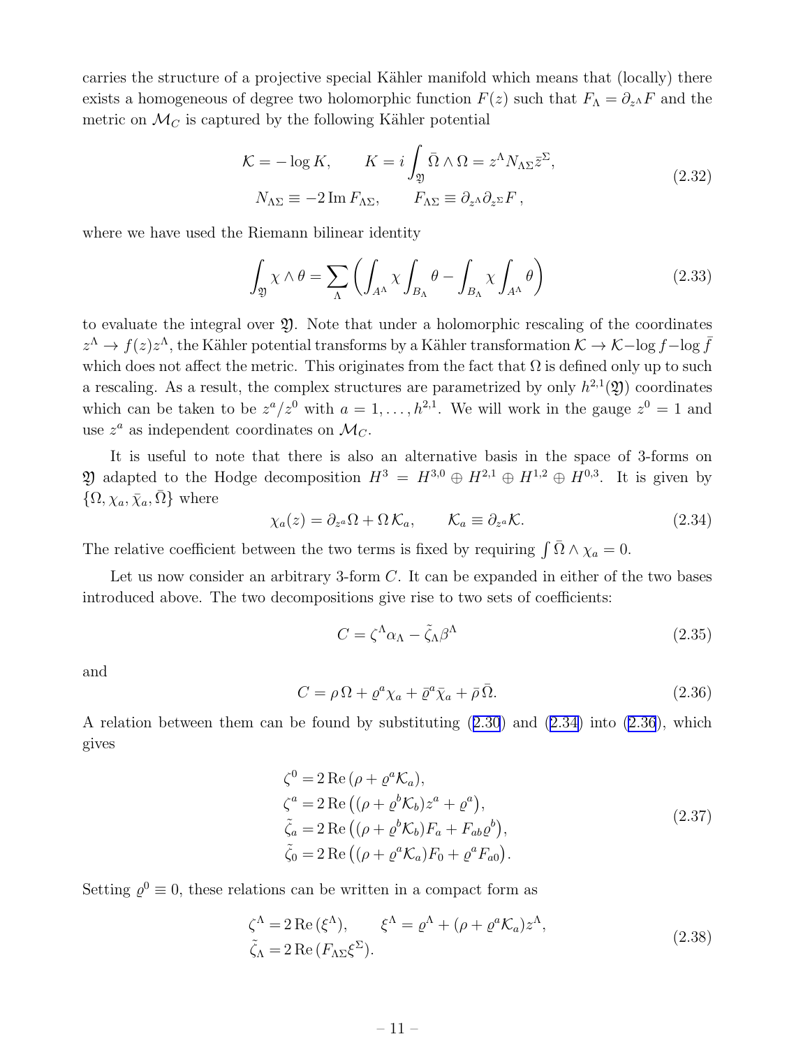carries the structure of a projective special Kähler manifold which means that (locally) there exists a homogeneous of degree two holomorphic function $F(z)$ such that $F_\Lambda = \partial_{z^\Lambda} F$ and the metric on $\mathcal{M}_C$ is captured by the following Kähler potential

$$
\begin{aligned}
&\mathcal{K} = -\log K, \qquad K = i\int_{\mathfrak{Y}} \bar\Omega \wedge \Omega = z^\Lambda N_{\Lambda\Sigma} \bar z^\Sigma, \\
&N_{\Lambda\Sigma} \equiv -2\,\mathrm{Im}\, F_{\Lambda\Sigma}, \qquad F_{\Lambda\Sigma} \equiv \partial_{z^\Lambda}\partial_{z^\Sigma} F\,,
\end{aligned}
\tag{2.32}
$$

where we have used the Riemann bilinear identity

$$
\int_{\mathfrak{Y}} \chi \wedge \theta = \sum_\Lambda \left( \int_{A^\Lambda} \chi \int_{B_\Lambda} \theta - \int_{B_\Lambda} \chi \int_{A^\Lambda} \theta \right)
\tag{2.33}
$$

to evaluate the integral over $\mathfrak{Y}$. Note that under a holomorphic rescaling of the coordinates $z^\Lambda \to f(z) z^\Lambda$, the Kähler potential transforms by a Kähler transformation $\mathcal{K} \to \mathcal{K} - \log f - \log \bar f$ which does not affect the metric. This originates from the fact that $\Omega$ is defined only up to such a rescaling. As a result, the complex structures are parametrized by only $h^{2,1}(\mathfrak{Y})$ coordinates which can be taken to be $z^a/z^0$ with $a = 1, \dots, h^{2,1}$. We will work in the gauge $z^0 = 1$ and use $z^a$ as independent coordinates on $\mathcal{M}_C$.

It is useful to note that there is also an alternative basis in the space of 3-forms on $\mathfrak{Y}$ adapted to the Hodge decomposition $H^3 = H^{3,0} \oplus H^{2,1} \oplus H^{1,2} \oplus H^{0,3}$. It is given by $\{\Omega, \chi_a, \bar\chi_a, \bar\Omega\}$ where

$$
\chi_a(z) = \partial_{z^a}\Omega + \Omega\, \mathcal{K}_a, \qquad \mathcal{K}_a \equiv \partial_{z^a}\mathcal{K}.
\tag{2.34}
$$

The relative coefficient between the two terms is fixed by requiring $\int \bar\Omega \wedge \chi_a = 0$.

Let us now consider an arbitrary 3-form $C$. It can be expanded in either of the two bases introduced above. The two decompositions give rise to two sets of coefficients:

$$
C = \zeta^\Lambda \alpha_\Lambda - \tilde\zeta_\Lambda \beta^\Lambda
\tag{2.35}
$$

and

$$
C = \rho\, \Omega + \varrho^a \chi_a + \bar\varrho^a \bar\chi_a + \bar\rho\, \bar\Omega.
\tag{2.36}
$$

A relation between them can be found by substituting (2.30) and (2.34) into (2.36), which gives

$$
\begin{aligned}
\zeta^0 &= 2\,\mathrm{Re}\,(\rho + \varrho^a \mathcal{K}_a), \\
\zeta^a &= 2\,\mathrm{Re}\,\big((\rho + \varrho^b \mathcal{K}_b) z^a + \varrho^a\big), \\
\tilde\zeta_a &= 2\,\mathrm{Re}\,\big((\rho + \varrho^b \mathcal{K}_b) F_a + F_{ab}\varrho^b\big), \\
\tilde\zeta_0 &= 2\,\mathrm{Re}\,\big((\rho + \varrho^a \mathcal{K}_a) F_0 + \varrho^a F_{a0}\big).
\end{aligned}
\tag{2.37}
$$

Setting $\varrho^0 \equiv 0$, these relations can be written in a compact form as

$$
\begin{aligned}
&\zeta^\Lambda = 2\,\mathrm{Re}\,(\xi^\Lambda), \qquad \xi^\Lambda = \varrho^\Lambda + (\rho + \varrho^a \mathcal{K}_a) z^\Lambda, \\
&\tilde\zeta_\Lambda = 2\,\mathrm{Re}\,(F_{\Lambda\Sigma}\xi^\Sigma).
\end{aligned}
\tag{2.38}
$$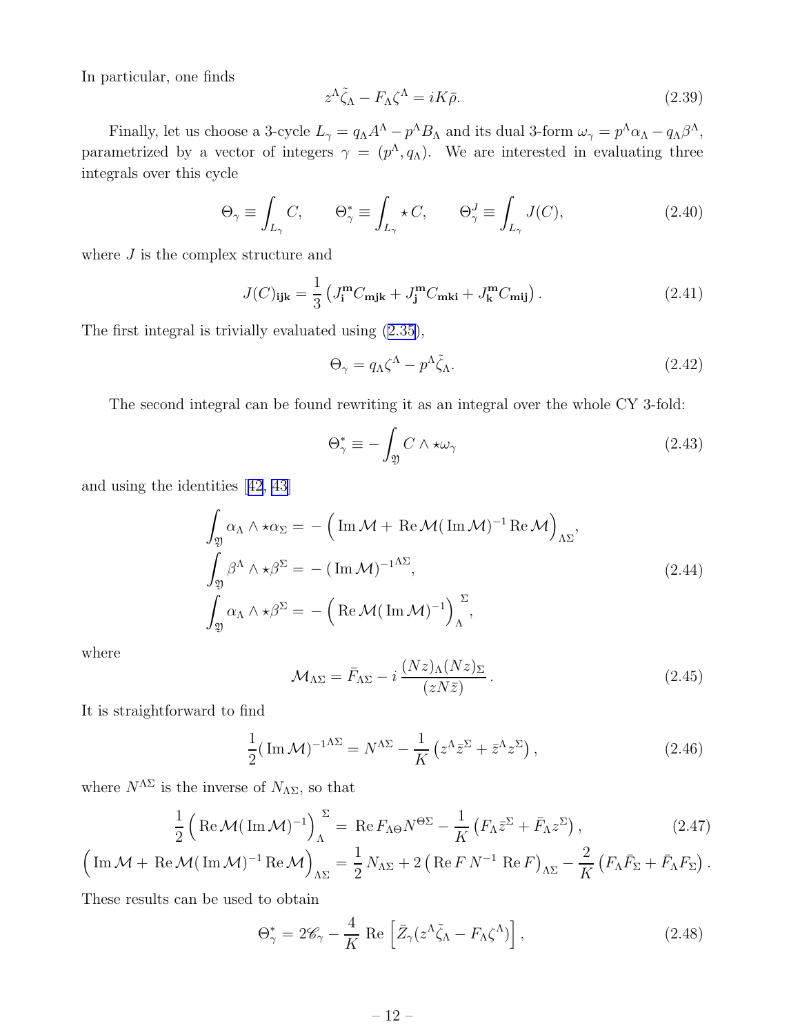In particular, one finds

$$z^\Lambda \tilde{\zeta}_\Lambda - F_\Lambda \zeta^\Lambda = iK\bar{\rho}. \tag{2.39}$$

Finally, let us choose a 3-cycle $L_\gamma = q_\Lambda A^\Lambda - p^\Lambda B_\Lambda$ and its dual 3-form $\omega_\gamma = p^\Lambda \alpha_\Lambda - q_\Lambda \beta^\Lambda$, parametrized by a vector of integers $\gamma = (p^\Lambda, q_\Lambda)$. We are interested in evaluating three integrals over this cycle

$$\Theta_\gamma \equiv \int_{L_\gamma} C, \qquad \Theta^*_\gamma \equiv \int_{L_\gamma} \star C, \qquad \Theta^J_\gamma \equiv \int_{L_\gamma} J(C), \tag{2.40}$$

where $J$ is the complex structure and

$$J(C)_{\mathbf{ijk}} = \frac{1}{3}\left( J_{\mathbf{i}}^{\mathbf{m}} C_{\mathbf{mjk}} + J_{\mathbf{j}}^{\mathbf{m}} C_{\mathbf{mki}} + J_{\mathbf{k}}^{\mathbf{m}} C_{\mathbf{mij}} \right). \tag{2.41}$$

The first integral is trivially evaluated using (2.35),

$$\Theta_\gamma = q_\Lambda \zeta^\Lambda - p^\Lambda \tilde{\zeta}_\Lambda. \tag{2.42}$$

The second integral can be found rewriting it as an integral over the whole CY 3-fold:

$$\Theta^*_\gamma \equiv -\int_{\mathfrak{Y}} C \wedge \star \omega_\gamma \tag{2.43}$$

and using the identities [42, 43]

$$\begin{aligned}
\int_{\mathfrak{Y}} \alpha_\Lambda \wedge \star \alpha_\Sigma &= -\Big( \operatorname{Im} \mathcal{M} + \operatorname{Re} \mathcal{M} (\operatorname{Im} \mathcal{M})^{-1} \operatorname{Re} \mathcal{M} \Big)_{\Lambda\Sigma}, \\
\int_{\mathfrak{Y}} \beta^\Lambda \wedge \star \beta^\Sigma &= -(\operatorname{Im} \mathcal{M})^{-1\Lambda\Sigma}, \\
\int_{\mathfrak{Y}} \alpha_\Lambda \wedge \star \beta^\Sigma &= -\Big( \operatorname{Re} \mathcal{M} (\operatorname{Im} \mathcal{M})^{-1} \Big)_\Lambda^{\ \Sigma},
\end{aligned} \tag{2.44}$$

where

$$\mathcal{M}_{\Lambda\Sigma} = \bar{F}_{\Lambda\Sigma} - i\, \frac{(Nz)_\Lambda (Nz)_\Sigma}{(zN\bar{z})}. \tag{2.45}$$

It is straightforward to find

$$\frac{1}{2} (\operatorname{Im} \mathcal{M})^{-1\Lambda\Sigma} = N^{\Lambda\Sigma} - \frac{1}{K}\left( z^\Lambda \bar{z}^\Sigma + \bar{z}^\Lambda z^\Sigma \right), \tag{2.46}$$

where $N^{\Lambda\Sigma}$ is the inverse of $N_{\Lambda\Sigma}$, so that

$$\begin{aligned}
\frac{1}{2}\Big( \operatorname{Re} \mathcal{M} (\operatorname{Im} \mathcal{M})^{-1} \Big)_\Lambda^{\ \Sigma} &= \operatorname{Re} F_{\Lambda\Theta} N^{\Theta\Sigma} - \frac{1}{K}\left( F_\Lambda \bar{z}^\Sigma + \bar{F}_\Lambda z^\Sigma \right), \\
\Big( \operatorname{Im} \mathcal{M} + \operatorname{Re} \mathcal{M} (\operatorname{Im} \mathcal{M})^{-1} \operatorname{Re} \mathcal{M} \Big)_{\Lambda\Sigma} &= \frac{1}{2} N_{\Lambda\Sigma} + 2\left( \operatorname{Re} F\, N^{-1} \operatorname{Re} F \right)_{\Lambda\Sigma} - \frac{2}{K}\left( F_\Lambda \bar{F}_\Sigma + \bar{F}_\Lambda F_\Sigma \right).
\end{aligned} \tag{2.47}$$

These results can be used to obtain

$$\Theta^*_\gamma = 2\mathscr{C}_\gamma - \frac{4}{K} \operatorname{Re}\left[ \bar{Z}_\gamma (z^\Lambda \tilde{\zeta}_\Lambda - F_\Lambda \zeta^\Lambda) \right], \tag{2.48}$$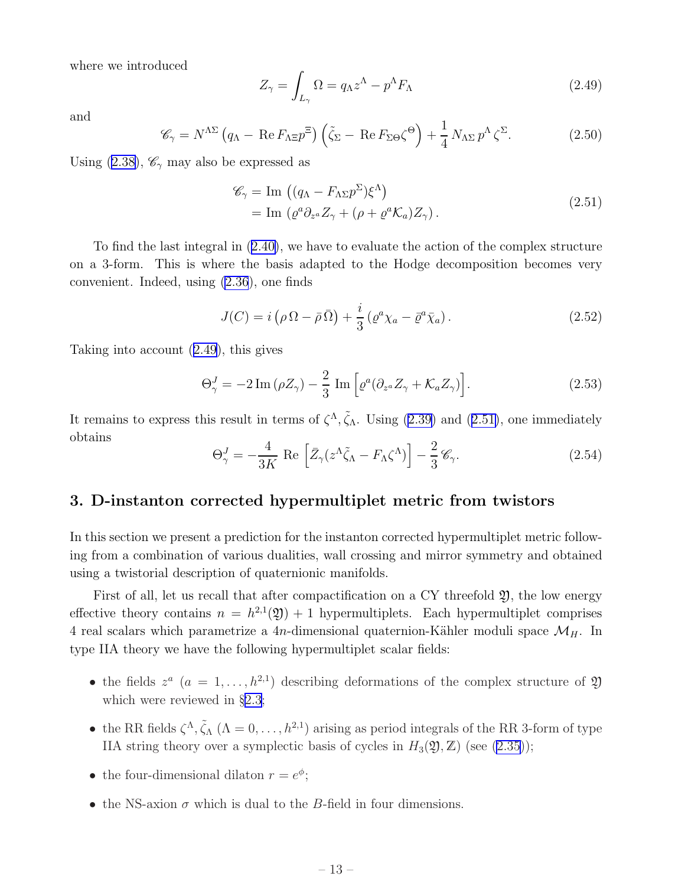where we introduced

$$Z_\gamma = \int_{L_\gamma} \Omega = q_\Lambda z^\Lambda - p^\Lambda F_\Lambda \tag{2.49}$$

and

$$\mathscr{C}_\gamma = N^{\Lambda\Sigma} \left( q_\Lambda - \operatorname{Re} F_{\Lambda\Xi} p^\Xi \right) \left( \tilde\zeta_\Sigma - \operatorname{Re} F_{\Sigma\Theta} \zeta^\Theta \right) + \frac{1}{4} N_{\Lambda\Sigma}\, p^\Lambda\, \zeta^\Sigma. \tag{2.50}$$

Using (2.38), $\mathscr{C}_\gamma$ may also be expressed as

$$\begin{aligned} \mathscr{C}_\gamma &= \operatorname{Im} \left( (q_\Lambda - F_{\Lambda\Sigma} p^\Sigma) \xi^\Lambda \right) \\ &= \operatorname{Im} \left( \varrho^a \partial_{z^a} Z_\gamma + (\rho + \varrho^a \mathcal{K}_a) Z_\gamma \right). \end{aligned} \tag{2.51}$$

To find the last integral in (2.40), we have to evaluate the action of the complex structure on a 3-form. This is where the basis adapted to the Hodge decomposition becomes very convenient. Indeed, using (2.36), one finds

$$J(C) = i \left( \rho\, \Omega - \bar\rho\, \bar\Omega \right) + \frac{i}{3} \left( \varrho^a \chi_a - \bar\varrho^a \bar\chi_a \right). \tag{2.52}$$

Taking into account (2.49), this gives

$$\Theta^J_\gamma = -2 \operatorname{Im} \left( \rho Z_\gamma \right) - \frac{2}{3} \operatorname{Im} \left[ \varrho^a (\partial_{z^a} Z_\gamma + \mathcal{K}_a Z_\gamma) \right]. \tag{2.53}$$

It remains to express this result in terms of $\zeta^\Lambda, \tilde\zeta_\Lambda$. Using (2.39) and (2.51), one immediately obtains

$$\Theta^J_\gamma = -\frac{4}{3K} \operatorname{Re} \left[ \bar Z_\gamma (z^\Lambda \tilde\zeta_\Lambda - F_\Lambda \zeta^\Lambda) \right] - \frac{2}{3} \mathscr{C}_\gamma. \tag{2.54}$$

## 3. D-instanton corrected hypermultiplet metric from twistors

In this section we present a prediction for the instanton corrected hypermultiplet metric following from a combination of various dualities, wall crossing and mirror symmetry and obtained using a twistorial description of quaternionic manifolds.

First of all, let us recall that after compactification on a CY threefold $\mathfrak{Y}$, the low energy effective theory contains $n = h^{2,1}(\mathfrak{Y}) + 1$ hypermultiplets. Each hypermultiplet comprises 4 real scalars which parametrize a $4n$-dimensional quaternion-Kähler moduli space $\mathcal{M}_H$. In type IIA theory we have the following hypermultiplet scalar fields:

- the fields $z^a$ ($a = 1, \dots, h^{2,1}$) describing deformations of the complex structure of $\mathfrak{Y}$ which were reviewed in §2.3;
- the RR fields $\zeta^\Lambda, \tilde\zeta_\Lambda$ ($\Lambda = 0, \dots, h^{2,1}$) arising as period integrals of the RR 3-form of type IIA string theory over a symplectic basis of cycles in $H_3(\mathfrak{Y}, \mathbb{Z})$ (see (2.35));
- the four-dimensional dilaton $r = e^\phi$;
- the NS-axion $\sigma$ which is dual to the $B$-field in four dimensions.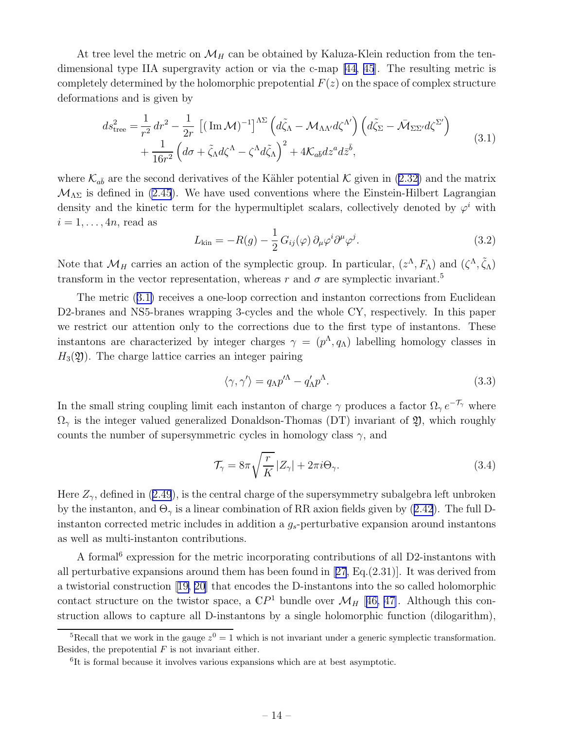At tree level the metric on $\mathcal{M}_H$ can be obtained by Kaluza-Klein reduction from the ten-dimensional type IIA supergravity action or via the c-map [44, 45]. The resulting metric is completely determined by the holomorphic prepotential $F(z)$ on the space of complex structure deformations and is given by

$$
\begin{aligned}
ds^2_{\rm tree} = & \frac{1}{r^2}\, dr^2 - \frac{1}{2r} \left[ (\,{\rm Im}\, \mathcal{M})^{-1} \right]^{\Lambda\Sigma} \left( d\tilde{\zeta}_\Lambda - \mathcal{M}_{\Lambda\Lambda'} d\zeta^{\Lambda'} \right) \left( d\tilde{\zeta}_\Sigma - \bar{\mathcal{M}}_{\Sigma\Sigma'} d\zeta^{\Sigma'} \right) \\
& + \frac{1}{16 r^2} \left( d\sigma + \tilde{\zeta}_\Lambda d\zeta^\Lambda - \zeta^\Lambda d\tilde{\zeta}_\Lambda \right)^2 + 4 \mathcal{K}_{a\bar{b}} dz^a d\bar{z}^{\bar{b}},
\end{aligned}
\tag{3.1}
$$

where $\mathcal{K}_{a\bar{b}}$ are the second derivatives of the Kähler potential $\mathcal{K}$ given in (2.32) and the matrix $\mathcal{M}_{\Lambda\Sigma}$ is defined in (2.45). We have used conventions where the Einstein-Hilbert Lagrangian density and the kinetic term for the hypermultiplet scalars, collectively denoted by $\varphi^i$ with $i = 1, \dots, 4n$, read as

$$
L_{\rm kin} = -R(g) - \frac{1}{2}\, G_{ij}(\varphi)\, \partial_\mu \varphi^i \partial^\mu \varphi^j. \tag{3.2}
$$

Note that $\mathcal{M}_H$ carries an action of the symplectic group. In particular, $(z^\Lambda, F_\Lambda)$ and $(\zeta^\Lambda, \tilde{\zeta}_\Lambda)$ transform in the vector representation, whereas $r$ and $\sigma$ are symplectic invariant.[5]

The metric (3.1) receives a one-loop correction and instanton corrections from Euclidean D2-branes and NS5-branes wrapping 3-cycles and the whole CY, respectively. In this paper we restrict our attention only to the corrections due to the first type of instantons. These instantons are characterized by integer charges $\gamma = (p^\Lambda, q_\Lambda)$ labelling homology classes in $H_3(\mathfrak{Y})$. The charge lattice carries an integer pairing

$$
\langle \gamma, \gamma' \rangle = q_\Lambda p'^\Lambda - q'_\Lambda p^\Lambda. \tag{3.3}
$$

In the small string coupling limit each instanton of charge $\gamma$ produces a factor $\Omega_\gamma\, e^{-\mathcal{T}_\gamma}$ where $\Omega_\gamma$ is the integer valued generalized Donaldson-Thomas (DT) invariant of $\mathfrak{Y}$, which roughly counts the number of supersymmetric cycles in homology class $\gamma$, and

$$
\mathcal{T}_\gamma = 8\pi \sqrt{\frac{r}{K}}\, |Z_\gamma| + 2\pi i \Theta_\gamma. \tag{3.4}
$$

Here $Z_\gamma$, defined in (2.49), is the central charge of the supersymmetry subalgebra left unbroken by the instanton, and $\Theta_\gamma$ is a linear combination of RR axion fields given by (2.42). The full D-instanton corrected metric includes in addition a $g_s$-perturbative expansion around instantons as well as multi-instanton contributions.

A formal[6] expression for the metric incorporating contributions of all D2-instantons with all perturbative expansions around them has been found in [27, Eq.(2.31)]. It was derived from a twistorial construction [19, 20] that encodes the D-instantons into the so called holomorphic contact structure on the twistor space, a $\mathbb{C}P^1$ bundle over $\mathcal{M}_H$ [46, 47]. Although this construction allows to capture all D-instantons by a single holomorphic function (dilogarithm),

[5] Recall that we work in the gauge $z^0 = 1$ which is not invariant under a generic symplectic transformation. Besides, the prepotential $F$ is not invariant either.

[6] It is formal because it involves various expansions which are at best asymptotic.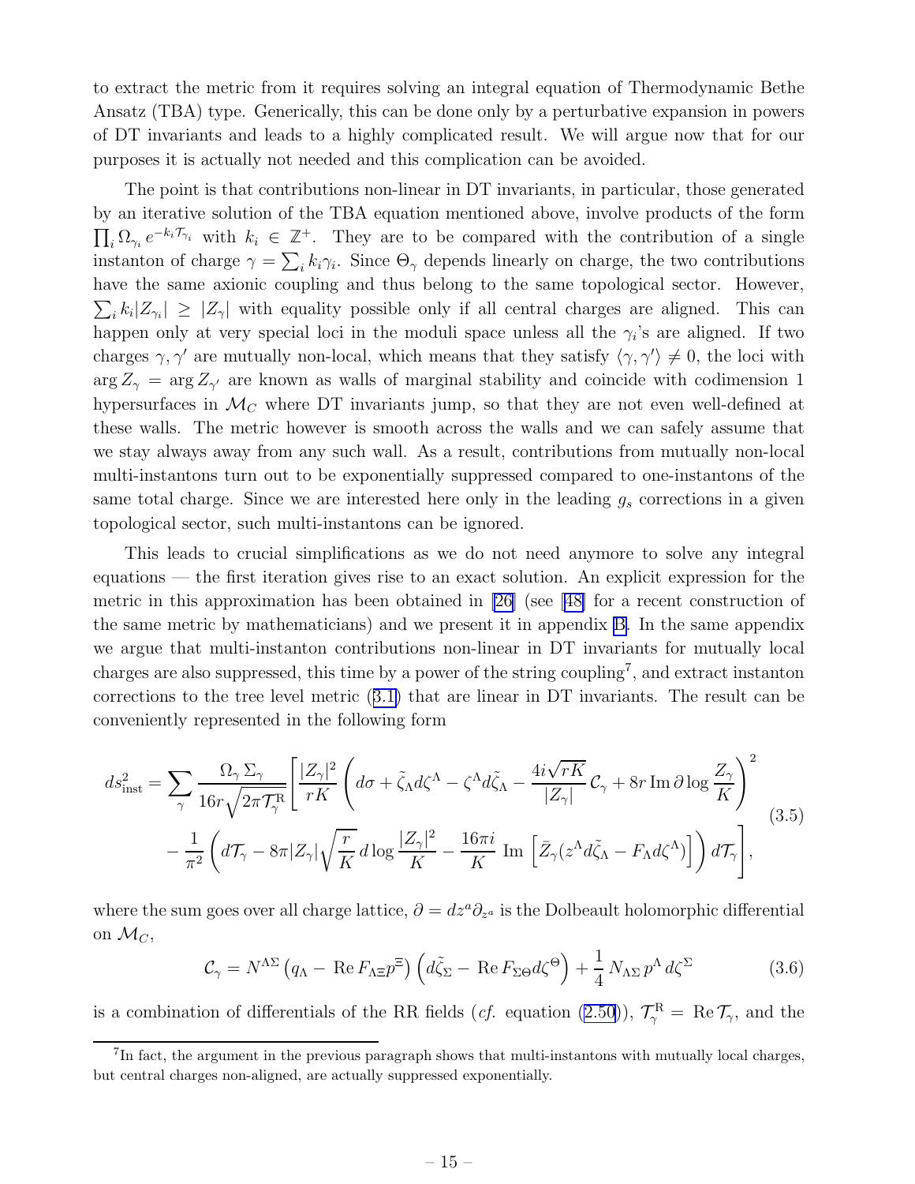to extract the metric from it requires solving an integral equation of Thermodynamic Bethe Ansatz (TBA) type. Generically, this can be done only by a perturbative expansion in powers of DT invariants and leads to a highly complicated result. We will argue now that for our purposes it is actually not needed and this complication can be avoided.

The point is that contributions non-linear in DT invariants, in particular, those generated by an iterative solution of the TBA equation mentioned above, involve products of the form $\prod_i \Omega_{\gamma_i} e^{-k_i \mathcal{T}_{\gamma_i}}$ with $k_i \in \mathbb{Z}^+$. They are to be compared with the contribution of a single instanton of charge $\gamma = \sum_i k_i \gamma_i$. Since $\Theta_\gamma$ depends linearly on charge, the two contributions have the same axionic coupling and thus belong to the same topological sector. However, $\sum_i k_i |Z_{\gamma_i}| \ge |Z_\gamma|$ with equality possible only if all central charges are aligned. This can happen only at very special loci in the moduli space unless all the $\gamma_i$'s are aligned. If two charges $\gamma, \gamma'$ are mutually non-local, which means that they satisfy $\langle \gamma, \gamma' \rangle \ne 0$, the loci with $\arg Z_\gamma = \arg Z_{\gamma'}$ are known as walls of marginal stability and coincide with codimension 1 hypersurfaces in $\mathcal{M}_C$ where DT invariants jump, so that they are not even well-defined at these walls. The metric however is smooth across the walls and we can safely assume that we stay always away from any such wall. As a result, contributions from mutually non-local multi-instantons turn out to be exponentially suppressed compared to one-instantons of the same total charge. Since we are interested here only in the leading $g_s$ corrections in a given topological sector, such multi-instantons can be ignored.

This leads to crucial simplifications as we do not need anymore to solve any integral equations — the first iteration gives rise to an exact solution. An explicit expression for the metric in this approximation has been obtained in [26] (see [48] for a recent construction of the same metric by mathematicians) and we present it in appendix B. In the same appendix we argue that multi-instanton contributions non-linear in DT invariants for mutually local charges are also suppressed, this time by a power of the string coupling[7], and extract instanton corrections to the tree level metric (3.1) that are linear in DT invariants. The result can be conveniently represented in the following form

$$
\begin{aligned}
ds^2_{\rm inst} = \sum_\gamma \frac{\Omega_\gamma\, \Sigma_\gamma}{16 r \sqrt{2\pi \mathcal{T}^{\rm R}_\gamma}} \Biggl[ & \frac{|Z_\gamma|^2}{rK} \left( d\sigma + \tilde\zeta_\Lambda d\zeta^\Lambda - \zeta^\Lambda d\tilde\zeta_\Lambda - \frac{4i\sqrt{rK}}{|Z_\gamma|}\, \mathcal{C}_\gamma + 8r\, {\rm Im}\, \partial \log \frac{Z_\gamma}{K} \right)^2 \\
& - \frac{1}{\pi^2} \left( d\mathcal{T}_\gamma - 8\pi |Z_\gamma| \sqrt{\frac{r}{K}}\, d\log \frac{|Z_\gamma|^2}{K} - \frac{16\pi i}{K}\, {\rm Im}\left[ \bar Z_\gamma (z^\Lambda d\tilde\zeta_\Lambda - F_\Lambda d\zeta^\Lambda) \right] \right) d\mathcal{T}_\gamma \Biggr],
\end{aligned}
\tag{3.5}
$$

where the sum goes over all charge lattice, $\partial = dz^a \partial_{z^a}$ is the Dolbeault holomorphic differential on $\mathcal{M}_C$,

$$
\mathcal{C}_\gamma = N^{\Lambda\Sigma} \left( q_\Lambda - {\rm Re}\, F_{\Lambda\Xi} p^\Xi \right) \left( d\tilde\zeta_\Sigma - {\rm Re}\, F_{\Sigma\Theta} d\zeta^\Theta \right) + \frac{1}{4}\, N_{\Lambda\Sigma}\, p^\Lambda\, d\zeta^\Sigma \tag{3.6}
$$

is a combination of differentials of the RR fields (*cf.* equation (2.50)), $\mathcal{T}^{\rm R}_\gamma = {\rm Re}\, \mathcal{T}_\gamma$, and the

[7] In fact, the argument in the previous paragraph shows that multi-instantons with mutually local charges, but central charges non-aligned, are actually suppressed exponentially.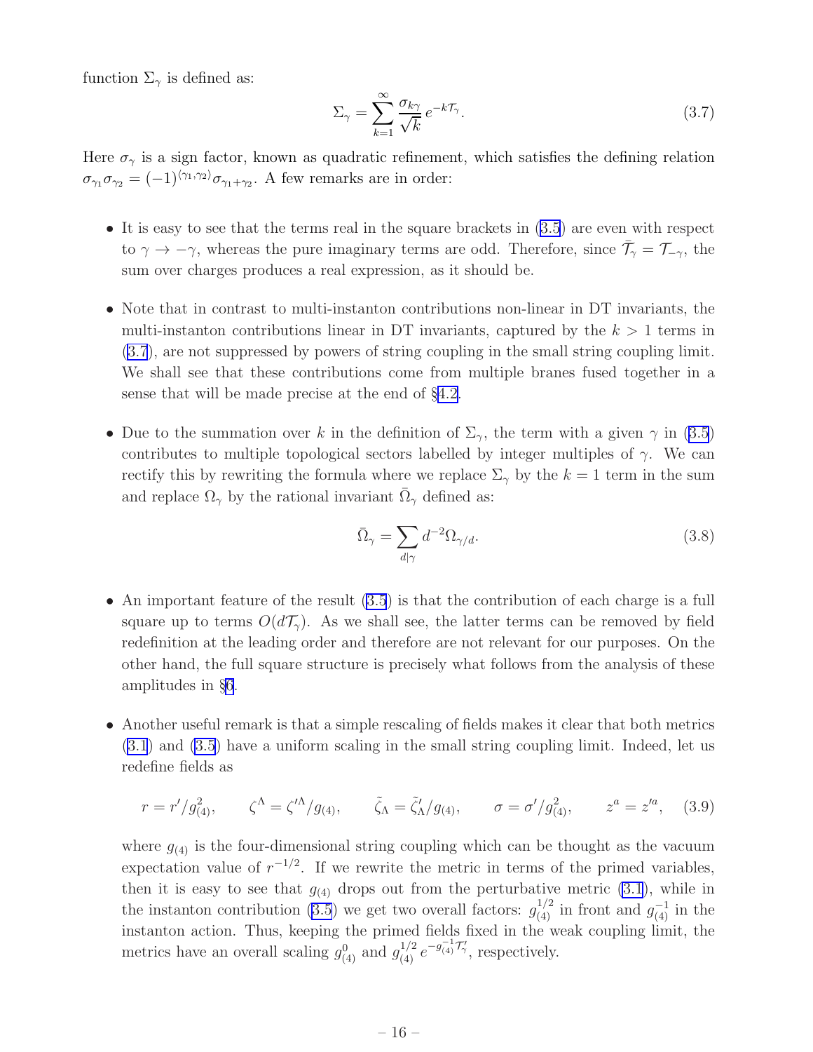function $\Sigma_\gamma$ is defined as:

$$\Sigma_\gamma = \sum_{k=1}^{\infty} \frac{\sigma_{k\gamma}}{\sqrt{k}}\, e^{-k\mathcal{T}_\gamma}. \tag{3.7}$$

Here $\sigma_\gamma$ is a sign factor, known as quadratic refinement, which satisfies the defining relation $\sigma_{\gamma_1}\sigma_{\gamma_2} = (-1)^{\langle\gamma_1,\gamma_2\rangle}\sigma_{\gamma_1+\gamma_2}$. A few remarks are in order:

- It is easy to see that the terms real in the square brackets in (3.5) are even with respect to $\gamma \to -\gamma$, whereas the pure imaginary terms are odd. Therefore, since $\bar{\mathcal{T}}_\gamma = \mathcal{T}_{-\gamma}$, the sum over charges produces a real expression, as it should be.

- Note that in contrast to multi-instanton contributions non-linear in DT invariants, the multi-instanton contributions linear in DT invariants, captured by the $k > 1$ terms in (3.7), are not suppressed by powers of string coupling in the small string coupling limit. We shall see that these contributions come from multiple branes fused together in a sense that will be made precise at the end of §4.2.

- Due to the summation over $k$ in the definition of $\Sigma_\gamma$, the term with a given $\gamma$ in (3.5) contributes to multiple topological sectors labelled by integer multiples of $\gamma$. We can rectify this by rewriting the formula where we replace $\Sigma_\gamma$ by the $k = 1$ term in the sum and replace $\Omega_\gamma$ by the rational invariant $\bar{\Omega}_\gamma$ defined as:

$$\bar{\Omega}_\gamma = \sum_{d|\gamma} d^{-2}\Omega_{\gamma/d}. \tag{3.8}$$

- An important feature of the result (3.5) is that the contribution of each charge is a full square up to terms $O(d\mathcal{T}_\gamma)$. As we shall see, the latter terms can be removed by field redefinition at the leading order and therefore are not relevant for our purposes. On the other hand, the full square structure is precisely what follows from the analysis of these amplitudes in §6.

- Another useful remark is that a simple rescaling of fields makes it clear that both metrics (3.1) and (3.5) have a uniform scaling in the small string coupling limit. Indeed, let us redefine fields as

$$r = r'/g_{(4)}^2, \qquad \zeta^\Lambda = \zeta'^\Lambda/g_{(4)}, \qquad \tilde{\zeta}_\Lambda = \tilde{\zeta}'_\Lambda/g_{(4)}, \qquad \sigma = \sigma'/g_{(4)}^2, \qquad z^a = z'^a, \tag{3.9}$$

where $g_{(4)}$ is the four-dimensional string coupling which can be thought as the vacuum expectation value of $r^{-1/2}$. If we rewrite the metric in terms of the primed variables, then it is easy to see that $g_{(4)}$ drops out from the perturbative metric (3.1), while in the instanton contribution (3.5) we get two overall factors: $g_{(4)}^{1/2}$ in front and $g_{(4)}^{-1}$ in the instanton action. Thus, keeping the primed fields fixed in the weak coupling limit, the metrics have an overall scaling $g_{(4)}^0$ and $g_{(4)}^{1/2}\, e^{-g_{(4)}^{-1}\mathcal{T}'_\gamma}$, respectively.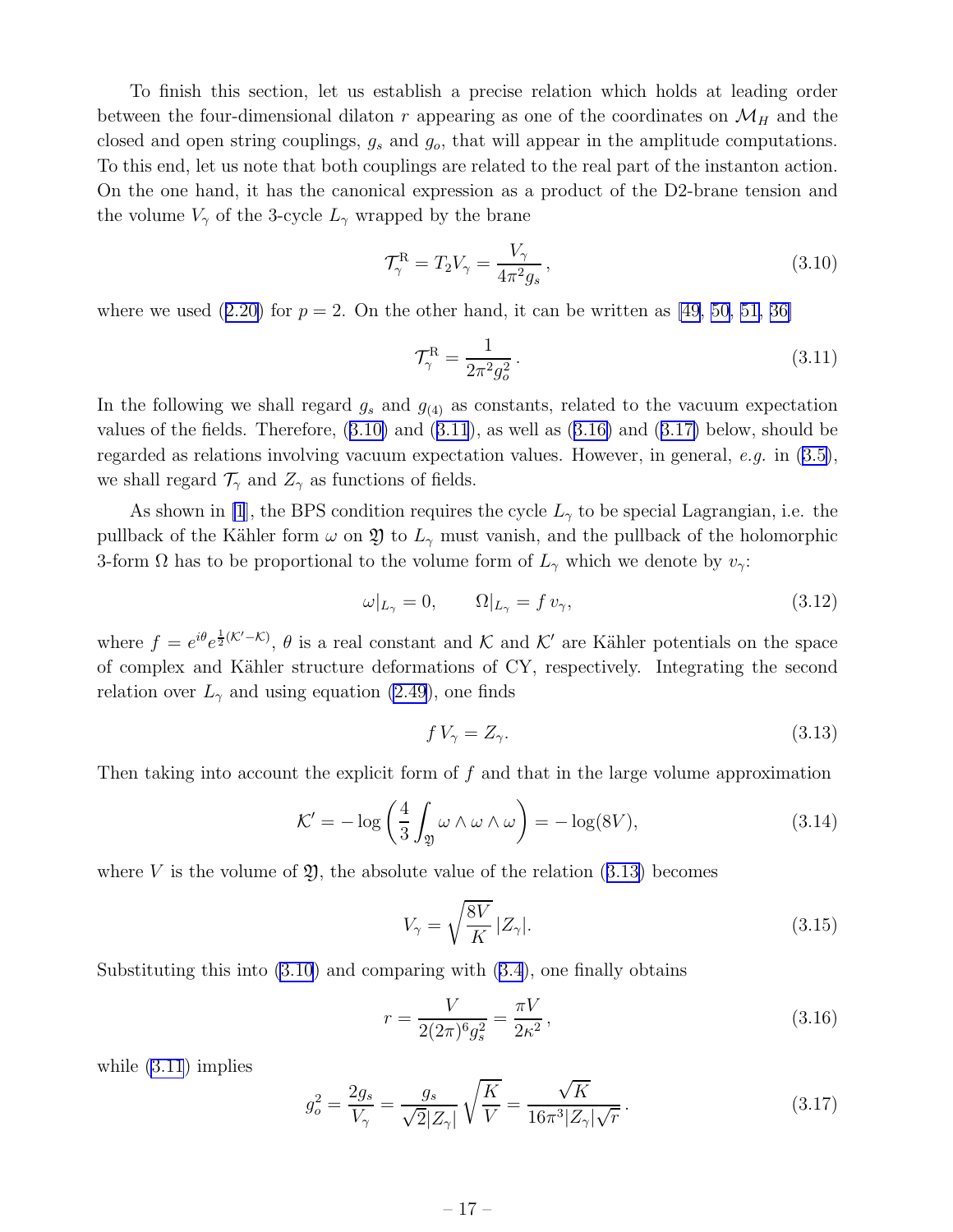To finish this section, let us establish a precise relation which holds at leading order between the four-dimensional dilaton $r$ appearing as one of the coordinates on $\mathcal{M}_H$ and the closed and open string couplings, $g_s$ and $g_o$, that will appear in the amplitude computations. To this end, let us note that both couplings are related to the real part of the instanton action. On the one hand, it has the canonical expression as a product of the D2-brane tension and the volume $V_\gamma$ of the 3-cycle $L_\gamma$ wrapped by the brane

$$\mathcal{T}_\gamma^{\rm R} = T_2 V_\gamma = \frac{V_\gamma}{4\pi^2 g_s}\,, \tag{3.10}$$

where we used (2.20) for $p = 2$. On the other hand, it can be written as [49, 50, 51, 36]

$$\mathcal{T}_\gamma^{\rm R} = \frac{1}{2\pi^2 g_o^2}\,. \tag{3.11}$$

In the following we shall regard $g_s$ and $g_{(4)}$ as constants, related to the vacuum expectation values of the fields. Therefore, (3.10) and (3.11), as well as (3.16) and (3.17) below, should be regarded as relations involving vacuum expectation values. However, in general, *e.g.* in (3.5), we shall regard $\mathcal{T}_\gamma$ and $Z_\gamma$ as functions of fields.

As shown in [1], the BPS condition requires the cycle $L_\gamma$ to be special Lagrangian, i.e. the pullback of the Kähler form $\omega$ on $\mathfrak{Y}$ to $L_\gamma$ must vanish, and the pullback of the holomorphic 3-form $\Omega$ has to be proportional to the volume form of $L_\gamma$ which we denote by $v_\gamma$:

$$\omega|_{L_\gamma} = 0, \qquad \Omega|_{L_\gamma} = f\, v_\gamma, \tag{3.12}$$

where $f = e^{i\theta} e^{\frac{1}{2}(\mathcal{K}' - \mathcal{K})}$, $\theta$ is a real constant and $\mathcal{K}$ and $\mathcal{K}'$ are Kähler potentials on the space of complex and Kähler structure deformations of CY, respectively. Integrating the second relation over $L_\gamma$ and using equation (2.49), one finds

$$f\, V_\gamma = Z_\gamma. \tag{3.13}$$

Then taking into account the explicit form of $f$ and that in the large volume approximation

$$\mathcal{K}' = -\log\left(\frac{4}{3}\int_{\mathfrak{Y}} \omega\wedge\omega\wedge\omega\right) = -\log(8V), \tag{3.14}$$

where $V$ is the volume of $\mathfrak{Y}$, the absolute value of the relation (3.13) becomes

$$V_\gamma = \sqrt{\frac{8V}{K}}\, |Z_\gamma|. \tag{3.15}$$

Substituting this into (3.10) and comparing with (3.4), one finally obtains

$$r = \frac{V}{2(2\pi)^6 g_s^2} = \frac{\pi V}{2\kappa^2}\,, \tag{3.16}$$

while (3.11) implies

$$g_o^2 = \frac{2g_s}{V_\gamma} = \frac{g_s}{\sqrt{2}|Z_\gamma|}\sqrt{\frac{K}{V}} = \frac{\sqrt{K}}{16\pi^3 |Z_\gamma| \sqrt{r}}\,. \tag{3.17}$$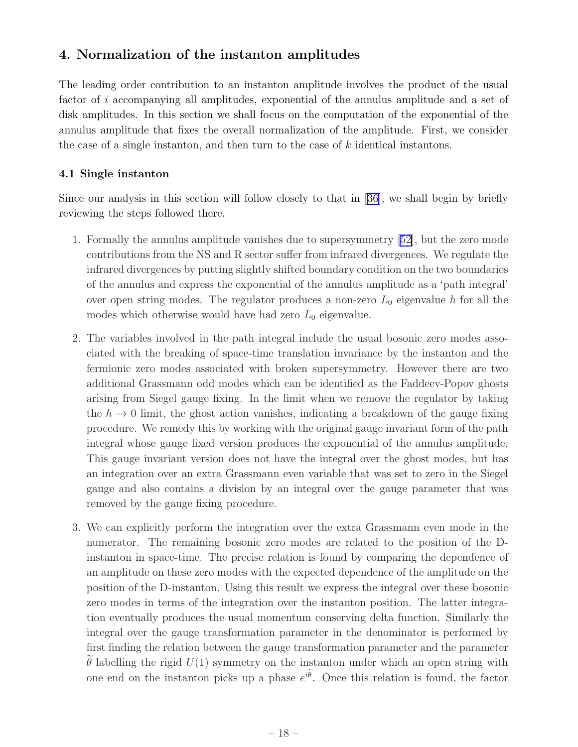## 4. Normalization of the instanton amplitudes

The leading order contribution to an instanton amplitude involves the product of the usual factor of $i$ accompanying all amplitudes, exponential of the annulus amplitude and a set of disk amplitudes. In this section we shall focus on the computation of the exponential of the annulus amplitude that fixes the overall normalization of the amplitude. First, we consider the case of a single instanton, and then turn to the case of $k$ identical instantons.

### 4.1 Single instanton

Since our analysis in this section will follow closely to that in [36], we shall begin by briefly reviewing the steps followed there.

1. Formally the annulus amplitude vanishes due to supersymmetry [52], but the zero mode contributions from the NS and R sector suffer from infrared divergences. We regulate the infrared divergences by putting slightly shifted boundary condition on the two boundaries of the annulus and express the exponential of the annulus amplitude as a 'path integral' over open string modes. The regulator produces a non-zero $L_0$ eigenvalue $h$ for all the modes which otherwise would have had zero $L_0$ eigenvalue.

2. The variables involved in the path integral include the usual bosonic zero modes associated with the breaking of space-time translation invariance by the instanton and the fermionic zero modes associated with broken supersymmetry. However there are two additional Grassmann odd modes which can be identified as the Faddeev-Popov ghosts arising from Siegel gauge fixing. In the limit when we remove the regulator by taking the $h \to 0$ limit, the ghost action vanishes, indicating a breakdown of the gauge fixing procedure. We remedy this by working with the original gauge invariant form of the path integral whose gauge fixed version produces the exponential of the annulus amplitude. This gauge invariant version does not have the integral over the ghost modes, but has an integration over an extra Grassmann even variable that was set to zero in the Siegel gauge and also contains a division by an integral over the gauge parameter that was removed by the gauge fixing procedure.

3. We can explicitly perform the integration over the extra Grassmann even mode in the numerator. The remaining bosonic zero modes are related to the position of the D-instanton in space-time. The precise relation is found by comparing the dependence of an amplitude on these zero modes with the expected dependence of the amplitude on the position of the D-instanton. Using this result we express the integral over these bosonic zero modes in terms of the integration over the instanton position. The latter integration eventually produces the usual momentum conserving delta function. Similarly the integral over the gauge transformation parameter in the denominator is performed by first finding the relation between the gauge transformation parameter and the parameter $\widetilde{\theta}$ labelling the rigid $U(1)$ symmetry on the instanton under which an open string with one end on the instanton picks up a phase $e^{i\widetilde{\theta}}$. Once this relation is found, the factor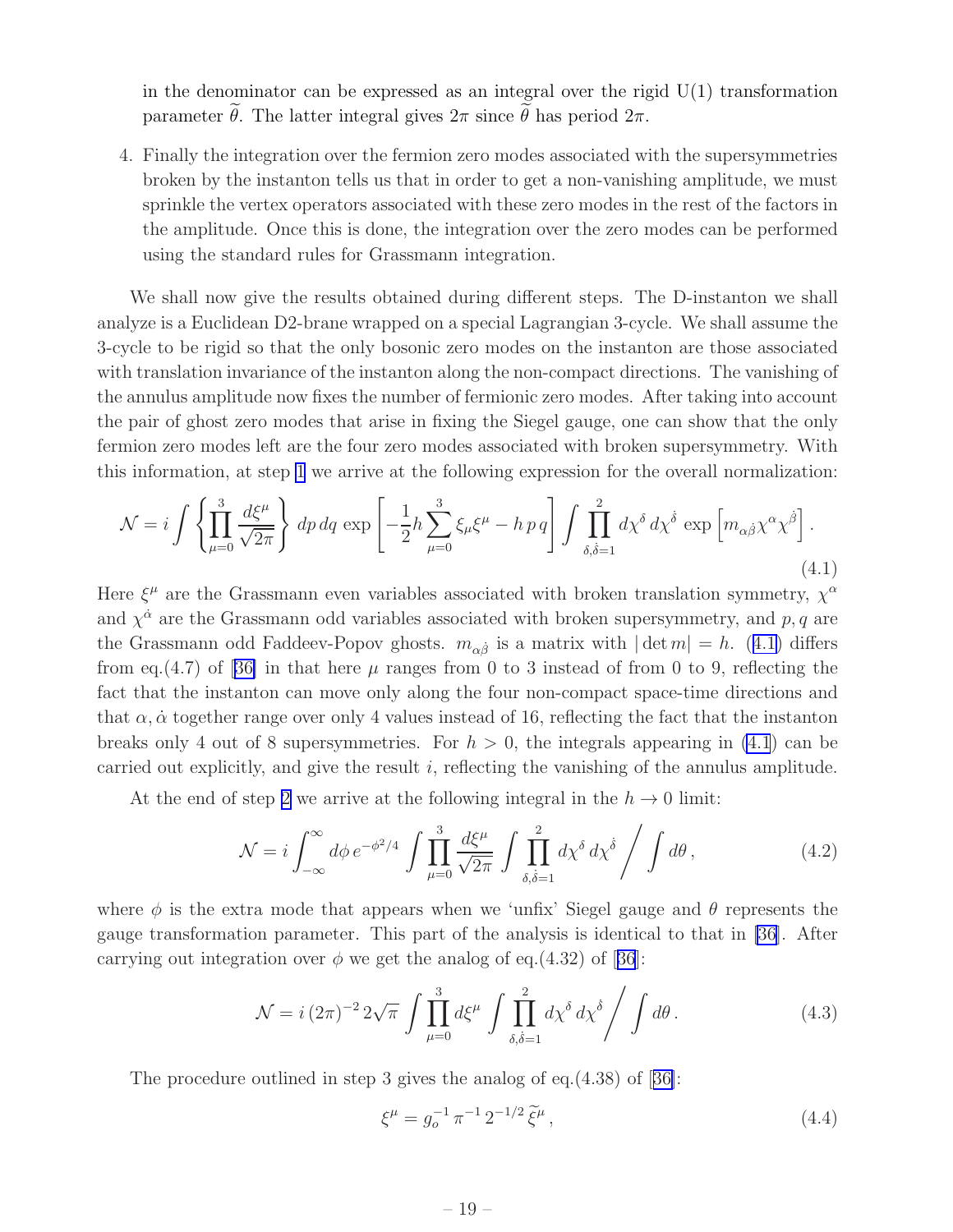in the denominator can be expressed as an integral over the rigid U(1) transformation parameter $\widetilde{\theta}$. The latter integral gives $2\pi$ since $\widetilde{\theta}$ has period $2\pi$.

4. Finally the integration over the fermion zero modes associated with the supersymmetries broken by the instanton tells us that in order to get a non-vanishing amplitude, we must sprinkle the vertex operators associated with these zero modes in the rest of the factors in the amplitude. Once this is done, the integration over the zero modes can be performed using the standard rules for Grassmann integration.

We shall now give the results obtained during different steps. The D-instanton we shall analyze is a Euclidean D2-brane wrapped on a special Lagrangian 3-cycle. We shall assume the 3-cycle to be rigid so that the only bosonic zero modes on the instanton are those associated with translation invariance of the instanton along the non-compact directions. The vanishing of the annulus amplitude now fixes the number of fermionic zero modes. After taking into account the pair of ghost zero modes that arise in fixing the Siegel gauge, one can show that the only fermion zero modes left are the four zero modes associated with broken supersymmetry. With this information, at step 1 we arrive at the following expression for the overall normalization:

$$\mathcal{N} = i \int \left\{ \prod_{\mu=0}^{3} \frac{d\xi^\mu}{\sqrt{2\pi}} \right\} dp\, dq\, \exp\left[ -\frac{1}{2} h \sum_{\mu=0}^{3} \xi_\mu \xi^\mu - h\, p\, q \right] \int \prod_{\delta,\dot{\delta}=1}^{2} d\chi^\delta\, d\chi^{\dot{\delta}}\, \exp\left[ m_{\alpha\dot{\beta}} \chi^\alpha \chi^{\dot{\beta}} \right]. \tag{4.1}$$

Here $\xi^\mu$ are the Grassmann even variables associated with broken translation symmetry, $\chi^\alpha$ and $\chi^{\dot{\alpha}}$ are the Grassmann odd variables associated with broken supersymmetry, and $p, q$ are the Grassmann odd Faddeev-Popov ghosts. $m_{\alpha\dot{\beta}}$ is a matrix with $|\det m| = h$. (4.1) differs from eq.(4.7) of [36] in that here $\mu$ ranges from 0 to 3 instead of from 0 to 9, reflecting the fact that the instanton can move only along the four non-compact space-time directions and that $\alpha, \dot{\alpha}$ together range over only 4 values instead of 16, reflecting the fact that the instanton breaks only 4 out of 8 supersymmetries. For $h > 0$, the integrals appearing in (4.1) can be carried out explicitly, and give the result $i$, reflecting the vanishing of the annulus amplitude.

At the end of step 2 we arrive at the following integral in the $h \to 0$ limit:

$$\mathcal{N} = i \int_{-\infty}^{\infty} d\phi\, e^{-\phi^2/4} \int \prod_{\mu=0}^{3} \frac{d\xi^\mu}{\sqrt{2\pi}} \int \prod_{\delta,\dot{\delta}=1}^{2} d\chi^\delta\, d\chi^{\dot{\delta}} \bigg/ \int d\theta\,, \tag{4.2}$$

where $\phi$ is the extra mode that appears when we 'unfix' Siegel gauge and $\theta$ represents the gauge transformation parameter. This part of the analysis is identical to that in [36]. After carrying out integration over $\phi$ we get the analog of eq.(4.32) of [36]:

$$\mathcal{N} = i\,(2\pi)^{-2}\, 2\sqrt{\pi} \int \prod_{\mu=0}^{3} d\xi^\mu \int \prod_{\delta,\dot{\delta}=1}^{2} d\chi^\delta\, d\chi^{\dot{\delta}} \bigg/ \int d\theta\,. \tag{4.3}$$

The procedure outlined in step 3 gives the analog of eq.(4.38) of [36]:

$$\xi^\mu = g_o^{-1}\, \pi^{-1}\, 2^{-1/2}\, \widetilde{\xi}^\mu\,, \tag{4.4}$$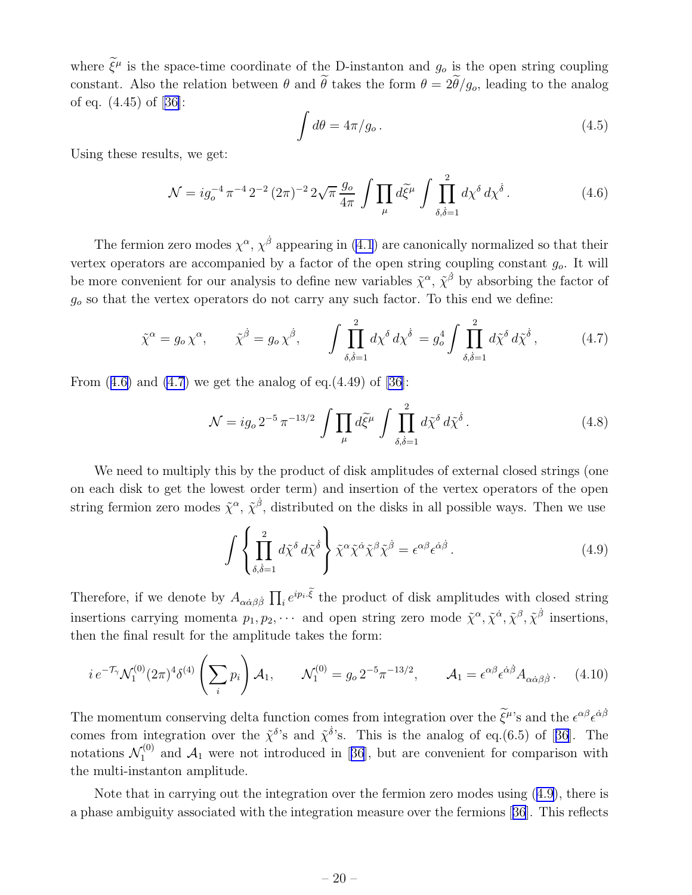where $\widetilde{\xi}^\mu$ is the space-time coordinate of the D-instanton and $g_o$ is the open string coupling constant. Also the relation between $\theta$ and $\widetilde{\theta}$ takes the form $\theta = 2\widetilde{\theta}/g_o$, leading to the analog of eq. (4.45) of [36]:

$$\int d\theta = 4\pi/g_o\,. \tag{4.5}$$

Using these results, we get:

$$\mathcal{N} = i g_o^{-4}\,\pi^{-4}\,2^{-2}\,(2\pi)^{-2}\,2\sqrt{\pi}\,\frac{g_o}{4\pi}\int\prod_\mu d\widetilde{\xi}^\mu \int \prod_{\delta,\dot\delta=1}^{2} d\chi^\delta\, d\chi^{\dot\delta}\,. \tag{4.6}$$

The fermion zero modes $\chi^\alpha$, $\chi^{\dot\beta}$ appearing in (4.1) are canonically normalized so that their vertex operators are accompanied by a factor of the open string coupling constant $g_o$. It will be more convenient for our analysis to define new variables $\tilde\chi^\alpha$, $\tilde\chi^{\dot\beta}$ by absorbing the factor of $g_o$ so that the vertex operators do not carry any such factor. To this end we define:

$$\tilde\chi^\alpha = g_o\,\chi^\alpha, \qquad \tilde\chi^{\dot\beta} = g_o\,\chi^{\dot\beta}, \qquad \int\prod_{\delta,\dot\delta=1}^{2} d\chi^\delta\, d\chi^{\dot\delta} = g_o^4\int\prod_{\delta,\dot\delta=1}^{2} d\tilde\chi^\delta\, d\tilde\chi^{\dot\delta}\,, \tag{4.7}$$

From (4.6) and (4.7) we get the analog of eq.(4.49) of [36]:

$$\mathcal{N} = i g_o\, 2^{-5}\,\pi^{-13/2}\int\prod_\mu d\widetilde{\xi}^\mu\int\prod_{\delta,\dot\delta=1}^{2} d\tilde\chi^\delta\, d\tilde\chi^{\dot\delta}\,. \tag{4.8}$$

We need to multiply this by the product of disk amplitudes of external closed strings (one on each disk to get the lowest order term) and insertion of the vertex operators of the open string fermion zero modes $\tilde\chi^\alpha$, $\tilde\chi^{\dot\beta}$, distributed on the disks in all possible ways. Then we use

$$\int\left\{\prod_{\delta,\dot\delta=1}^{2} d\tilde\chi^\delta\, d\tilde\chi^{\dot\delta}\right\}\tilde\chi^\alpha\tilde\chi^{\dot\alpha}\tilde\chi^\beta\tilde\chi^{\dot\beta} = \epsilon^{\alpha\beta}\epsilon^{\dot\alpha\dot\beta}\,. \tag{4.9}$$

Therefore, if we denote by $A_{\alpha\dot\alpha\beta\dot\beta}\prod_i e^{ip_i\cdot\widetilde{\xi}}$ the product of disk amplitudes with closed string insertions carrying momenta $p_1, p_2, \cdots$ and open string zero mode $\tilde\chi^\alpha, \tilde\chi^{\dot\alpha}, \tilde\chi^\beta, \tilde\chi^{\dot\beta}$ insertions, then the final result for the amplitude takes the form:

$$i\, e^{-\mathcal{T}_\gamma}\mathcal{N}_1^{(0)}(2\pi)^4\delta^{(4)}\left(\sum_i p_i\right)\mathcal{A}_1, \qquad \mathcal{N}_1^{(0)} = g_o\,2^{-5}\pi^{-13/2}, \qquad \mathcal{A}_1 = \epsilon^{\alpha\beta}\epsilon^{\dot\alpha\dot\beta}A_{\alpha\dot\alpha\beta\dot\beta}\,. \tag{4.10}$$

The momentum conserving delta function comes from integration over the $\widetilde{\xi}^\mu$'s and the $\epsilon^{\alpha\beta}\epsilon^{\dot\alpha\dot\beta}$ comes from integration over the $\tilde\chi^\delta$'s and $\tilde\chi^{\dot\delta}$'s. This is the analog of eq.(6.5) of [36]. The notations $\mathcal{N}_1^{(0)}$ and $\mathcal{A}_1$ were not introduced in [36], but are convenient for comparison with the multi-instanton amplitude.

Note that in carrying out the integration over the fermion zero modes using (4.9), there is a phase ambiguity associated with the integration measure over the fermions [36]. This reflects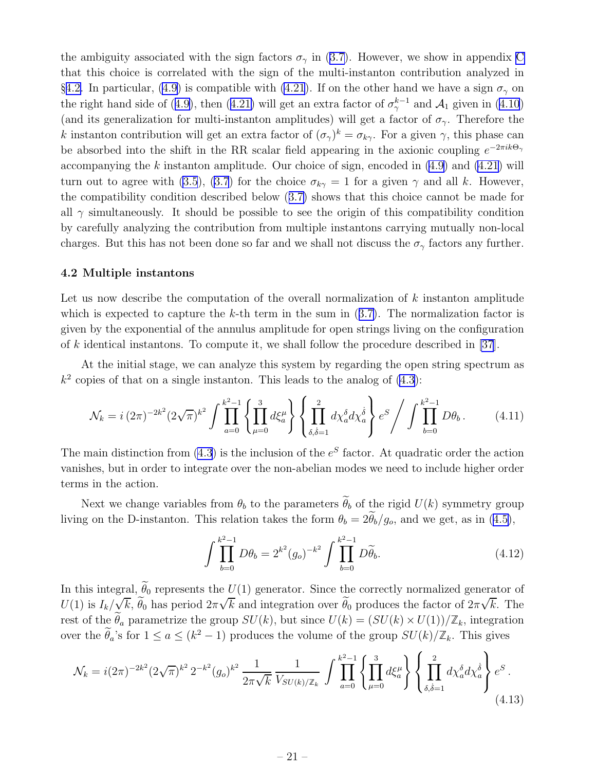the ambiguity associated with the sign factors $\sigma_\gamma$ in (3.7). However, we show in appendix C that this choice is correlated with the sign of the multi-instanton contribution analyzed in §4.2. In particular, (4.9) is compatible with (4.21). If on the other hand we have a sign $\sigma_\gamma$ on the right hand side of (4.9), then (4.21) will get an extra factor of $\sigma_\gamma^{k-1}$ and $\mathcal{A}_1$ given in (4.10) (and its generalization for multi-instanton amplitudes) will get a factor of $\sigma_\gamma$. Therefore the $k$ instanton contribution will get an extra factor of $(\sigma_\gamma)^k = \sigma_{k\gamma}$. For a given $\gamma$, this phase can be absorbed into the shift in the RR scalar field appearing in the axionic coupling $e^{-2\pi i k\Theta_\gamma}$ accompanying the $k$ instanton amplitude. Our choice of sign, encoded in (4.9) and (4.21) will turn out to agree with (3.5), (3.7) for the choice $\sigma_{k\gamma} = 1$ for a given $\gamma$ and all $k$. However, the compatibility condition described below (3.7) shows that this choice cannot be made for all $\gamma$ simultaneously. It should be possible to see the origin of this compatibility condition by carefully analyzing the contribution from multiple instantons carrying mutually non-local charges. But this has not been done so far and we shall not discuss the $\sigma_\gamma$ factors any further.

### 4.2 Multiple instantons

Let us now describe the computation of the overall normalization of $k$ instanton amplitude which is expected to capture the $k$-th term in the sum in (3.7). The normalization factor is given by the exponential of the annulus amplitude for open strings living on the configuration of $k$ identical instantons. To compute it, we shall follow the procedure described in [37].

At the initial stage, we can analyze this system by regarding the open string spectrum as $k^2$ copies of that on a single instanton. This leads to the analog of (4.3):

$$\mathcal{N}_k = i\,(2\pi)^{-2k^2}(2\sqrt{\pi})^{k^2} \int \prod_{a=0}^{k^2-1} \left\{ \prod_{\mu=0}^{3} d\xi_a^\mu \right\} \left\{ \prod_{\delta,\dot\delta=1}^{2} d\chi_a^\delta d\chi_a^{\dot\delta} \right\} e^S \Bigg/ \int \prod_{b=0}^{k^2-1} D\theta_b \,. \tag{4.11}$$

The main distinction from (4.3) is the inclusion of the $e^S$ factor. At quadratic order the action vanishes, but in order to integrate over the non-abelian modes we need to include higher order terms in the action.

Next we change variables from $\theta_b$ to the parameters $\widetilde\theta_b$ of the rigid $U(k)$ symmetry group living on the D-instanton. This relation takes the form $\theta_b = 2\widetilde\theta_b/g_o$, and we get, as in (4.5),

$$\int \prod_{b=0}^{k^2-1} D\theta_b = 2^{k^2}(g_o)^{-k^2} \int \prod_{b=0}^{k^2-1} D\widetilde\theta_b. \tag{4.12}$$

In this integral, $\widetilde\theta_0$ represents the $U(1)$ generator. Since the correctly normalized generator of $U(1)$ is $I_k/\sqrt{k}$, $\widetilde\theta_0$ has period $2\pi\sqrt{k}$ and integration over $\widetilde\theta_0$ produces the factor of $2\pi\sqrt{k}$. The rest of the $\widetilde\theta_a$ parametrize the group $SU(k)$, but since $U(k) = (SU(k)\times U(1))/\mathbb{Z}_k$, integration over the $\widetilde\theta_a$'s for $1 \le a \le (k^2-1)$ produces the volume of the group $SU(k)/\mathbb{Z}_k$. This gives

$$\mathcal{N}_k = i(2\pi)^{-2k^2}(2\sqrt{\pi})^{k^2}\, 2^{-k^2}(g_o)^{k^2}\, \frac{1}{2\pi\sqrt{k}}\, \frac{1}{V_{SU(k)/\mathbb{Z}_k}} \int \prod_{a=0}^{k^2-1} \left\{ \prod_{\mu=0}^{3} d\xi_a^\mu \right\} \left\{ \prod_{\delta,\dot\delta=1}^{2} d\chi_a^\delta d\chi_a^{\dot\delta} \right\} e^S \,. \tag{4.13}$$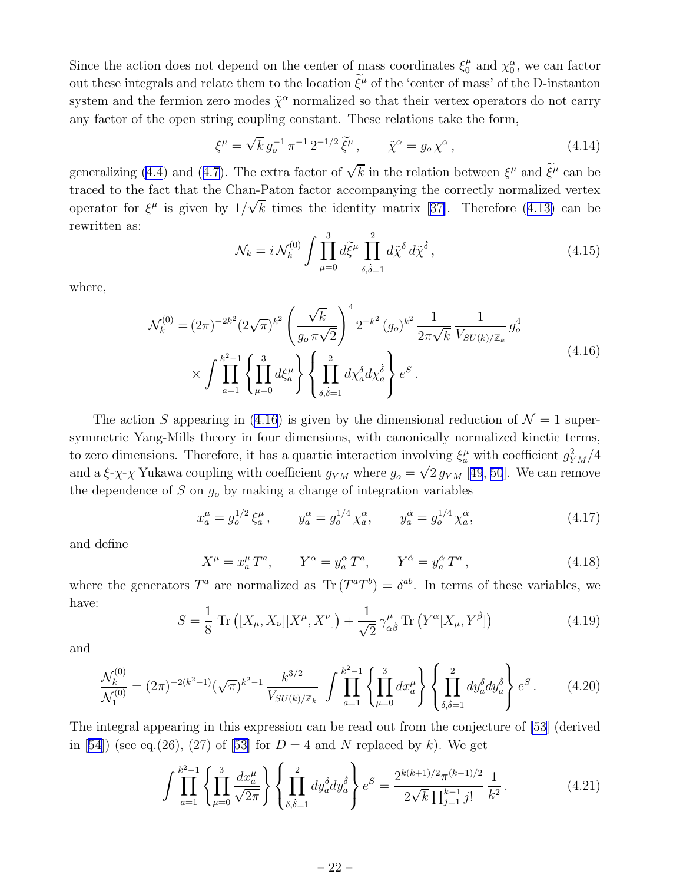Since the action does not depend on the center of mass coordinates $\xi_0^\mu$ and $\chi_0^\alpha$, we can factor out these integrals and relate them to the location $\widetilde{\xi}^\mu$ of the 'center of mass' of the D-instanton system and the fermion zero modes $\tilde{\chi}^\alpha$ normalized so that their vertex operators do not carry any factor of the open string coupling constant. These relations take the form,

$$\xi^\mu = \sqrt{k}\, g_o^{-1}\, \pi^{-1}\, 2^{-1/2}\, \widetilde{\xi}^\mu\,, \qquad \tilde{\chi}^\alpha = g_o\, \chi^\alpha\,, \tag{4.14}$$

generalizing (4.4) and (4.7). The extra factor of $\sqrt{k}$ in the relation between $\xi^\mu$ and $\widetilde{\xi}^\mu$ can be traced to the fact that the Chan-Paton factor accompanying the correctly normalized vertex operator for $\xi^\mu$ is given by $1/\sqrt{k}$ times the identity matrix [37]. Therefore (4.13) can be rewritten as:

$$\mathcal{N}_k = i\, \mathcal{N}_k^{(0)} \int \prod_{\mu=0}^{3} d\widetilde{\xi}^\mu \prod_{\delta,\dot{\delta}=1}^{2} d\tilde{\chi}^\delta\, d\tilde{\chi}^{\dot{\delta}}\,, \tag{4.15}$$

where,

$$\begin{aligned}\mathcal{N}_k^{(0)} = {}& (2\pi)^{-2k^2} (2\sqrt{\pi})^{k^2} \left(\frac{\sqrt{k}}{g_o\,\pi\sqrt{2}}\right)^4 2^{-k^2}\, (g_o)^{k^2}\, \frac{1}{2\pi\sqrt{k}}\, \frac{1}{V_{SU(k)/\mathbb{Z}_k}}\, g_o^4 \\ & \times \int \prod_{a=1}^{k^2-1} \left\{\prod_{\mu=0}^{3} d\xi_a^\mu\right\} \left\{\prod_{\delta,\dot{\delta}=1}^{2} d\chi_a^\delta d\chi_a^{\dot{\delta}}\right\} e^S\,.\end{aligned} \tag{4.16}$$

The action $S$ appearing in (4.16) is given by the dimensional reduction of $\mathcal{N}=1$ supersymmetric Yang-Mills theory in four dimensions, with canonically normalized kinetic terms, to zero dimensions. Therefore, it has a quartic interaction involving $\xi_a^\mu$ with coefficient $g_{YM}^2/4$ and a $\xi$-$\chi$-$\chi$ Yukawa coupling with coefficient $g_{YM}$ where $g_o = \sqrt{2}\, g_{YM}$ [49, 50]. We can remove the dependence of $S$ on $g_o$ by making a change of integration variables

$$x_a^\mu = g_o^{1/2}\, \xi_a^\mu\,, \qquad y_a^\alpha = g_o^{1/4}\, \chi_a^\alpha\,, \qquad y_a^{\dot{\alpha}} = g_o^{1/4}\, \chi_a^{\dot{\alpha}}, \tag{4.17}$$

and define

$$X^\mu = x_a^\mu\, T^a, \qquad Y^\alpha = y_a^\alpha\, T^a, \qquad Y^{\dot{\alpha}} = y_a^{\dot{\alpha}}\, T^a\,, \tag{4.18}$$

where the generators $T^a$ are normalized as $\mathrm{Tr}\,(T^a T^b) = \delta^{ab}$. In terms of these variables, we have:

$$S = \frac{1}{8}\, \mathrm{Tr}\left([X_\mu, X_\nu][X^\mu, X^\nu]\right) + \frac{1}{\sqrt{2}}\, \gamma^\mu_{\alpha\dot{\beta}}\, \mathrm{Tr}\left(Y^\alpha [X_\mu, Y^{\dot{\beta}}]\right) \tag{4.19}$$

and

$$\frac{\mathcal{N}_k^{(0)}}{\mathcal{N}_1^{(0)}} = (2\pi)^{-2(k^2-1)} (\sqrt{\pi})^{k^2-1}\, \frac{k^{3/2}}{V_{SU(k)/\mathbb{Z}_k}} \int \prod_{a=1}^{k^2-1} \left\{\prod_{\mu=0}^{3} dx_a^\mu\right\} \left\{\prod_{\delta,\dot{\delta}=1}^{2} dy_a^\delta dy_a^{\dot{\delta}}\right\} e^S\,. \tag{4.20}$$

The integral appearing in this expression can be read out from the conjecture of [53] (derived in [54]) (see eq.(26), (27) of [53] for $D=4$ and $N$ replaced by $k$). We get

$$\int \prod_{a=1}^{k^2-1} \left\{\prod_{\mu=0}^{3} \frac{dx_a^\mu}{\sqrt{2\pi}}\right\} \left\{\prod_{\delta,\dot{\delta}=1}^{2} dy_a^\delta dy_a^{\dot{\delta}}\right\} e^S = \frac{2^{k(k+1)/2}\pi^{(k-1)/2}}{2\sqrt{k}\prod_{j=1}^{k-1} j!}\, \frac{1}{k^2}\,. \tag{4.21}$$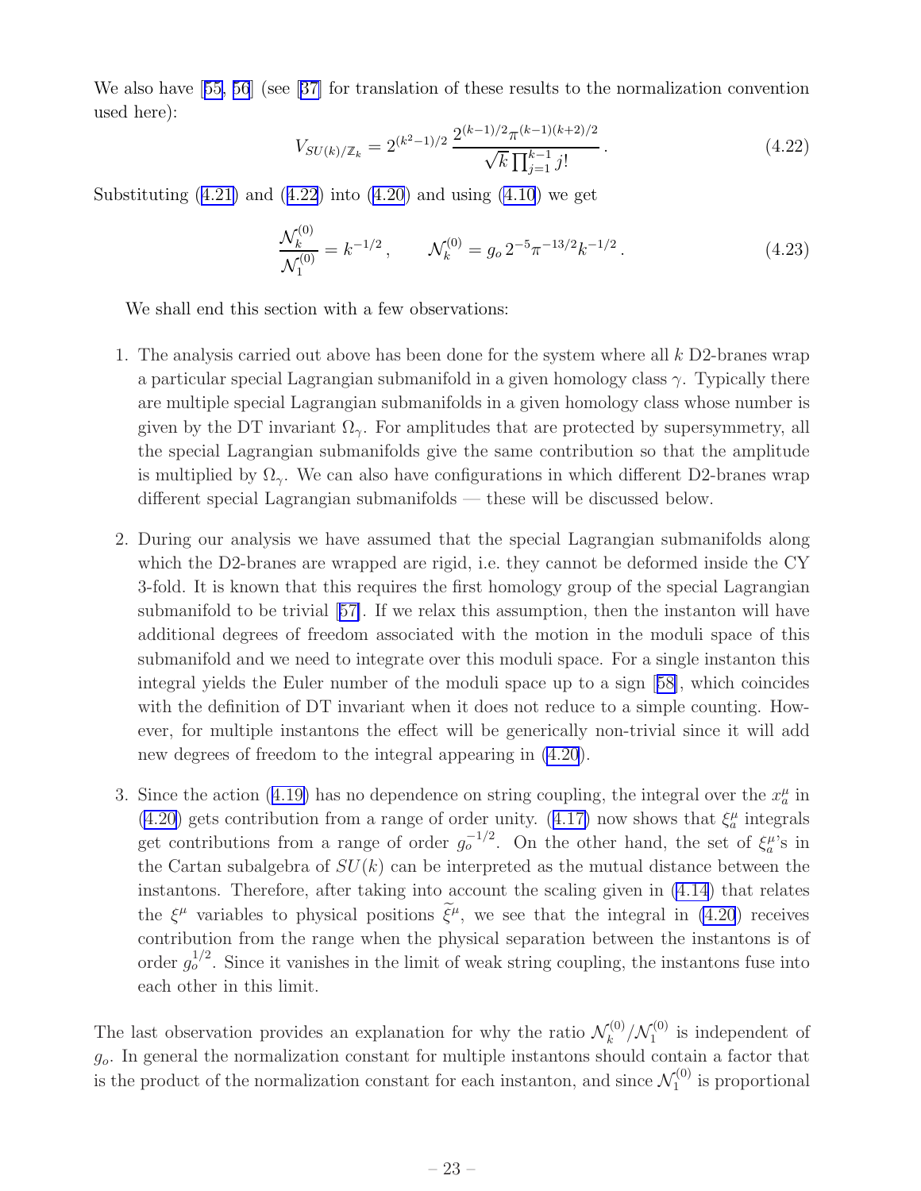We also have [55, 56] (see [37] for translation of these results to the normalization convention used here):

$$V_{SU(k)/\mathbb{Z}_k} = 2^{(k^2-1)/2}\, \frac{2^{(k-1)/2}\pi^{(k-1)(k+2)/2}}{\sqrt{k}\prod_{j=1}^{k-1} j!}\,. \tag{4.22}$$

Substituting (4.21) and (4.22) into (4.20) and using (4.10) we get

$$\frac{\mathcal{N}_k^{(0)}}{\mathcal{N}_1^{(0)}} = k^{-1/2}\,, \qquad \mathcal{N}_k^{(0)} = g_o\, 2^{-5}\pi^{-13/2}k^{-1/2}\,. \tag{4.23}$$

We shall end this section with a few observations:

1. The analysis carried out above has been done for the system where all $k$ D2-branes wrap a particular special Lagrangian submanifold in a given homology class $\gamma$. Typically there are multiple special Lagrangian submanifolds in a given homology class whose number is given by the DT invariant $\Omega_\gamma$. For amplitudes that are protected by supersymmetry, all the special Lagrangian submanifolds give the same contribution so that the amplitude is multiplied by $\Omega_\gamma$. We can also have configurations in which different D2-branes wrap different special Lagrangian submanifolds — these will be discussed below.

2. During our analysis we have assumed that the special Lagrangian submanifolds along which the D2-branes are wrapped are rigid, i.e. they cannot be deformed inside the CY 3-fold. It is known that this requires the first homology group of the special Lagrangian submanifold to be trivial [57]. If we relax this assumption, then the instanton will have additional degrees of freedom associated with the motion in the moduli space of this submanifold and we need to integrate over this moduli space. For a single instanton this integral yields the Euler number of the moduli space up to a sign [58], which coincides with the definition of DT invariant when it does not reduce to a simple counting. However, for multiple instantons the effect will be generically non-trivial since it will add new degrees of freedom to the integral appearing in (4.20).

3. Since the action (4.19) has no dependence on string coupling, the integral over the $x_a^\mu$ in (4.20) gets contribution from a range of order unity. (4.17) now shows that $\xi_a^\mu$ integrals get contributions from a range of order $g_o^{-1/2}$. On the other hand, the set of $\xi_a^\mu$'s in the Cartan subalgebra of $SU(k)$ can be interpreted as the mutual distance between the instantons. Therefore, after taking into account the scaling given in (4.14) that relates the $\xi^\mu$ variables to physical positions $\widetilde{\xi}^\mu$, we see that the integral in (4.20) receives contribution from the range when the physical separation between the instantons is of order $g_o^{1/2}$. Since it vanishes in the limit of weak string coupling, the instantons fuse into each other in this limit.

The last observation provides an explanation for why the ratio $\mathcal{N}_k^{(0)}/\mathcal{N}_1^{(0)}$ is independent of $g_o$. In general the normalization constant for multiple instantons should contain a factor that is the product of the normalization constant for each instanton, and since $\mathcal{N}_1^{(0)}$ is proportional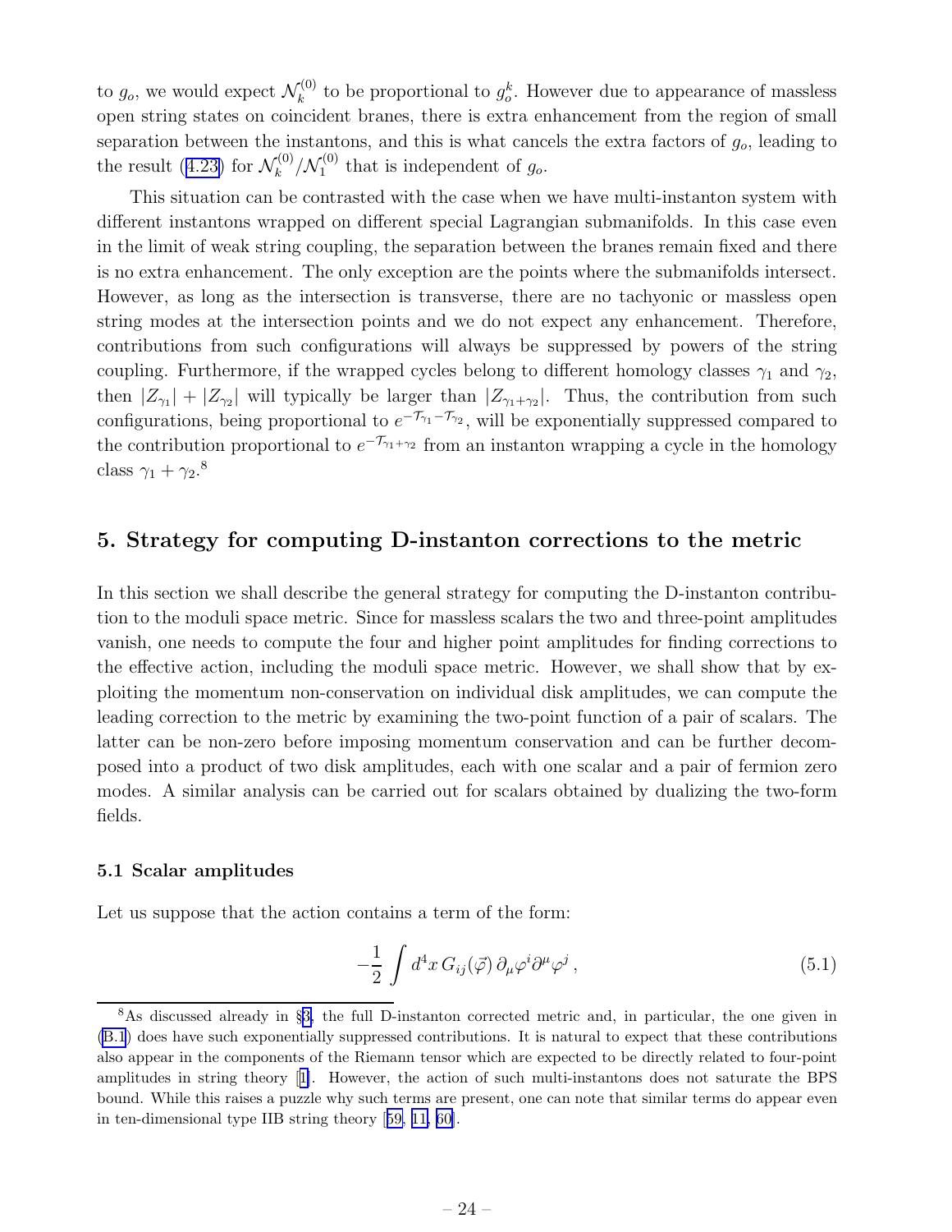to $g_o$, we would expect $\mathcal{N}_k^{(0)}$ to be proportional to $g_o^k$. However due to appearance of massless open string states on coincident branes, there is extra enhancement from the region of small separation between the instantons, and this is what cancels the extra factors of $g_o$, leading to the result (4.23) for $\mathcal{N}_k^{(0)}/\mathcal{N}_1^{(0)}$ that is independent of $g_o$.

This situation can be contrasted with the case when we have multi-instanton system with different instantons wrapped on different special Lagrangian submanifolds. In this case even in the limit of weak string coupling, the separation between the branes remain fixed and there is no extra enhancement. The only exception are the points where the submanifolds intersect. However, as long as the intersection is transverse, there are no tachyonic or massless open string modes at the intersection points and we do not expect any enhancement. Therefore, contributions from such configurations will always be suppressed by powers of the string coupling. Furthermore, if the wrapped cycles belong to different homology classes $\gamma_1$ and $\gamma_2$, then $|Z_{\gamma_1}| + |Z_{\gamma_2}|$ will typically be larger than $|Z_{\gamma_1+\gamma_2}|$. Thus, the contribution from such configurations, being proportional to $e^{-\mathcal{T}_{\gamma_1}-\mathcal{T}_{\gamma_2}}$, will be exponentially suppressed compared to the contribution proportional to $e^{-\mathcal{T}_{\gamma_1+\gamma_2}}$ from an instanton wrapping a cycle in the homology class $\gamma_1 + \gamma_2$.[8]

## 5. Strategy for computing D-instanton corrections to the metric

In this section we shall describe the general strategy for computing the D-instanton contribution to the moduli space metric. Since for massless scalars the two and three-point amplitudes vanish, one needs to compute the four and higher point amplitudes for finding corrections to the effective action, including the moduli space metric. However, we shall show that by exploiting the momentum non-conservation on individual disk amplitudes, we can compute the leading correction to the metric by examining the two-point function of a pair of scalars. The latter can be non-zero before imposing momentum conservation and can be further decomposed into a product of two disk amplitudes, each with one scalar and a pair of fermion zero modes. A similar analysis can be carried out for scalars obtained by dualizing the two-form fields.

### 5.1 Scalar amplitudes

Let us suppose that the action contains a term of the form:

$$-\frac{1}{2}\int d^4x\, G_{ij}(\vec{\varphi})\,\partial_\mu\varphi^i\partial^\mu\varphi^j\,, \tag{5.1}$$

[8] As discussed already in §3, the full D-instanton corrected metric and, in particular, the one given in (B.1) does have such exponentially suppressed contributions. It is natural to expect that these contributions also appear in the components of the Riemann tensor which are expected to be directly related to four-point amplitudes in string theory [1]. However, the action of such multi-instantons does not saturate the BPS bound. While this raises a puzzle why such terms are present, one can note that similar terms do appear even in ten-dimensional type IIB string theory [59, 11, 60].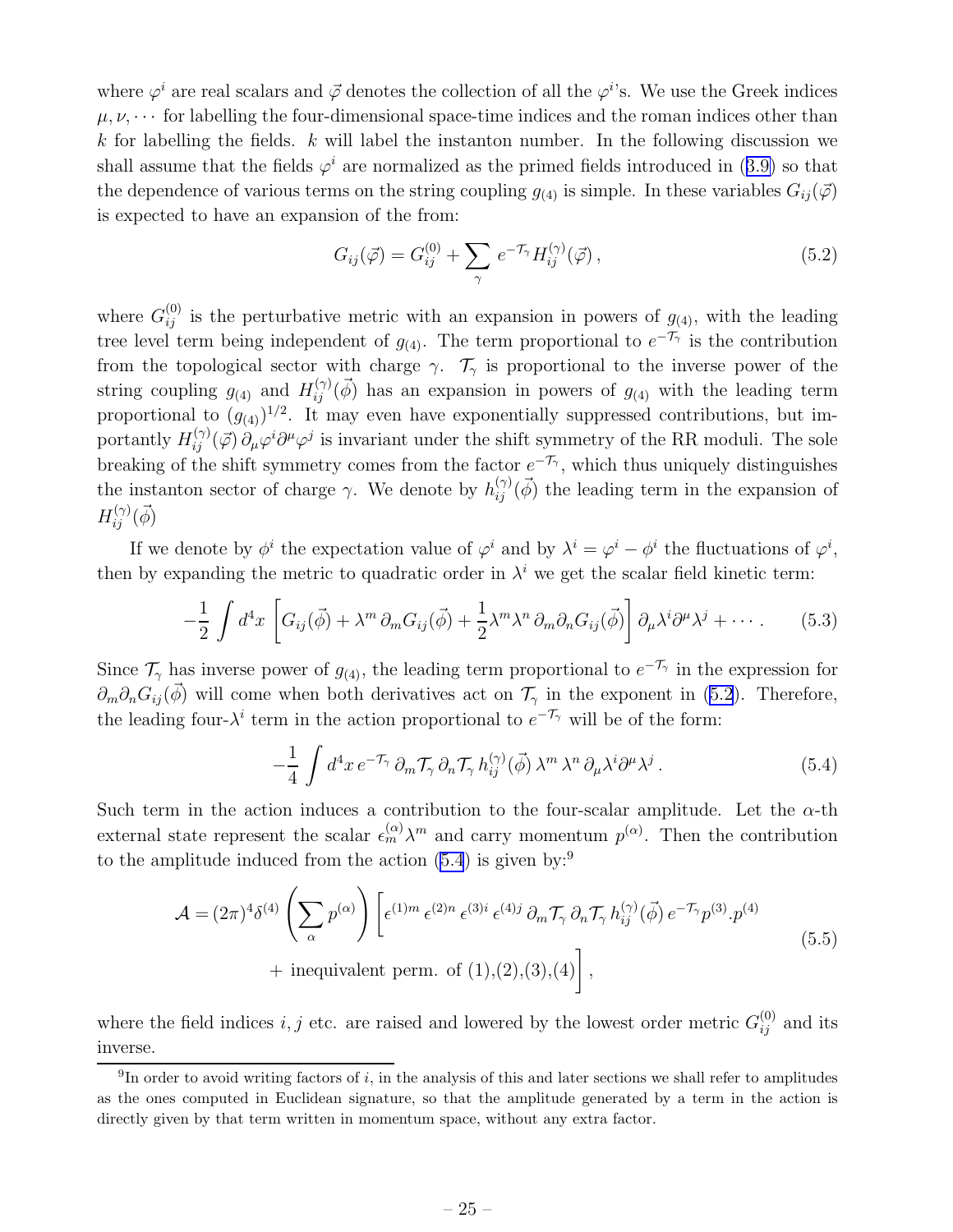where $\varphi^i$ are real scalars and $\vec{\varphi}$ denotes the collection of all the $\varphi^i$'s. We use the Greek indices $\mu, \nu, \cdots$ for labelling the four-dimensional space-time indices and the roman indices other than $k$ for labelling the fields. $k$ will label the instanton number. In the following discussion we shall assume that the fields $\varphi^i$ are normalized as the primed fields introduced in (3.9) so that the dependence of various terms on the string coupling $g_{(4)}$ is simple. In these variables $G_{ij}(\vec{\varphi})$ is expected to have an expansion of the from:

$$G_{ij}(\vec{\varphi}) = G^{(0)}_{ij} + \sum_{\gamma} e^{-\mathcal{T}_\gamma} H^{(\gamma)}_{ij}(\vec{\varphi}) \,, \tag{5.2}$$

where $G^{(0)}_{ij}$ is the perturbative metric with an expansion in powers of $g_{(4)}$, with the leading tree level term being independent of $g_{(4)}$. The term proportional to $e^{-\mathcal{T}_\gamma}$ is the contribution from the topological sector with charge $\gamma$. $\mathcal{T}_\gamma$ is proportional to the inverse power of the string coupling $g_{(4)}$ and $H^{(\gamma)}_{ij}(\vec{\phi})$ has an expansion in powers of $g_{(4)}$ with the leading term proportional to $(g_{(4)})^{1/2}$. It may even have exponentially suppressed contributions, but importantly $H^{(\gamma)}_{ij}(\vec{\varphi})\, \partial_\mu \varphi^i \partial^\mu \varphi^j$ is invariant under the shift symmetry of the RR moduli. The sole breaking of the shift symmetry comes from the factor $e^{-\mathcal{T}_\gamma}$, which thus uniquely distinguishes the instanton sector of charge $\gamma$. We denote by $h^{(\gamma)}_{ij}(\vec{\phi})$ the leading term in the expansion of $H^{(\gamma)}_{ij}(\vec{\phi})$

If we denote by $\phi^i$ the expectation value of $\varphi^i$ and by $\lambda^i = \varphi^i - \phi^i$ the fluctuations of $\varphi^i$, then by expanding the metric to quadratic order in $\lambda^i$ we get the scalar field kinetic term:

$$-\frac{1}{2} \int d^4x \left[ G_{ij}(\vec{\phi}) + \lambda^m \, \partial_m G_{ij}(\vec{\phi}) + \frac{1}{2} \lambda^m \lambda^n \, \partial_m \partial_n G_{ij}(\vec{\phi}) \right] \partial_\mu \lambda^i \partial^\mu \lambda^j + \cdots . \tag{5.3}$$

Since $\mathcal{T}_\gamma$ has inverse power of $g_{(4)}$, the leading term proportional to $e^{-\mathcal{T}_\gamma}$ in the expression for $\partial_m \partial_n G_{ij}(\vec{\phi})$ will come when both derivatives act on $\mathcal{T}_\gamma$ in the exponent in (5.2). Therefore, the leading four-$\lambda^i$ term in the action proportional to $e^{-\mathcal{T}_\gamma}$ will be of the form:

$$-\frac{1}{4} \int d^4x \, e^{-\mathcal{T}_\gamma} \, \partial_m \mathcal{T}_\gamma \, \partial_n \mathcal{T}_\gamma \, h^{(\gamma)}_{ij}(\vec{\phi}) \, \lambda^m \, \lambda^n \, \partial_\mu \lambda^i \partial^\mu \lambda^j \,. \tag{5.4}$$

Such term in the action induces a contribution to the four-scalar amplitude. Let the $\alpha$-th external state represent the scalar $\epsilon^{(\alpha)}_m \lambda^m$ and carry momentum $p^{(\alpha)}$. Then the contribution to the amplitude induced from the action (5.4) is given by:[9]

$$\begin{aligned}\mathcal{A} = (2\pi)^4 \delta^{(4)}\left(\sum_\alpha p^{(\alpha)}\right) \Big[ & \epsilon^{(1)m} \, \epsilon^{(2)n} \, \epsilon^{(3)i} \, \epsilon^{(4)j} \, \partial_m \mathcal{T}_\gamma \, \partial_n \mathcal{T}_\gamma \, h^{(\gamma)}_{ij}(\vec{\phi}) \, e^{-\mathcal{T}_\gamma} p^{(3)}.p^{(4)} \\ & + \text{inequivalent perm. of (1),(2),(3),(4)} \Big] ,\end{aligned} \tag{5.5}$$

where the field indices $i, j$ etc. are raised and lowered by the lowest order metric $G^{(0)}_{ij}$ and its inverse.

[9] In order to avoid writing factors of $i$, in the analysis of this and later sections we shall refer to amplitudes as the ones computed in Euclidean signature, so that the amplitude generated by a term in the action is directly given by that term written in momentum space, without any extra factor.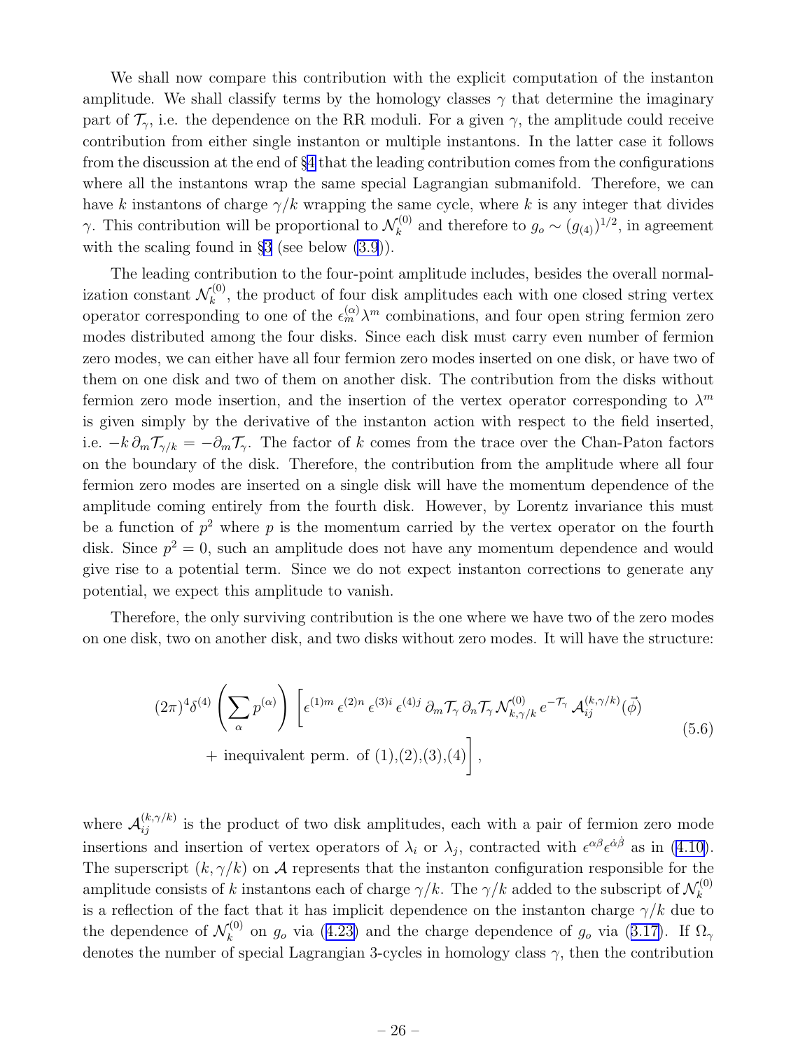We shall now compare this contribution with the explicit computation of the instanton amplitude. We shall classify terms by the homology classes $\gamma$ that determine the imaginary part of $\mathcal{T}_\gamma$, i.e. the dependence on the RR moduli. For a given $\gamma$, the amplitude could receive contribution from either single instanton or multiple instantons. In the latter case it follows from the discussion at the end of §4 that the leading contribution comes from the configurations where all the instantons wrap the same special Lagrangian submanifold. Therefore, we can have $k$ instantons of charge $\gamma/k$ wrapping the same cycle, where $k$ is any integer that divides $\gamma$. This contribution will be proportional to $\mathcal{N}_k^{(0)}$ and therefore to $g_o \sim (g_{(4)})^{1/2}$, in agreement with the scaling found in §3 (see below (3.9)).

The leading contribution to the four-point amplitude includes, besides the overall normalization constant $\mathcal{N}_k^{(0)}$, the product of four disk amplitudes each with one closed string vertex operator corresponding to one of the $\epsilon_m^{(\alpha)}\lambda^m$ combinations, and four open string fermion zero modes distributed among the four disks. Since each disk must carry even number of fermion zero modes, we can either have all four fermion zero modes inserted on one disk, or have two of them on one disk and two of them on another disk. The contribution from the disks without fermion zero mode insertion, and the insertion of the vertex operator corresponding to $\lambda^m$ is given simply by the derivative of the instanton action with respect to the field inserted, i.e. $-k\,\partial_m \mathcal{T}_{\gamma/k} = -\partial_m \mathcal{T}_\gamma$. The factor of $k$ comes from the trace over the Chan-Paton factors on the boundary of the disk. Therefore, the contribution from the amplitude where all four fermion zero modes are inserted on a single disk will have the momentum dependence of the amplitude coming entirely from the fourth disk. However, by Lorentz invariance this must be a function of $p^2$ where $p$ is the momentum carried by the vertex operator on the fourth disk. Since $p^2 = 0$, such an amplitude does not have any momentum dependence and would give rise to a potential term. Since we do not expect instanton corrections to generate any potential, we expect this amplitude to vanish.

Therefore, the only surviving contribution is the one where we have two of the zero modes on one disk, two on another disk, and two disks without zero modes. It will have the structure:

$$
\begin{aligned}
(2\pi)^4 \delta^{(4)}\left(\sum_\alpha p^{(\alpha)}\right) \Bigg[ & \epsilon^{(1)m}\,\epsilon^{(2)n}\,\epsilon^{(3)i}\,\epsilon^{(4)j}\,\partial_m \mathcal{T}_\gamma\,\partial_n \mathcal{T}_\gamma\,\mathcal{N}^{(0)}_{k,\gamma/k}\,e^{-\mathcal{T}_\gamma}\,\mathcal{A}^{(k,\gamma/k)}_{ij}(\vec{\phi}) \\
& + \text{inequivalent perm. of (1),(2),(3),(4)} \Bigg] ,
\end{aligned}
\tag{5.6}
$$

where $\mathcal{A}^{(k,\gamma/k)}_{ij}$ is the product of two disk amplitudes, each with a pair of fermion zero mode insertions and insertion of vertex operators of $\lambda_i$ or $\lambda_j$, contracted with $\epsilon^{\alpha\beta}\epsilon^{\dot\alpha\dot\beta}$ as in (4.10). The superscript $(k,\gamma/k)$ on $\mathcal{A}$ represents that the instanton configuration responsible for the amplitude consists of $k$ instantons each of charge $\gamma/k$. The $\gamma/k$ added to the subscript of $\mathcal{N}_k^{(0)}$ is a reflection of the fact that it has implicit dependence on the instanton charge $\gamma/k$ due to the dependence of $\mathcal{N}_k^{(0)}$ on $g_o$ via (4.23) and the charge dependence of $g_o$ via (3.17). If $\Omega_\gamma$ denotes the number of special Lagrangian 3-cycles in homology class $\gamma$, then the contribution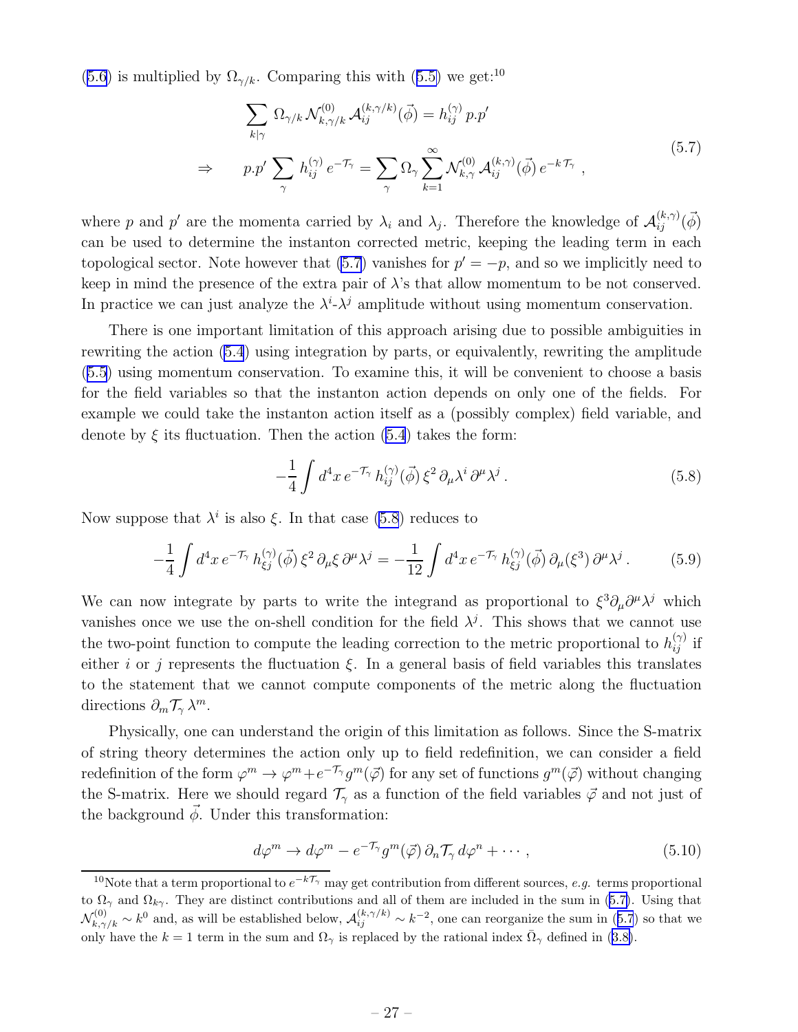(5.6) is multiplied by $\Omega_{\gamma/k}$. Comparing this with (5.5) we get:[10]

$$
\begin{aligned}
&\sum_{k|\gamma} \Omega_{\gamma/k}\, \mathcal{N}^{(0)}_{k,\gamma/k}\, \mathcal{A}^{(k,\gamma/k)}_{ij}(\vec{\phi}) = h^{(\gamma)}_{ij}\, p.p' \\
\Rightarrow \qquad & p.p' \sum_{\gamma} h^{(\gamma)}_{ij}\, e^{-\mathcal{T}_\gamma} = \sum_{\gamma} \Omega_\gamma \sum_{k=1}^{\infty} \mathcal{N}^{(0)}_{k,\gamma}\, \mathcal{A}^{(k,\gamma)}_{ij}(\vec{\phi})\, e^{-k\,\mathcal{T}_\gamma}\ ,
\end{aligned}
\tag{5.7}
$$

where $p$ and $p'$ are the momenta carried by $\lambda_i$ and $\lambda_j$. Therefore the knowledge of $\mathcal{A}^{(k,\gamma)}_{ij}(\vec{\phi})$ can be used to determine the instanton corrected metric, keeping the leading term in each topological sector. Note however that (5.7) vanishes for $p' = -p$, and so we implicitly need to keep in mind the presence of the extra pair of $\lambda$'s that allow momentum to be not conserved. In practice we can just analyze the $\lambda^i$-$\lambda^j$ amplitude without using momentum conservation.

There is one important limitation of this approach arising due to possible ambiguities in rewriting the action (5.4) using integration by parts, or equivalently, rewriting the amplitude (5.5) using momentum conservation. To examine this, it will be convenient to choose a basis for the field variables so that the instanton action depends on only one of the fields. For example we could take the instanton action itself as a (possibly complex) field variable, and denote by $\xi$ its fluctuation. Then the action (5.4) takes the form:

$$
-\frac{1}{4}\int d^4x\, e^{-\mathcal{T}_\gamma}\, h^{(\gamma)}_{ij}(\vec{\phi})\, \xi^2\, \partial_\mu\lambda^i\, \partial^\mu\lambda^j\,. \tag{5.8}
$$

Now suppose that $\lambda^i$ is also $\xi$. In that case (5.8) reduces to

$$
-\frac{1}{4}\int d^4x\, e^{-\mathcal{T}_\gamma}\, h^{(\gamma)}_{\xi j}(\vec{\phi})\, \xi^2\, \partial_\mu\xi\, \partial^\mu\lambda^j = -\frac{1}{12}\int d^4x\, e^{-\mathcal{T}_\gamma}\, h^{(\gamma)}_{\xi j}(\vec{\phi})\, \partial_\mu(\xi^3)\, \partial^\mu\lambda^j\,. \tag{5.9}
$$

We can now integrate by parts to write the integrand as proportional to $\xi^3\partial_\mu\partial^\mu\lambda^j$ which vanishes once we use the on-shell condition for the field $\lambda^j$. This shows that we cannot use the two-point function to compute the leading correction to the metric proportional to $h^{(\gamma)}_{ij}$ if either $i$ or $j$ represents the fluctuation $\xi$. In a general basis of field variables this translates to the statement that we cannot compute components of the metric along the fluctuation directions $\partial_m\mathcal{T}_\gamma\,\lambda^m$.

Physically, one can understand the origin of this limitation as follows. Since the S-matrix of string theory determines the action only up to field redefinition, we can consider a field redefinition of the form $\varphi^m \to \varphi^m + e^{-\mathcal{T}_\gamma} g^m(\vec{\varphi})$ for any set of functions $g^m(\vec{\varphi})$ without changing the S-matrix. Here we should regard $\mathcal{T}_\gamma$ as a function of the field variables $\vec{\varphi}$ and not just of the background $\vec{\phi}$. Under this transformation:

$$
d\varphi^m \to d\varphi^m - e^{-\mathcal{T}_\gamma} g^m(\vec{\varphi})\, \partial_n\mathcal{T}_\gamma\, d\varphi^n + \cdots\,, \tag{5.10}
$$

[10] Note that a term proportional to $e^{-k\mathcal{T}_\gamma}$ may get contribution from different sources, *e.g.* terms proportional to $\Omega_\gamma$ and $\Omega_{k\gamma}$. They are distinct contributions and all of them are included in the sum in (5.7). Using that $\mathcal{N}^{(0)}_{k,\gamma/k} \sim k^0$ and, as will be established below, $\mathcal{A}^{(k,\gamma/k)}_{ij} \sim k^{-2}$, one can reorganize the sum in (5.7) so that we only have the $k = 1$ term in the sum and $\Omega_\gamma$ is replaced by the rational index $\bar{\Omega}_\gamma$ defined in (3.8).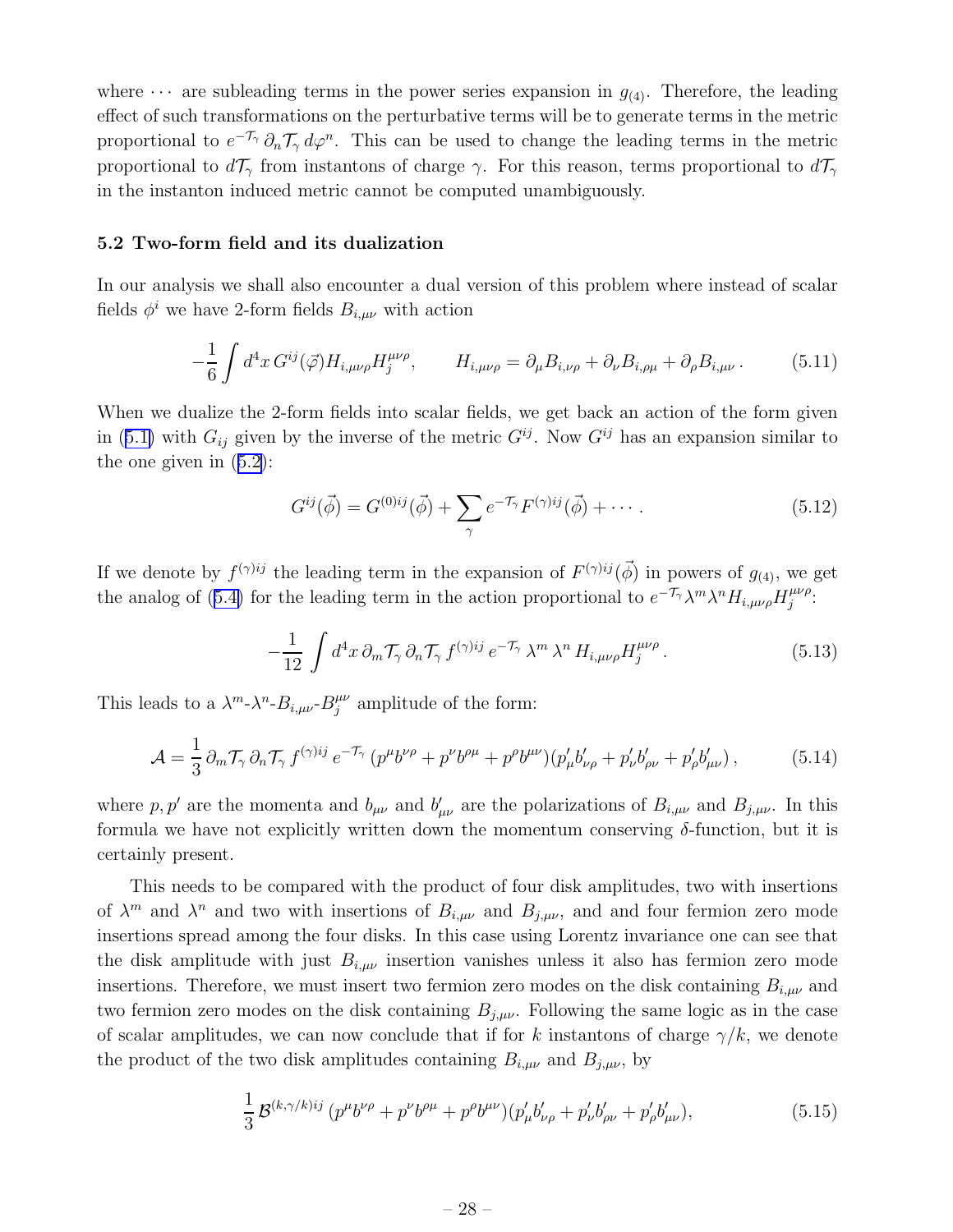where $\cdots$ are subleading terms in the power series expansion in $g_{(4)}$. Therefore, the leading effect of such transformations on the perturbative terms will be to generate terms in the metric proportional to $e^{-\mathcal{T}_\gamma}\,\partial_n\mathcal{T}_\gamma\, d\varphi^n$. This can be used to change the leading terms in the metric proportional to $d\mathcal{T}_\gamma$ from instantons of charge $\gamma$. For this reason, terms proportional to $d\mathcal{T}_\gamma$ in the instanton induced metric cannot be computed unambiguously.

### 5.2 Two-form field and its dualization

In our analysis we shall also encounter a dual version of this problem where instead of scalar fields $\phi^i$ we have 2-form fields $B_{i,\mu\nu}$ with action

$$-\frac{1}{6}\int d^4x\, G^{ij}(\vec{\varphi}) H_{i,\mu\nu\rho} H_j^{\mu\nu\rho}, \qquad H_{i,\mu\nu\rho} = \partial_\mu B_{i,\nu\rho} + \partial_\nu B_{i,\rho\mu} + \partial_\rho B_{i,\mu\nu}\,. \tag{5.11}$$

When we dualize the 2-form fields into scalar fields, we get back an action of the form given in (5.1) with $G_{ij}$ given by the inverse of the metric $G^{ij}$. Now $G^{ij}$ has an expansion similar to the one given in (5.2):

$$G^{ij}(\vec{\phi}) = G^{(0)ij}(\vec{\phi}) + \sum_\gamma e^{-\mathcal{T}_\gamma} F^{(\gamma)ij}(\vec{\phi}) + \cdots\,. \tag{5.12}$$

If we denote by $f^{(\gamma)ij}$ the leading term in the expansion of $F^{(\gamma)ij}(\vec{\phi})$ in powers of $g_{(4)}$, we get the analog of (5.4) for the leading term in the action proportional to $e^{-\mathcal{T}_\gamma}\lambda^m\lambda^n H_{i,\mu\nu\rho}H_j^{\mu\nu\rho}$:

$$-\frac{1}{12}\int d^4x\, \partial_m\mathcal{T}_\gamma\, \partial_n\mathcal{T}_\gamma\, f^{(\gamma)ij}\, e^{-\mathcal{T}_\gamma}\, \lambda^m\, \lambda^n\, H_{i,\mu\nu\rho}H_j^{\mu\nu\rho}\,. \tag{5.13}$$

This leads to a $\lambda^m$-$\lambda^n$-$B_{i,\mu\nu}$-$B_j^{\mu\nu}$ amplitude of the form:

$$\mathcal{A} = \frac{1}{3}\,\partial_m\mathcal{T}_\gamma\, \partial_n\mathcal{T}_\gamma\, f^{(\gamma)ij}\, e^{-\mathcal{T}_\gamma}\, (p^\mu b^{\nu\rho} + p^\nu b^{\rho\mu} + p^\rho b^{\mu\nu})(p'_\mu b'_{\nu\rho} + p'_\nu b'_{\rho\nu} + p'_\rho b'_{\mu\nu})\,, \tag{5.14}$$

where $p, p'$ are the momenta and $b_{\mu\nu}$ and $b'_{\mu\nu}$ are the polarizations of $B_{i,\mu\nu}$ and $B_{j,\mu\nu}$. In this formula we have not explicitly written down the momentum conserving $\delta$-function, but it is certainly present.

This needs to be compared with the product of four disk amplitudes, two with insertions of $\lambda^m$ and $\lambda^n$ and two with insertions of $B_{i,\mu\nu}$ and $B_{j,\mu\nu}$, and and four fermion zero mode insertions spread among the four disks. In this case using Lorentz invariance one can see that the disk amplitude with just $B_{i,\mu\nu}$ insertion vanishes unless it also has fermion zero mode insertions. Therefore, we must insert two fermion zero modes on the disk containing $B_{i,\mu\nu}$ and two fermion zero modes on the disk containing $B_{j,\mu\nu}$. Following the same logic as in the case of scalar amplitudes, we can now conclude that if for $k$ instantons of charge $\gamma/k$, we denote the product of the two disk amplitudes containing $B_{i,\mu\nu}$ and $B_{j,\mu\nu}$, by

$$\frac{1}{3}\,\mathcal{B}^{(k,\gamma/k)ij}\,(p^\mu b^{\nu\rho} + p^\nu b^{\rho\mu} + p^\rho b^{\mu\nu})(p'_\mu b'_{\nu\rho} + p'_\nu b'_{\rho\nu} + p'_\rho b'_{\mu\nu}), \tag{5.15}$$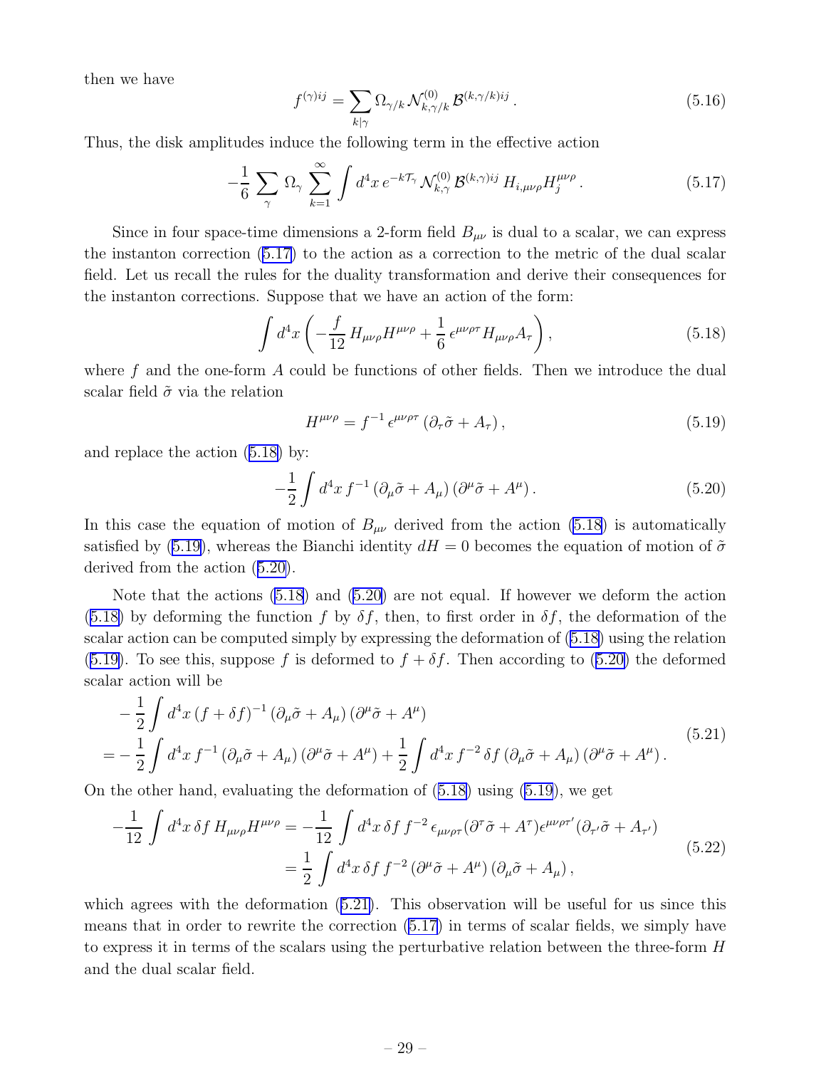then we have

$$f^{(\gamma)ij} = \sum_{k|\gamma} \Omega_{\gamma/k} \, \mathcal{N}^{(0)}_{k,\gamma/k} \, \mathcal{B}^{(k,\gamma/k)ij} \,. \tag{5.16}$$

Thus, the disk amplitudes induce the following term in the effective action

$$-\frac{1}{6} \sum_{\gamma} \Omega_{\gamma} \sum_{k=1}^{\infty} \int d^4x \, e^{-k\mathcal{T}_{\gamma}} \mathcal{N}^{(0)}_{k,\gamma} \, \mathcal{B}^{(k,\gamma)ij} \, H_{i,\mu\nu\rho} H_j^{\mu\nu\rho} \,. \tag{5.17}$$

Since in four space-time dimensions a 2-form field $B_{\mu\nu}$ is dual to a scalar, we can express the instanton correction (5.17) to the action as a correction to the metric of the dual scalar field. Let us recall the rules for the duality transformation and derive their consequences for the instanton corrections. Suppose that we have an action of the form:

$$\int d^4x \left( -\frac{f}{12} \, H_{\mu\nu\rho} H^{\mu\nu\rho} + \frac{1}{6} \, \epsilon^{\mu\nu\rho\tau} H_{\mu\nu\rho} A_{\tau} \right), \tag{5.18}$$

where $f$ and the one-form $A$ could be functions of other fields. Then we introduce the dual scalar field $\tilde{\sigma}$ via the relation

$$H^{\mu\nu\rho} = f^{-1} \, \epsilon^{\mu\nu\rho\tau} \left( \partial_{\tau} \tilde{\sigma} + A_{\tau} \right), \tag{5.19}$$

and replace the action (5.18) by:

$$-\frac{1}{2} \int d^4x \, f^{-1} \left( \partial_{\mu} \tilde{\sigma} + A_{\mu} \right) \left( \partial^{\mu} \tilde{\sigma} + A^{\mu} \right). \tag{5.20}$$

In this case the equation of motion of $B_{\mu\nu}$ derived from the action (5.18) is automatically satisfied by (5.19), whereas the Bianchi identity $dH = 0$ becomes the equation of motion of $\tilde{\sigma}$ derived from the action (5.20).

Note that the actions (5.18) and (5.20) are not equal. If however we deform the action (5.18) by deforming the function $f$ by $\delta f$, then, to first order in $\delta f$, the deformation of the scalar action can be computed simply by expressing the deformation of (5.18) using the relation (5.19). To see this, suppose $f$ is deformed to $f + \delta f$. Then according to (5.20) the deformed scalar action will be

$$\begin{aligned} &-\frac{1}{2} \int d^4x \, (f + \delta f)^{-1} \left( \partial_{\mu} \tilde{\sigma} + A_{\mu} \right) \left( \partial^{\mu} \tilde{\sigma} + A^{\mu} \right) \\ &= -\frac{1}{2} \int d^4x \, f^{-1} \left( \partial_{\mu} \tilde{\sigma} + A_{\mu} \right) \left( \partial^{\mu} \tilde{\sigma} + A^{\mu} \right) + \frac{1}{2} \int d^4x \, f^{-2} \, \delta f \left( \partial_{\mu} \tilde{\sigma} + A_{\mu} \right) \left( \partial^{\mu} \tilde{\sigma} + A^{\mu} \right). \end{aligned} \tag{5.21}$$

On the other hand, evaluating the deformation of (5.18) using (5.19), we get

$$\begin{aligned} -\frac{1}{12} \int d^4x \, \delta f \, H_{\mu\nu\rho} H^{\mu\nu\rho} &= -\frac{1}{12} \int d^4x \, \delta f \, f^{-2} \, \epsilon_{\mu\nu\rho\tau} (\partial^{\tau} \tilde{\sigma} + A^{\tau}) \epsilon^{\mu\nu\rho\tau'} (\partial_{\tau'} \tilde{\sigma} + A_{\tau'}) \\ &= \frac{1}{2} \int d^4x \, \delta f \, f^{-2} \left( \partial^{\mu} \tilde{\sigma} + A^{\mu} \right) \left( \partial_{\mu} \tilde{\sigma} + A_{\mu} \right), \end{aligned} \tag{5.22}$$

which agrees with the deformation (5.21). This observation will be useful for us since this means that in order to rewrite the correction (5.17) in terms of scalar fields, we simply have to express it in terms of the scalars using the perturbative relation between the three-form $H$ and the dual scalar field.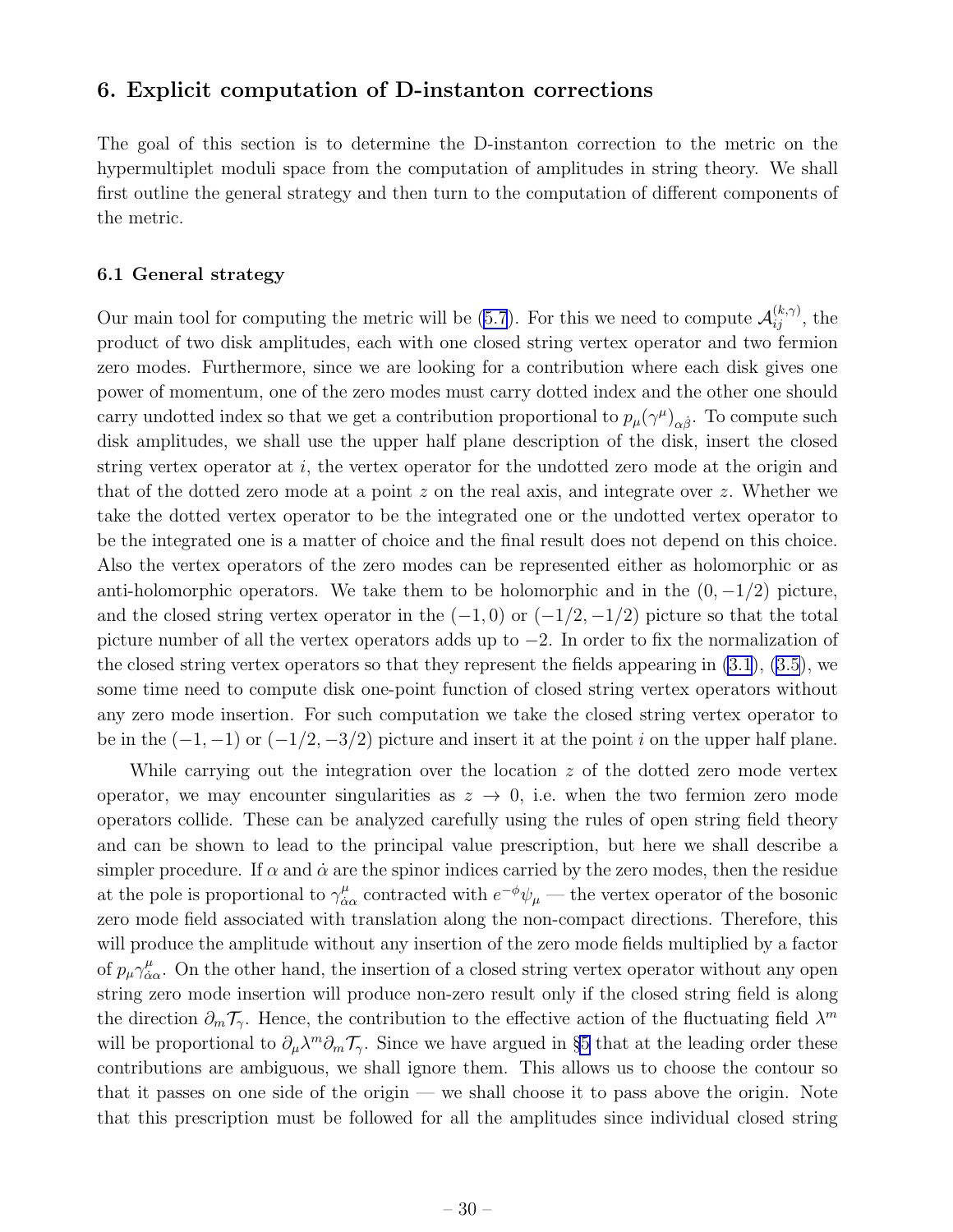## 6. Explicit computation of D-instanton corrections

The goal of this section is to determine the D-instanton correction to the metric on the hypermultiplet moduli space from the computation of amplitudes in string theory. We shall first outline the general strategy and then turn to the computation of different components of the metric.

### 6.1 General strategy

Our main tool for computing the metric will be (5.7). For this we need to compute $\mathcal{A}_{ij}^{(k,\gamma)}$, the product of two disk amplitudes, each with one closed string vertex operator and two fermion zero modes. Furthermore, since we are looking for a contribution where each disk gives one power of momentum, one of the zero modes must carry dotted index and the other one should carry undotted index so that we get a contribution proportional to $p_\mu(\gamma^\mu)_{\alpha\dot\beta}$. To compute such disk amplitudes, we shall use the upper half plane description of the disk, insert the closed string vertex operator at $i$, the vertex operator for the undotted zero mode at the origin and that of the dotted zero mode at a point $z$ on the real axis, and integrate over $z$. Whether we take the dotted vertex operator to be the integrated one or the undotted vertex operator to be the integrated one is a matter of choice and the final result does not depend on this choice. Also the vertex operators of the zero modes can be represented either as holomorphic or as anti-holomorphic operators. We take them to be holomorphic and in the $(0,-1/2)$ picture, and the closed string vertex operator in the $(-1,0)$ or $(-1/2,-1/2)$ picture so that the total picture number of all the vertex operators adds up to $-2$. In order to fix the normalization of the closed string vertex operators so that they represent the fields appearing in (3.1), (3.5), we some time need to compute disk one-point function of closed string vertex operators without any zero mode insertion. For such computation we take the closed string vertex operator to be in the $(-1,-1)$ or $(-1/2,-3/2)$ picture and insert it at the point $i$ on the upper half plane.

While carrying out the integration over the location $z$ of the dotted zero mode vertex operator, we may encounter singularities as $z\to 0$, i.e. when the two fermion zero mode operators collide. These can be analyzed carefully using the rules of open string field theory and can be shown to lead to the principal value prescription, but here we shall describe a simpler procedure. If $\alpha$ and $\dot\alpha$ are the spinor indices carried by the zero modes, then the residue at the pole is proportional to $\gamma^\mu_{\dot\alpha\alpha}$ contracted with $e^{-\phi}\psi_\mu$ — the vertex operator of the bosonic zero mode field associated with translation along the non-compact directions. Therefore, this will produce the amplitude without any insertion of the zero mode fields multiplied by a factor of $p_\mu\gamma^\mu_{\dot\alpha\alpha}$. On the other hand, the insertion of a closed string vertex operator without any open string zero mode insertion will produce non-zero result only if the closed string field is along the direction $\partial_m\mathcal{T}_\gamma$. Hence, the contribution to the effective action of the fluctuating field $\lambda^m$ will be proportional to $\partial_\mu\lambda^m\partial_m\mathcal{T}_\gamma$. Since we have argued in §5 that at the leading order these contributions are ambiguous, we shall ignore them. This allows us to choose the contour so that it passes on one side of the origin — we shall choose it to pass above the origin. Note that this prescription must be followed for all the amplitudes since individual closed string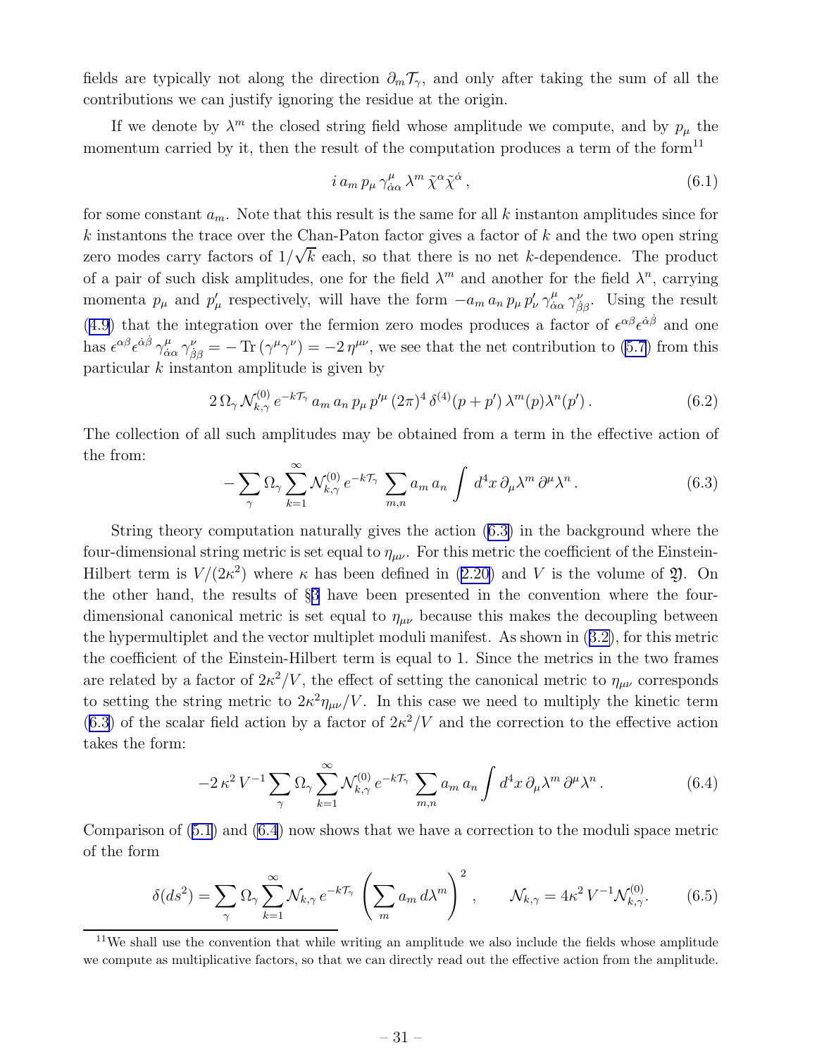fields are typically not along the direction $\partial_m \mathcal{T}_\gamma$, and only after taking the sum of all the contributions we can justify ignoring the residue at the origin.

If we denote by $\lambda^m$ the closed string field whose amplitude we compute, and by $p_\mu$ the momentum carried by it, then the result of the computation produces a term of the form[11]

$$i\, a_m\, p_\mu\, \gamma^\mu_{\dot\alpha\alpha}\, \lambda^m\, \tilde\chi^\alpha \tilde\chi^{\dot\alpha}\,, \tag{6.1}$$

for some constant $a_m$. Note that this result is the same for all $k$ instanton amplitudes since for $k$ instantons the trace over the Chan-Paton factor gives a factor of $k$ and the two open string zero modes carry factors of $1/\sqrt{k}$ each, so that there is no net $k$-dependence. The product of a pair of such disk amplitudes, one for the field $\lambda^m$ and another for the field $\lambda^n$, carrying momenta $p_\mu$ and $p'_\mu$ respectively, will have the form $-a_m\, a_n\, p_\mu\, p'_\nu\, \gamma^\mu_{\dot\alpha\alpha}\, \gamma^\nu_{\dot\beta\beta}$. Using the result (4.9) that the integration over the fermion zero modes produces a factor of $\epsilon^{\alpha\beta}\epsilon^{\dot\alpha\dot\beta}$ and one has $\epsilon^{\alpha\beta}\epsilon^{\dot\alpha\dot\beta}\, \gamma^\mu_{\dot\alpha\alpha}\, \gamma^\nu_{\dot\beta\beta} = -\,\mathrm{Tr}\,(\gamma^\mu\gamma^\nu) = -2\,\eta^{\mu\nu}$, we see that the net contribution to (5.7) from this particular $k$ instanton amplitude is given by

$$2\,\Omega_\gamma\, \mathcal{N}^{(0)}_{k,\gamma}\, e^{-k\mathcal{T}_\gamma}\, a_m\, a_n\, p_\mu\, p'^\mu\, (2\pi)^4\, \delta^{(4)}(p+p')\, \lambda^m(p)\lambda^n(p')\,. \tag{6.2}$$

The collection of all such amplitudes may be obtained from a term in the effective action of the from:

$$-\sum_\gamma \Omega_\gamma \sum_{k=1}^\infty \mathcal{N}^{(0)}_{k,\gamma}\, e^{-k\mathcal{T}_\gamma} \sum_{m,n} a_m\, a_n \int d^4x\, \partial_\mu\lambda^m\, \partial^\mu\lambda^n\,. \tag{6.3}$$

String theory computation naturally gives the action (6.3) in the background where the four-dimensional string metric is set equal to $\eta_{\mu\nu}$. For this metric the coefficient of the Einstein-Hilbert term is $V/(2\kappa^2)$ where $\kappa$ has been defined in (2.20) and $V$ is the volume of $\mathfrak{Y}$. On the other hand, the results of §3 have been presented in the convention where the four-dimensional canonical metric is set equal to $\eta_{\mu\nu}$ because this makes the decoupling between the hypermultiplet and the vector multiplet moduli manifest. As shown in (3.2), for this metric the coefficient of the Einstein-Hilbert term is equal to 1. Since the metrics in the two frames are related by a factor of $2\kappa^2/V$, the effect of setting the canonical metric to $\eta_{\mu\nu}$ corresponds to setting the string metric to $2\kappa^2\eta_{\mu\nu}/V$. In this case we need to multiply the kinetic term (6.3) of the scalar field action by a factor of $2\kappa^2/V$ and the correction to the effective action takes the form:

$$-2\,\kappa^2\, V^{-1} \sum_\gamma \Omega_\gamma \sum_{k=1}^\infty \mathcal{N}^{(0)}_{k,\gamma}\, e^{-k\mathcal{T}_\gamma} \sum_{m,n} a_m\, a_n \int d^4x\, \partial_\mu\lambda^m\, \partial^\mu\lambda^n\,. \tag{6.4}$$

Comparison of (5.1) and (6.4) now shows that we have a correction to the moduli space metric of the form

$$\delta(ds^2) = \sum_\gamma \Omega_\gamma \sum_{k=1}^\infty \mathcal{N}_{k,\gamma}\, e^{-k\mathcal{T}_\gamma} \left(\sum_m a_m\, d\lambda^m\right)^2\,, \qquad \mathcal{N}_{k,\gamma} = 4\kappa^2\, V^{-1}\mathcal{N}^{(0)}_{k,\gamma}. \tag{6.5}$$

[11] We shall use the convention that while writing an amplitude we also include the fields whose amplitude we compute as multiplicative factors, so that we can directly read out the effective action from the amplitude.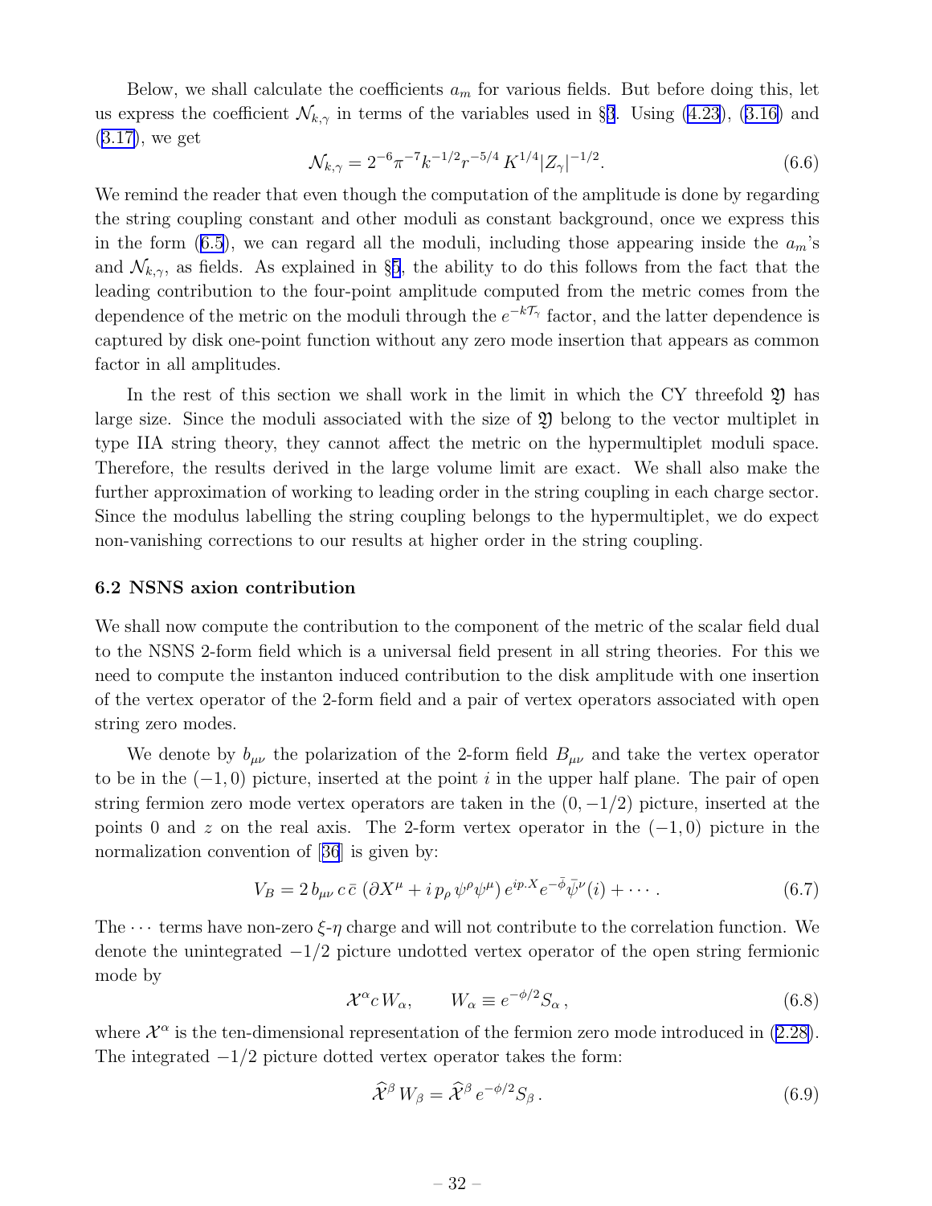Below, we shall calculate the coefficients $a_m$ for various fields. But before doing this, let us express the coefficient $\mathcal{N}_{k,\gamma}$ in terms of the variables used in §3. Using (4.23), (3.16) and (3.17), we get

$$\mathcal{N}_{k,\gamma} = 2^{-6}\pi^{-7}k^{-1/2}r^{-5/4}\,K^{1/4}|Z_\gamma|^{-1/2}. \tag{6.6}$$

We remind the reader that even though the computation of the amplitude is done by regarding the string coupling constant and other moduli as constant background, once we express this in the form (6.5), we can regard all the moduli, including those appearing inside the $a_m$'s and $\mathcal{N}_{k,\gamma}$, as fields. As explained in §5, the ability to do this follows from the fact that the leading contribution to the four-point amplitude computed from the metric comes from the dependence of the metric on the moduli through the $e^{-k\mathcal{T}_\gamma}$ factor, and the latter dependence is captured by disk one-point function without any zero mode insertion that appears as common factor in all amplitudes.

In the rest of this section we shall work in the limit in which the CY threefold $\mathfrak{Y}$ has large size. Since the moduli associated with the size of $\mathfrak{Y}$ belong to the vector multiplet in type IIA string theory, they cannot affect the metric on the hypermultiplet moduli space. Therefore, the results derived in the large volume limit are exact. We shall also make the further approximation of working to leading order in the string coupling in each charge sector. Since the modulus labelling the string coupling belongs to the hypermultiplet, we do expect non-vanishing corrections to our results at higher order in the string coupling.

### 6.2 NSNS axion contribution

We shall now compute the contribution to the component of the metric of the scalar field dual to the NSNS 2-form field which is a universal field present in all string theories. For this we need to compute the instanton induced contribution to the disk amplitude with one insertion of the vertex operator of the 2-form field and a pair of vertex operators associated with open string zero modes.

We denote by $b_{\mu\nu}$ the polarization of the 2-form field $B_{\mu\nu}$ and take the vertex operator to be in the $(-1,0)$ picture, inserted at the point $i$ in the upper half plane. The pair of open string fermion zero mode vertex operators are taken in the $(0,-1/2)$ picture, inserted at the points 0 and $z$ on the real axis. The 2-form vertex operator in the $(-1,0)$ picture in the normalization convention of [36] is given by:

$$V_B = 2\,b_{\mu\nu}\,c\,\bar{c}\,(\partial X^\mu + i\,p_\rho\,\psi^\rho\psi^\mu)\,e^{ip.X}e^{-\bar{\phi}}\bar{\psi}^\nu(i) + \cdots\,. \tag{6.7}$$

The $\cdots$ terms have non-zero $\xi$-$\eta$ charge and will not contribute to the correlation function. We denote the unintegrated $-1/2$ picture undotted vertex operator of the open string fermionic mode by

$$\mathcal{X}^\alpha c\,W_\alpha, \qquad W_\alpha \equiv e^{-\phi/2}S_\alpha\,, \tag{6.8}$$

where $\mathcal{X}^\alpha$ is the ten-dimensional representation of the fermion zero mode introduced in (2.28). The integrated $-1/2$ picture dotted vertex operator takes the form:

$$\widehat{\mathcal{X}}^\beta\,W_\beta = \widehat{\mathcal{X}}^\beta\,e^{-\phi/2}S_\beta\,. \tag{6.9}$$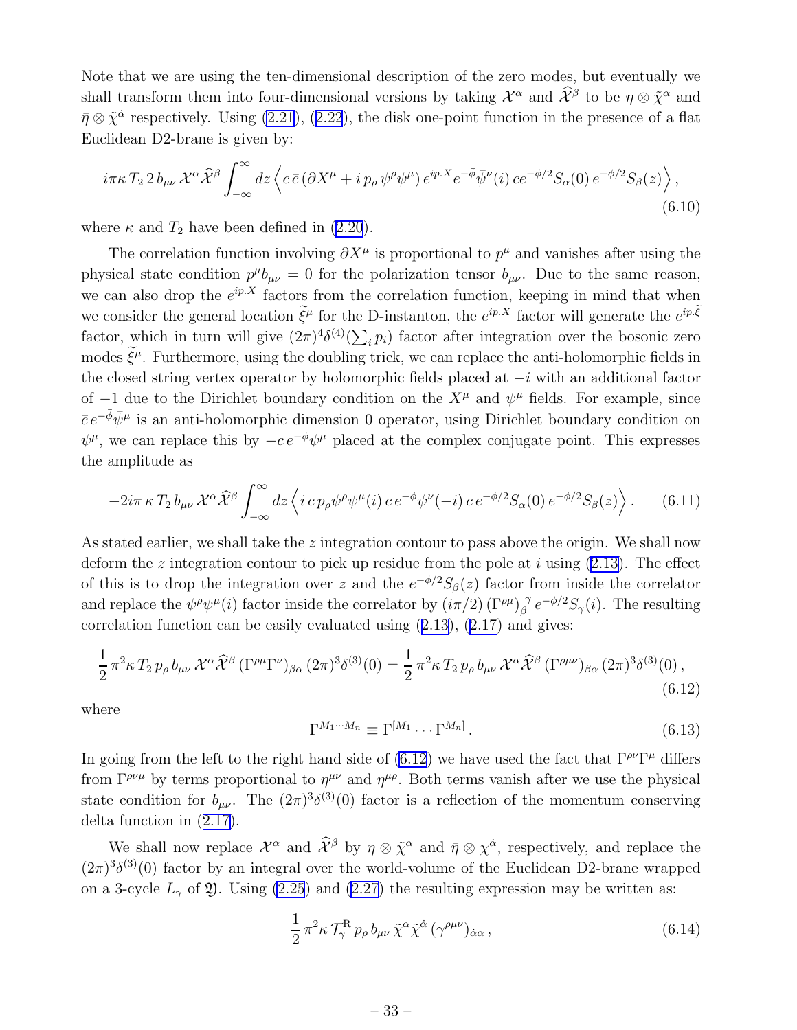Note that we are using the ten-dimensional description of the zero modes, but eventually we shall transform them into four-dimensional versions by taking $\mathcal{X}^\alpha$ and $\widehat{\mathcal{X}}^\beta$ to be $\eta \otimes \tilde{\chi}^\alpha$ and $\bar{\eta} \otimes \tilde{\chi}^{\dot{\alpha}}$ respectively. Using (2.21), (2.22), the disk one-point function in the presence of a flat Euclidean D2-brane is given by:

$$
i\pi\kappa\, T_2\, 2\, b_{\mu\nu}\, \mathcal{X}^\alpha \widehat{\mathcal{X}}^\beta \int_{-\infty}^{\infty} dz \left\langle c\,\bar{c}\,(\partial X^\mu + i\, p_\rho\, \psi^\rho \psi^\mu)\, e^{ip.X} e^{-\bar{\phi}} \bar{\psi}^\nu(i)\, c e^{-\phi/2} S_\alpha(0)\, e^{-\phi/2} S_\beta(z) \right\rangle , \tag{6.10}
$$

where $\kappa$ and $T_2$ have been defined in (2.20).

The correlation function involving $\partial X^\mu$ is proportional to $p^\mu$ and vanishes after using the physical state condition $p^\mu b_{\mu\nu} = 0$ for the polarization tensor $b_{\mu\nu}$. Due to the same reason, we can also drop the $e^{ip.X}$ factors from the correlation function, keeping in mind that when we consider the general location $\widetilde{\xi}^\mu$ for the D-instanton, the $e^{ip.X}$ factor will generate the $e^{ip.\widetilde{\xi}}$ factor, which in turn will give $(2\pi)^4 \delta^{(4)}(\sum_i p_i)$ factor after integration over the bosonic zero modes $\widetilde{\xi}^\mu$. Furthermore, using the doubling trick, we can replace the anti-holomorphic fields in the closed string vertex operator by holomorphic fields placed at $-i$ with an additional factor of $-1$ due to the Dirichlet boundary condition on the $X^\mu$ and $\psi^\mu$ fields. For example, since $\bar{c}\, e^{-\bar{\phi}} \bar{\psi}^\mu$ is an anti-holomorphic dimension 0 operator, using Dirichlet boundary condition on $\psi^\mu$, we can replace this by $-c\, e^{-\phi} \psi^\mu$ placed at the complex conjugate point. This expresses the amplitude as

$$
-2i\pi\, \kappa\, T_2\, b_{\mu\nu}\, \mathcal{X}^\alpha \widehat{\mathcal{X}}^\beta \int_{-\infty}^{\infty} dz \left\langle i\, c\, p_\rho \psi^\rho \psi^\mu(i)\, c\, e^{-\phi} \psi^\nu(-i)\, c\, e^{-\phi/2} S_\alpha(0)\, e^{-\phi/2} S_\beta(z) \right\rangle . \tag{6.11}
$$

As stated earlier, we shall take the $z$ integration contour to pass above the origin. We shall now deform the $z$ integration contour to pick up residue from the pole at $i$ using (2.13). The effect of this is to drop the integration over $z$ and the $e^{-\phi/2} S_\beta(z)$ factor from inside the correlator and replace the $\psi^\rho \psi^\mu(i)$ factor inside the correlator by $(i\pi/2)\, (\Gamma^{\rho\mu})_\beta^{\ \gamma}\, e^{-\phi/2} S_\gamma(i)$. The resulting correlation function can be easily evaluated using (2.13), (2.17) and gives:

$$
\frac{1}{2}\, \pi^2 \kappa\, T_2\, p_\rho\, b_{\mu\nu}\, \mathcal{X}^\alpha \widehat{\mathcal{X}}^\beta\, (\Gamma^{\rho\mu} \Gamma^\nu)_{\beta\alpha}\, (2\pi)^3 \delta^{(3)}(0) = \frac{1}{2}\, \pi^2 \kappa\, T_2\, p_\rho\, b_{\mu\nu}\, \mathcal{X}^\alpha \widehat{\mathcal{X}}^\beta\, (\Gamma^{\rho\mu\nu})_{\beta\alpha}\, (2\pi)^3 \delta^{(3)}(0)\, , \tag{6.12}
$$

where

$$
\Gamma^{M_1 \cdots M_n} \equiv \Gamma^{[M_1} \cdots \Gamma^{M_n]}\, . \tag{6.13}
$$

In going from the left to the right hand side of (6.12) we have used the fact that $\Gamma^{\rho\nu}\Gamma^\mu$ differs from $\Gamma^{\rho\nu\mu}$ by terms proportional to $\eta^{\mu\nu}$ and $\eta^{\mu\rho}$. Both terms vanish after we use the physical state condition for $b_{\mu\nu}$. The $(2\pi)^3 \delta^{(3)}(0)$ factor is a reflection of the momentum conserving delta function in (2.17).

We shall now replace $\mathcal{X}^\alpha$ and $\widehat{\mathcal{X}}^\beta$ by $\eta \otimes \tilde{\chi}^\alpha$ and $\bar{\eta} \otimes \chi^{\dot{\alpha}}$, respectively, and replace the $(2\pi)^3 \delta^{(3)}(0)$ factor by an integral over the world-volume of the Euclidean D2-brane wrapped on a 3-cycle $L_\gamma$ of $\mathfrak{Y}$. Using (2.25) and (2.27) the resulting expression may be written as:

$$
\frac{1}{2}\, \pi^2 \kappa\, \mathcal{T}^{\rm R}_\gamma\, p_\rho\, b_{\mu\nu}\, \tilde{\chi}^\alpha \tilde{\chi}^{\dot{\alpha}}\, (\gamma^{\rho\mu\nu})_{\dot{\alpha}\alpha}\, , \tag{6.14}
$$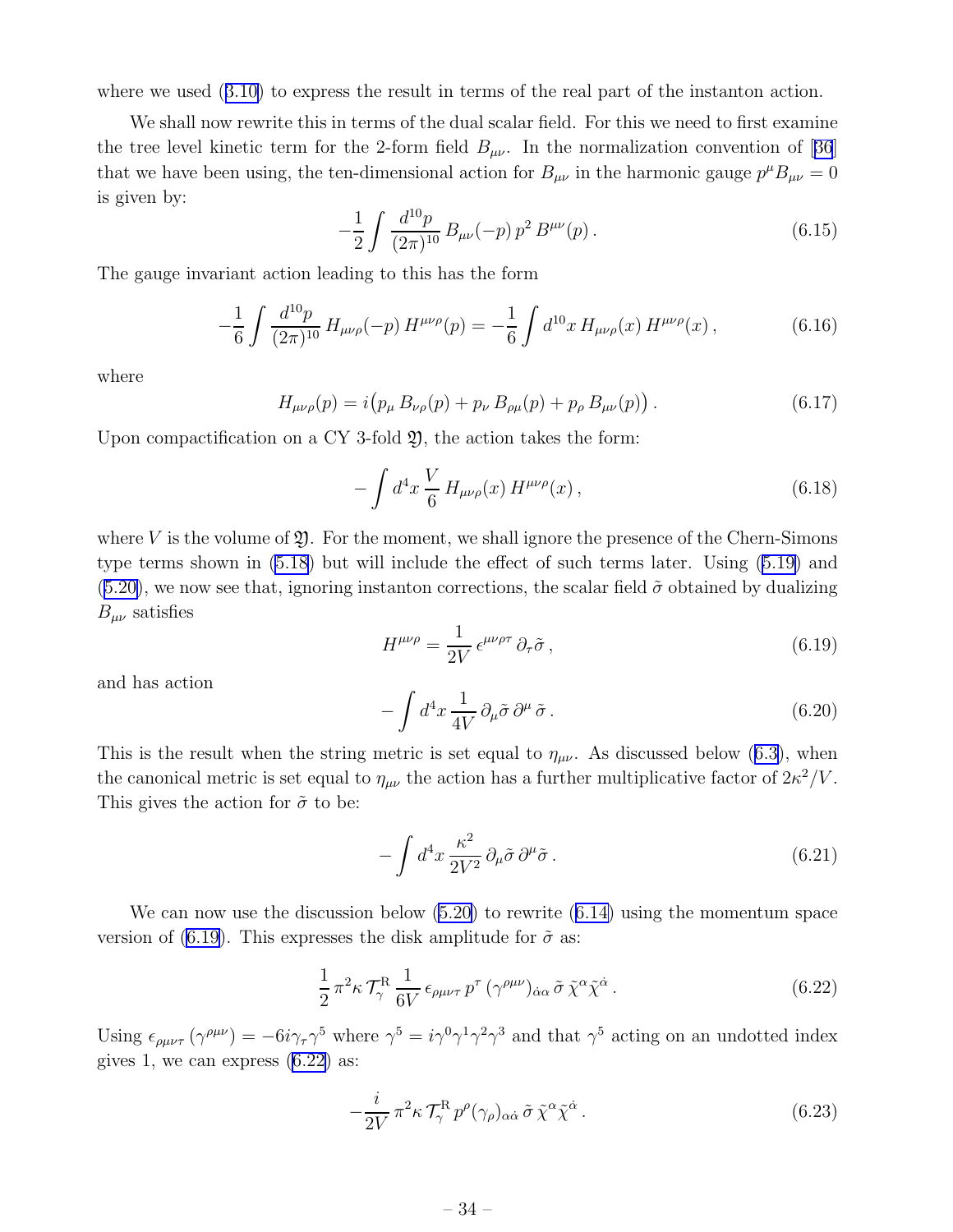where we used (3.10) to express the result in terms of the real part of the instanton action.

We shall now rewrite this in terms of the dual scalar field. For this we need to first examine the tree level kinetic term for the 2-form field $B_{\mu\nu}$. In the normalization convention of [36] that we have been using, the ten-dimensional action for $B_{\mu\nu}$ in the harmonic gauge $p^\mu B_{\mu\nu} = 0$ is given by:

$$-\frac{1}{2}\int \frac{d^{10}p}{(2\pi)^{10}}\, B_{\mu\nu}(-p)\, p^2\, B^{\mu\nu}(p)\,. \tag{6.15}$$

The gauge invariant action leading to this has the form

$$-\frac{1}{6}\int \frac{d^{10}p}{(2\pi)^{10}}\, H_{\mu\nu\rho}(-p)\, H^{\mu\nu\rho}(p) = -\frac{1}{6}\int d^{10}x\, H_{\mu\nu\rho}(x)\, H^{\mu\nu\rho}(x)\,, \tag{6.16}$$

where

$$H_{\mu\nu\rho}(p) = i\big(p_\mu\, B_{\nu\rho}(p) + p_\nu\, B_{\rho\mu}(p) + p_\rho\, B_{\mu\nu}(p)\big)\,. \tag{6.17}$$

Upon compactification on a CY 3-fold $\mathfrak{Y}$, the action takes the form:

$$-\int d^4x\, \frac{V}{6}\, H_{\mu\nu\rho}(x)\, H^{\mu\nu\rho}(x)\,, \tag{6.18}$$

where $V$ is the volume of $\mathfrak{Y}$. For the moment, we shall ignore the presence of the Chern-Simons type terms shown in (5.18) but will include the effect of such terms later. Using (5.19) and (5.20), we now see that, ignoring instanton corrections, the scalar field $\tilde\sigma$ obtained by dualizing $B_{\mu\nu}$ satisfies

$$H^{\mu\nu\rho} = \frac{1}{2V}\,\epsilon^{\mu\nu\rho\tau}\,\partial_\tau\tilde\sigma\,, \tag{6.19}$$

and has action

$$-\int d^4x\, \frac{1}{4V}\,\partial_\mu\tilde\sigma\,\partial^\mu\,\tilde\sigma\,. \tag{6.20}$$

This is the result when the string metric is set equal to $\eta_{\mu\nu}$. As discussed below (6.3), when the canonical metric is set equal to $\eta_{\mu\nu}$ the action has a further multiplicative factor of $2\kappa^2/V$. This gives the action for $\tilde\sigma$ to be:

$$-\int d^4x\, \frac{\kappa^2}{2V^2}\,\partial_\mu\tilde\sigma\,\partial^\mu\tilde\sigma\,. \tag{6.21}$$

We can now use the discussion below (5.20) to rewrite (6.14) using the momentum space version of (6.19). This expresses the disk amplitude for $\tilde\sigma$ as:

$$\frac{1}{2}\,\pi^2\kappa\,\mathcal{T}^{\rm R}_\gamma\,\frac{1}{6V}\,\epsilon_{\rho\mu\nu\tau}\,p^\tau\,(\gamma^{\rho\mu\nu})_{\dot\alpha\alpha}\,\tilde\sigma\,\tilde\chi^\alpha\tilde\chi^{\dot\alpha}\,. \tag{6.22}$$

Using $\epsilon_{\rho\mu\nu\tau}\,(\gamma^{\rho\mu\nu}) = -6i\gamma_\tau\gamma^5$ where $\gamma^5 = i\gamma^0\gamma^1\gamma^2\gamma^3$ and that $\gamma^5$ acting on an undotted index gives 1, we can express (6.22) as:

$$-\frac{i}{2V}\,\pi^2\kappa\,\mathcal{T}^{\rm R}_\gamma\,p^\rho(\gamma_\rho)_{\alpha\dot\alpha}\,\tilde\sigma\,\tilde\chi^\alpha\tilde\chi^{\dot\alpha}\,. \tag{6.23}$$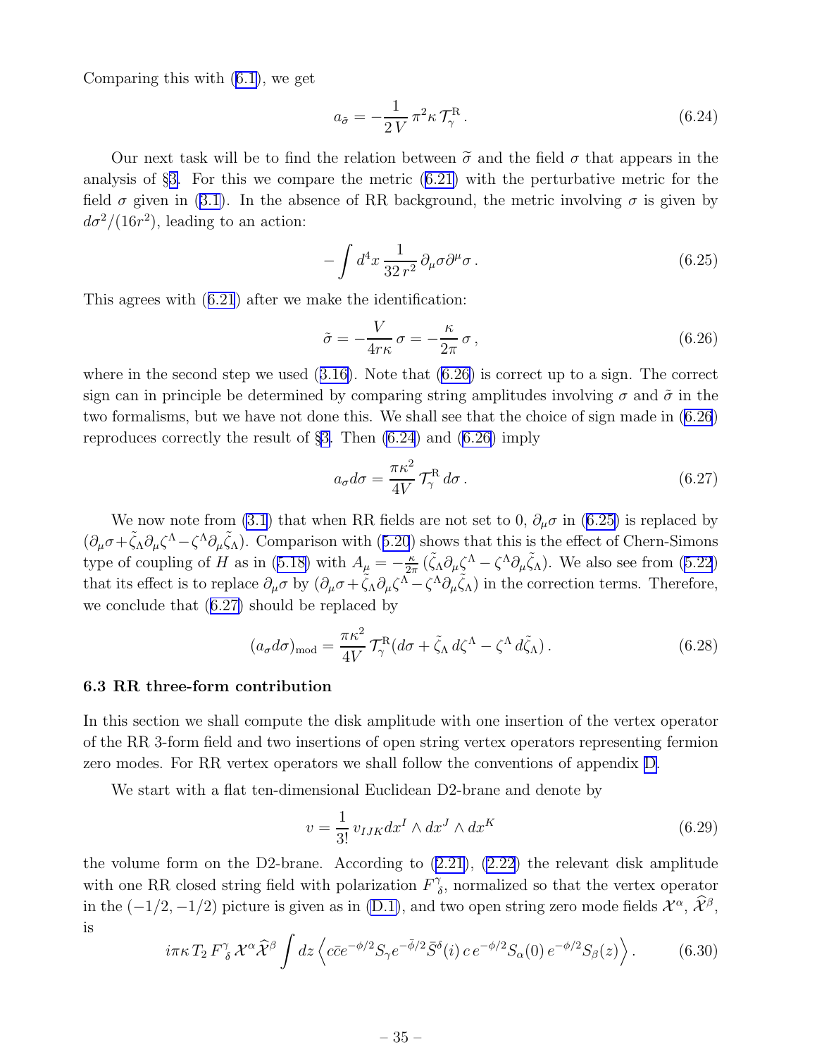Comparing this with (6.1), we get

$$a_{\tilde{\sigma}} = -\frac{1}{2\,V}\,\pi^2\kappa\,\mathcal{T}_\gamma^{\rm R}\,. \tag{6.24}$$

Our next task will be to find the relation between $\widetilde{\sigma}$ and the field $\sigma$ that appears in the analysis of §3. For this we compare the metric (6.21) with the perturbative metric for the field $\sigma$ given in (3.1). In the absence of RR background, the metric involving $\sigma$ is given by $d\sigma^2/(16r^2)$, leading to an action:

$$-\int d^4x\,\frac{1}{32\,r^2}\,\partial_\mu\sigma\partial^\mu\sigma\,. \tag{6.25}$$

This agrees with (6.21) after we make the identification:

$$\tilde{\sigma} = -\frac{V}{4r\kappa}\,\sigma = -\frac{\kappa}{2\pi}\,\sigma\,, \tag{6.26}$$

where in the second step we used (3.16). Note that (6.26) is correct up to a sign. The correct sign can in principle be determined by comparing string amplitudes involving $\sigma$ and $\tilde{\sigma}$ in the two formalisms, but we have not done this. We shall see that the choice of sign made in (6.26) reproduces correctly the result of §3. Then (6.24) and (6.26) imply

$$a_\sigma d\sigma = \frac{\pi\kappa^2}{4V}\,\mathcal{T}_\gamma^{\rm R}\,d\sigma\,. \tag{6.27}$$

We now note from (3.1) that when RR fields are not set to 0, $\partial_\mu\sigma$ in (6.25) is replaced by $(\partial_\mu\sigma+\tilde{\zeta}_\Lambda\partial_\mu\zeta^\Lambda-\zeta^\Lambda\partial_\mu\tilde{\zeta}_\Lambda)$. Comparison with (5.20) shows that this is the effect of Chern-Simons type of coupling of $H$ as in (5.18) with $A_\mu = -\frac{\kappa}{2\pi}\,(\tilde{\zeta}_\Lambda\partial_\mu\zeta^\Lambda - \zeta^\Lambda\partial_\mu\tilde{\zeta}_\Lambda)$. We also see from (5.22) that its effect is to replace $\partial_\mu\sigma$ by $(\partial_\mu\sigma+\tilde{\zeta}_\Lambda\partial_\mu\zeta^\Lambda-\zeta^\Lambda\partial_\mu\tilde{\zeta}_\Lambda)$ in the correction terms. Therefore, we conclude that (6.27) should be replaced by

$$(a_\sigma d\sigma)_{\rm mod} = \frac{\pi\kappa^2}{4V}\,\mathcal{T}_\gamma^{\rm R}(d\sigma+\tilde{\zeta}_\Lambda\,d\zeta^\Lambda-\zeta^\Lambda\,d\tilde{\zeta}_\Lambda)\,. \tag{6.28}$$

### 6.3 RR three-form contribution

In this section we shall compute the disk amplitude with one insertion of the vertex operator of the RR 3-form field and two insertions of open string vertex operators representing fermion zero modes. For RR vertex operators we shall follow the conventions of appendix D.

We start with a flat ten-dimensional Euclidean D2-brane and denote by

$$v = \frac{1}{3!}\,v_{IJK}dx^I\wedge dx^J\wedge dx^K \tag{6.29}$$

the volume form on the D2-brane. According to (2.21), (2.22) the relevant disk amplitude with one RR closed string field with polarization $F^\gamma_{\ \delta}$, normalized so that the vertex operator in the $(-1/2,-1/2)$ picture is given as in (D.1), and two open string zero mode fields $\mathcal{X}^\alpha$, $\widehat{\mathcal{X}}^\beta$, is

$$i\pi\kappa\,T_2\,F^\gamma_{\ \delta}\,\mathcal{X}^\alpha\widehat{\mathcal{X}}^\beta\int dz\,\Big\langle c\bar{c}e^{-\phi/2}S_\gamma e^{-\bar{\phi}/2}\bar{S}^\delta(i)\,c\,e^{-\phi/2}S_\alpha(0)\,e^{-\phi/2}S_\beta(z)\Big\rangle\,. \tag{6.30}$$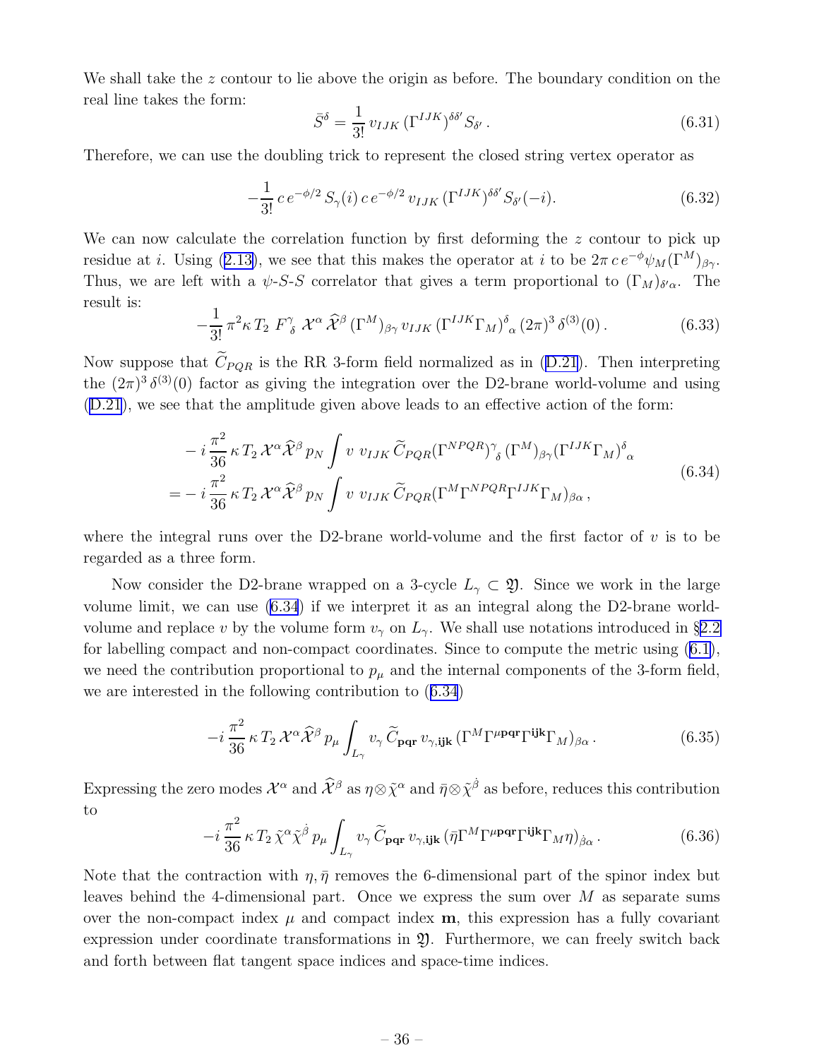We shall take the $z$ contour to lie above the origin as before. The boundary condition on the real line takes the form:

$$\bar{S}^{\delta} = \frac{1}{3!}\, v_{IJK}\, (\Gamma^{IJK})^{\delta\delta'} S_{\delta'}\,. \tag{6.31}$$

Therefore, we can use the doubling trick to represent the closed string vertex operator as

$$-\frac{1}{3!}\, c\, e^{-\phi/2}\, S_{\gamma}(i)\, c\, e^{-\phi/2}\, v_{IJK}\, (\Gamma^{IJK})^{\delta\delta'} S_{\delta'}(-i). \tag{6.32}$$

We can now calculate the correlation function by first deforming the $z$ contour to pick up residue at $i$. Using (2.13), we see that this makes the operator at $i$ to be $2\pi\, c\, e^{-\phi}\psi_M(\Gamma^M)_{\beta\gamma}$. Thus, we are left with a $\psi$-$S$-$S$ correlator that gives a term proportional to $(\Gamma_M)_{\delta'\alpha}$. The result is:

$$-\frac{1}{3!}\,\pi^2\kappa\, T_2\; F^{\gamma}_{\ \delta}\; \mathcal{X}^{\alpha}\, \widehat{\mathcal{X}}^{\beta}\, (\Gamma^M)_{\beta\gamma}\, v_{IJK}\, (\Gamma^{IJK}\Gamma_M)^{\delta}_{\ \alpha}\, (2\pi)^3\, \delta^{(3)}(0)\,. \tag{6.33}$$

Now suppose that $\widetilde{C}_{PQR}$ is the RR 3-form field normalized as in (D.21). Then interpreting the $(2\pi)^3\,\delta^{(3)}(0)$ factor as giving the integration over the D2-brane world-volume and using (D.21), we see that the amplitude given above leads to an effective action of the form:

$$\begin{aligned}
&- i\,\frac{\pi^2}{36}\,\kappa\, T_2\, \mathcal{X}^{\alpha}\widehat{\mathcal{X}}^{\beta}\, p_N \int v\;\, v_{IJK}\, \widetilde{C}_{PQR}(\Gamma^{NPQR})^{\gamma}_{\ \delta}\, (\Gamma^M)_{\beta\gamma} (\Gamma^{IJK}\Gamma_M)^{\delta}_{\ \alpha} \\
&= - i\,\frac{\pi^2}{36}\,\kappa\, T_2\, \mathcal{X}^{\alpha}\widehat{\mathcal{X}}^{\beta}\, p_N \int v\;\, v_{IJK}\, \widetilde{C}_{PQR}(\Gamma^M\Gamma^{NPQR}\Gamma^{IJK}\Gamma_M)_{\beta\alpha}\,,
\end{aligned} \tag{6.34}$$

where the integral runs over the D2-brane world-volume and the first factor of $v$ is to be regarded as a three form.

Now consider the D2-brane wrapped on a 3-cycle $L_{\gamma} \subset \mathfrak{Y}$. Since we work in the large volume limit, we can use (6.34) if we interpret it as an integral along the D2-brane world-volume and replace $v$ by the volume form $v_{\gamma}$ on $L_{\gamma}$. We shall use notations introduced in §2.2 for labelling compact and non-compact coordinates. Since to compute the metric using (6.1), we need the contribution proportional to $p_{\mu}$ and the internal components of the 3-form field, we are interested in the following contribution to (6.34)

$$-i\,\frac{\pi^2}{36}\,\kappa\, T_2\, \mathcal{X}^{\alpha}\widehat{\mathcal{X}}^{\beta}\, p_{\mu} \int_{L_{\gamma}} v_{\gamma}\, \widetilde{C}_{\mathbf{pqr}}\, v_{\gamma,\mathbf{ijk}}\, (\Gamma^M\Gamma^{\mu\mathbf{pqr}}\Gamma^{\mathbf{ijk}}\Gamma_M)_{\beta\alpha}\,. \tag{6.35}$$

Expressing the zero modes $\mathcal{X}^{\alpha}$ and $\widehat{\mathcal{X}}^{\beta}$ as $\eta\otimes\tilde{\chi}^{\alpha}$ and $\bar{\eta}\otimes\tilde{\chi}^{\dot{\beta}}$ as before, reduces this contribution to

$$-i\,\frac{\pi^2}{36}\,\kappa\, T_2\, \tilde{\chi}^{\alpha}\tilde{\chi}^{\dot{\beta}}\, p_{\mu} \int_{L_{\gamma}} v_{\gamma}\, \widetilde{C}_{\mathbf{pqr}}\, v_{\gamma,\mathbf{ijk}}\, (\bar{\eta}\Gamma^M\Gamma^{\mu\mathbf{pqr}}\Gamma^{\mathbf{ijk}}\Gamma_M\eta)_{\dot{\beta}\alpha}\,. \tag{6.36}$$

Note that the contraction with $\eta, \bar{\eta}$ removes the 6-dimensional part of the spinor index but leaves behind the 4-dimensional part. Once we express the sum over $M$ as separate sums over the non-compact index $\mu$ and compact index $\mathbf{m}$, this expression has a fully covariant expression under coordinate transformations in $\mathfrak{Y}$. Furthermore, we can freely switch back and forth between flat tangent space indices and space-time indices.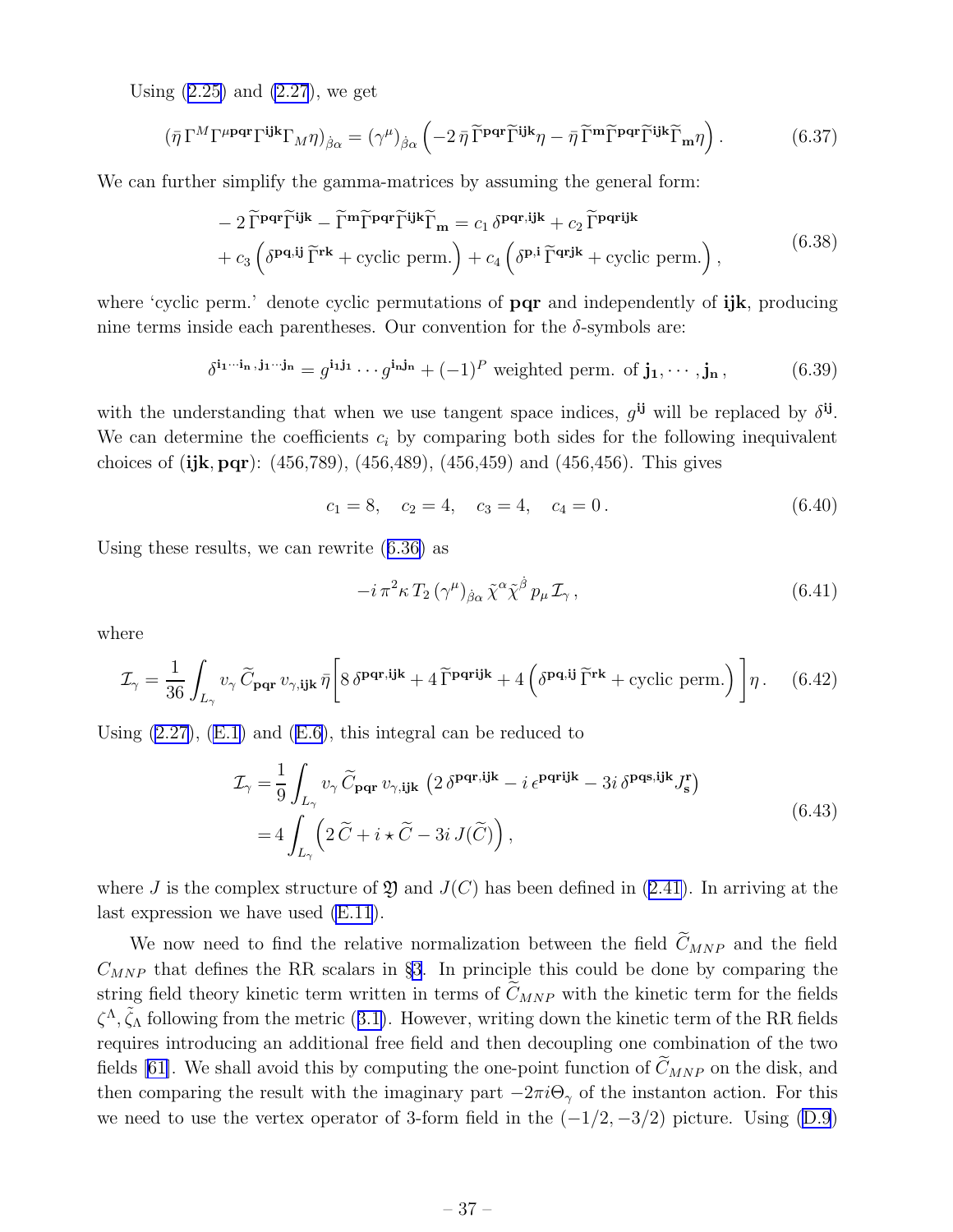Using (2.25) and (2.27), we get

$$(\bar\eta\, \Gamma^M \Gamma^{\mu\mathbf{pqr}} \Gamma^{\mathbf{ijk}} \Gamma_M \eta)_{\dot\beta\alpha} = (\gamma^\mu)_{\dot\beta\alpha} \left( -2\, \bar\eta\, \widetilde\Gamma^{\mathbf{pqr}} \widetilde\Gamma^{\mathbf{ijk}} \eta - \bar\eta\, \widetilde\Gamma^{\mathbf{m}} \widetilde\Gamma^{\mathbf{pqr}} \widetilde\Gamma^{\mathbf{ijk}} \widetilde\Gamma_{\mathbf{m}} \eta \right). \tag{6.37}$$

We can further simplify the gamma-matrices by assuming the general form:

$$\begin{aligned} &-2\, \widetilde\Gamma^{\mathbf{pqr}} \widetilde\Gamma^{\mathbf{ijk}} - \widetilde\Gamma^{\mathbf{m}} \widetilde\Gamma^{\mathbf{pqr}} \widetilde\Gamma^{\mathbf{ijk}} \widetilde\Gamma_{\mathbf{m}} = c_1\, \delta^{\mathbf{pqr},\mathbf{ijk}} + c_2\, \widetilde\Gamma^{\mathbf{pqrijk}} \\ &+ c_3 \left( \delta^{\mathbf{pq},\mathbf{ij}}\, \widetilde\Gamma^{\mathbf{rk}} + \text{cyclic perm.} \right) + c_4 \left( \delta^{\mathbf{p},\mathbf{i}}\, \widetilde\Gamma^{\mathbf{qrjk}} + \text{cyclic perm.} \right), \end{aligned} \tag{6.38}$$

where 'cyclic perm.' denote cyclic permutations of $\mathbf{pqr}$ and independently of $\mathbf{ijk}$, producing nine terms inside each parentheses. Our convention for the $\delta$-symbols are:

$$\delta^{\mathbf{i_1}\cdots\mathbf{i_n},\mathbf{j_1}\cdots\mathbf{j_n}} = g^{\mathbf{i_1 j_1}} \cdots g^{\mathbf{i_n j_n}} + (-1)^P \text{ weighted perm. of } \mathbf{j_1}, \cdots, \mathbf{j_n}, \tag{6.39}$$

with the understanding that when we use tangent space indices, $g^{\mathbf{ij}}$ will be replaced by $\delta^{\mathbf{ij}}$. We can determine the coefficients $c_i$ by comparing both sides for the following inequivalent choices of $(\mathbf{ijk}, \mathbf{pqr})$: (456,789), (456,489), (456,459) and (456,456). This gives

$$c_1 = 8, \quad c_2 = 4, \quad c_3 = 4, \quad c_4 = 0. \tag{6.40}$$

Using these results, we can rewrite (6.36) as

$$-i\,\pi^2 \kappa\, T_2\, (\gamma^\mu)_{\dot\beta\alpha}\, \tilde\chi^\alpha \tilde\chi^{\dot\beta}\, p_\mu\, \mathcal{I}_\gamma, \tag{6.41}$$

where

$$\mathcal{I}_\gamma = \frac{1}{36} \int_{L_\gamma} v_\gamma\, \widetilde C_{\mathbf{pqr}}\, v_{\gamma,\mathbf{ijk}}\, \bar\eta \left[ 8\, \delta^{\mathbf{pqr},\mathbf{ijk}} + 4\, \widetilde\Gamma^{\mathbf{pqrijk}} + 4 \left( \delta^{\mathbf{pq},\mathbf{ij}}\, \widetilde\Gamma^{\mathbf{rk}} + \text{cyclic perm.} \right) \right] \eta. \tag{6.42}$$

Using (2.27), (E.1) and (E.6), this integral can be reduced to

$$\begin{aligned} \mathcal{I}_\gamma &= \frac{1}{9} \int_{L_\gamma} v_\gamma\, \widetilde C_{\mathbf{pqr}}\, v_{\gamma,\mathbf{ijk}} \left( 2\, \delta^{\mathbf{pqr},\mathbf{ijk}} - i\, \epsilon^{\mathbf{pqrijk}} - 3i\, \delta^{\mathbf{pqs},\mathbf{ijk}} J^{\mathbf{r}}_{\mathbf{s}} \right) \\ &= 4 \int_{L_\gamma} \left( 2\, \widetilde C + i \star \widetilde C - 3i\, J(\widetilde C) \right), \end{aligned} \tag{6.43}$$

where $J$ is the complex structure of $\mathfrak{Y}$ and $J(C)$ has been defined in (2.41). In arriving at the last expression we have used (E.11).

We now need to find the relative normalization between the field $\widetilde C_{MNP}$ and the field $C_{MNP}$ that defines the RR scalars in §3. In principle this could be done by comparing the string field theory kinetic term written in terms of $\widetilde C_{MNP}$ with the kinetic term for the fields $\zeta^\Lambda, \tilde\zeta_\Lambda$ following from the metric (3.1). However, writing down the kinetic term of the RR fields requires introducing an additional free field and then decoupling one combination of the two fields [61]. We shall avoid this by computing the one-point function of $\widetilde C_{MNP}$ on the disk, and then comparing the result with the imaginary part $-2\pi i \Theta_\gamma$ of the instanton action. For this we need to use the vertex operator of 3-form field in the $(-1/2, -3/2)$ picture. Using (D.9)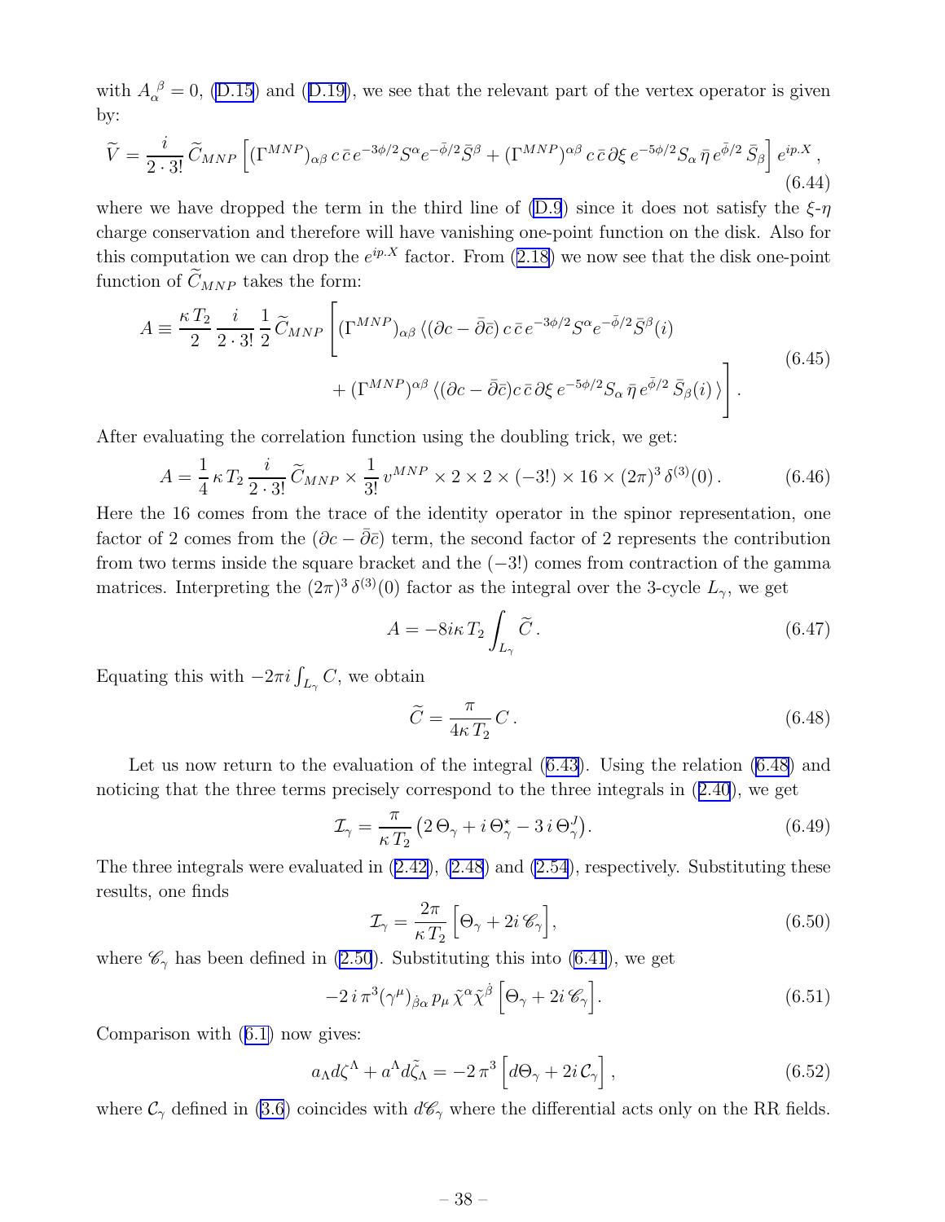with $A_\alpha{}^\beta = 0$, (D.15) and (D.19), we see that the relevant part of the vertex operator is given by:

$$\widetilde{V} = \frac{i}{2\cdot 3!}\,\widetilde{C}_{MNP}\left[(\Gamma^{MNP})_{\alpha\beta}\,c\,\bar{c}\,e^{-3\phi/2}S^\alpha e^{-\bar{\phi}/2}\bar{S}^\beta + (\Gamma^{MNP})^{\alpha\beta}\,c\,\bar{c}\,\partial\xi\,e^{-5\phi/2}S_\alpha\,\bar{\eta}\,e^{\bar{\phi}/2}\,\bar{S}_\beta\right]e^{ip.X}\,, \tag{6.44}$$

where we have dropped the term in the third line of (D.9) since it does not satisfy the $\xi$-$\eta$ charge conservation and therefore will have vanishing one-point function on the disk. Also for this computation we can drop the $e^{ip.X}$ factor. From (2.18) we now see that the disk one-point function of $\widetilde{C}_{MNP}$ takes the form:

$$\begin{aligned}A \equiv \frac{\kappa\,T_2}{2}\,\frac{i}{2\cdot 3!}\,\frac{1}{2}\,\widetilde{C}_{MNP}\Bigg[&(\Gamma^{MNP})_{\alpha\beta}\,\langle(\partial c - \bar{\partial}\bar{c})\,c\,\bar{c}\,e^{-3\phi/2}S^\alpha e^{-\bar{\phi}/2}\bar{S}^\beta(i) \\ &+ (\Gamma^{MNP})^{\alpha\beta}\,\langle(\partial c - \bar{\partial}\bar{c})c\,\bar{c}\,\partial\xi\,e^{-5\phi/2}S_\alpha\,\bar{\eta}\,e^{\bar{\phi}/2}\,\bar{S}_\beta(i)\,\rangle\Bigg]\,.\end{aligned} \tag{6.45}$$

After evaluating the correlation function using the doubling trick, we get:

$$A = \frac{1}{4}\,\kappa\,T_2\,\frac{i}{2\cdot 3!}\,\widetilde{C}_{MNP}\times\frac{1}{3!}\,v^{MNP}\times 2\times 2\times(-3!)\times 16\times(2\pi)^3\,\delta^{(3)}(0)\,. \tag{6.46}$$

Here the 16 comes from the trace of the identity operator in the spinor representation, one factor of 2 comes from the $(\partial c - \bar{\partial}\bar{c})$ term, the second factor of 2 represents the contribution from two terms inside the square bracket and the $(-3!)$ comes from contraction of the gamma matrices. Interpreting the $(2\pi)^3\,\delta^{(3)}(0)$ factor as the integral over the 3-cycle $L_\gamma$, we get

$$A = -8i\kappa\,T_2\int_{L_\gamma}\widetilde{C}\,. \tag{6.47}$$

Equating this with $-2\pi i\int_{L_\gamma}C$, we obtain

$$\widetilde{C} = \frac{\pi}{4\kappa\,T_2}\,C\,. \tag{6.48}$$

Let us now return to the evaluation of the integral (6.43). Using the relation (6.48) and noticing that the three terms precisely correspond to the three integrals in (2.40), we get

$$\mathcal{I}_\gamma = \frac{\pi}{\kappa\,T_2}\left(2\,\Theta_\gamma + i\,\Theta^\star_\gamma - 3\,i\,\Theta^J_\gamma\right). \tag{6.49}$$

The three integrals were evaluated in (2.42), (2.48) and (2.54), respectively. Substituting these results, one finds

$$\mathcal{I}_\gamma = \frac{2\pi}{\kappa\,T_2}\left[\Theta_\gamma + 2i\,\mathscr{C}_\gamma\right], \tag{6.50}$$

where $\mathscr{C}_\gamma$ has been defined in (2.50). Substituting this into (6.41), we get

$$-2\,i\,\pi^3(\gamma^\mu)_{\dot\beta\alpha}\,p_\mu\,\tilde{\chi}^\alpha\tilde{\chi}^{\dot\beta}\left[\Theta_\gamma + 2i\,\mathscr{C}_\gamma\right]. \tag{6.51}$$

Comparison with (6.1) now gives:

$$a_\Lambda d\zeta^\Lambda + a^\Lambda d\tilde{\zeta}_\Lambda = -2\,\pi^3\left[d\Theta_\gamma + 2i\,\mathcal{C}_\gamma\right], \tag{6.52}$$

where $\mathcal{C}_\gamma$ defined in (3.6) coincides with $d\mathscr{C}_\gamma$ where the differential acts only on the RR fields.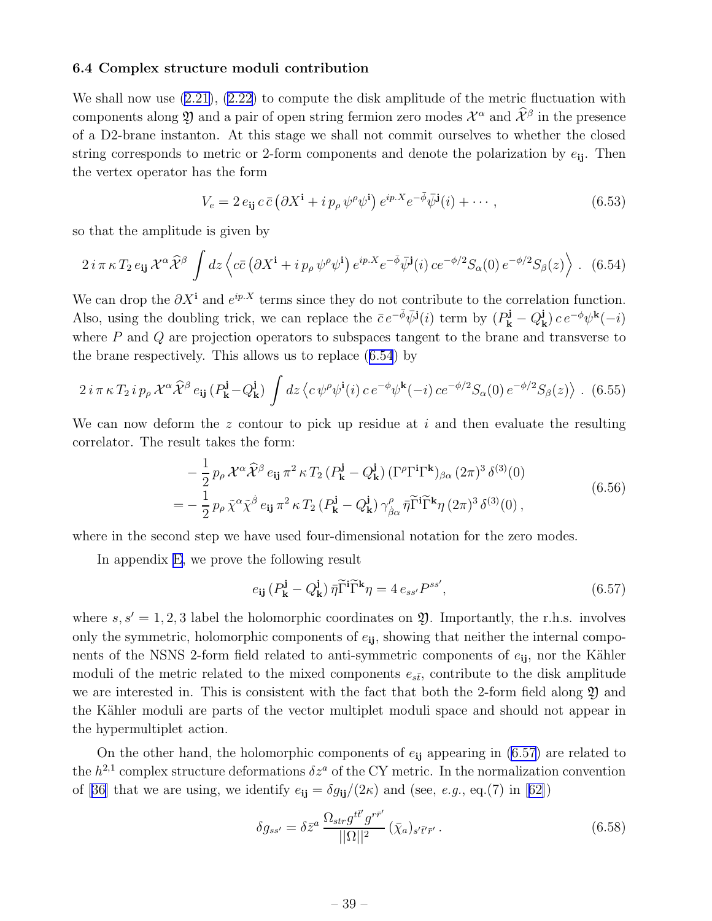### 6.4 Complex structure moduli contribution

We shall now use (2.21), (2.22) to compute the disk amplitude of the metric fluctuation with components along $\mathfrak{Y}$ and a pair of open string fermion zero modes $\mathcal{X}^\alpha$ and $\widehat{\mathcal{X}}^\beta$ in the presence of a D2-brane instanton. At this stage we shall not commit ourselves to whether the closed string corresponds to metric or 2-form components and denote the polarization by $e_{\mathbf{ij}}$. Then the vertex operator has the form

$$V_e = 2\, e_{\mathbf{ij}}\, c\, \bar{c} \left(\partial X^{\mathbf{i}} + i\, p_\rho\, \psi^\rho \psi^{\mathbf{i}}\right) e^{ip.X} e^{-\bar{\phi}} \bar{\psi}^{\mathbf{j}}(i) + \cdots , \tag{6.53}$$

so that the amplitude is given by

$$2\, i\, \pi\, \kappa\, T_2\, e_{\mathbf{ij}}\, \mathcal{X}^\alpha \widehat{\mathcal{X}}^\beta \int dz \left\langle c\bar{c} \left(\partial X^{\mathbf{i}} + i\, p_\rho\, \psi^\rho \psi^{\mathbf{i}}\right) e^{ip.X} e^{-\bar{\phi}} \bar{\psi}^{\mathbf{j}}(i)\; c e^{-\phi/2} S_\alpha(0)\, e^{-\phi/2} S_\beta(z) \right\rangle . \tag{6.54}$$

We can drop the $\partial X^{\mathbf{i}}$ and $e^{ip.X}$ terms since they do not contribute to the correlation function. Also, using the doubling trick, we can replace the $\bar{c}\, e^{-\bar{\phi}} \bar{\psi}^{\mathbf{j}}(i)$ term by $(P^{\mathbf{j}}_{\mathbf{k}} - Q^{\mathbf{j}}_{\mathbf{k}})\, c\, e^{-\phi} \psi^{\mathbf{k}}(-i)$ where $P$ and $Q$ are projection operators to subspaces tangent to the brane and transverse to the brane respectively. This allows us to replace (6.54) by

$$2\, i\, \pi\, \kappa\, T_2\, i\, p_\rho\, \mathcal{X}^\alpha \widehat{\mathcal{X}}^\beta\, e_{\mathbf{ij}}\, (P^{\mathbf{j}}_{\mathbf{k}} - Q^{\mathbf{j}}_{\mathbf{k}}) \int dz \left\langle c\, \psi^\rho \psi^{\mathbf{i}}(i)\, c\, e^{-\phi} \psi^{\mathbf{k}}(-i)\; c e^{-\phi/2} S_\alpha(0)\, e^{-\phi/2} S_\beta(z) \right\rangle . \tag{6.55}$$

We can now deform the $z$ contour to pick up residue at $i$ and then evaluate the resulting correlator. The result takes the form:

$$\begin{aligned}
&-\frac{1}{2}\, p_\rho\, \mathcal{X}^\alpha \widehat{\mathcal{X}}^\beta\, e_{\mathbf{ij}}\, \pi^2\, \kappa\, T_2\, (P^{\mathbf{j}}_{\mathbf{k}} - Q^{\mathbf{j}}_{\mathbf{k}})\, (\Gamma^\rho \Gamma^{\mathbf{i}} \Gamma^{\mathbf{k}})_{\beta\alpha}\, (2\pi)^3\, \delta^{(3)}(0) \\
&= -\frac{1}{2}\, p_\rho\, \tilde{\chi}^\alpha \tilde{\chi}^{\dot{\beta}}\, e_{\mathbf{ij}}\, \pi^2\, \kappa\, T_2\, (P^{\mathbf{j}}_{\mathbf{k}} - Q^{\mathbf{j}}_{\mathbf{k}})\, \gamma^\rho_{\dot{\beta}\alpha}\, \bar{\eta} \widetilde{\Gamma}^{\mathbf{i}} \widetilde{\Gamma}^{\mathbf{k}} \eta\, (2\pi)^3\, \delta^{(3)}(0)\, ,
\end{aligned} \tag{6.56}$$

where in the second step we have used four-dimensional notation for the zero modes.

In appendix E, we prove the following result

$$e_{\mathbf{ij}}\, (P^{\mathbf{j}}_{\mathbf{k}} - Q^{\mathbf{j}}_{\mathbf{k}})\, \bar{\eta} \widetilde{\Gamma}^{\mathbf{i}} \widetilde{\Gamma}^{\mathbf{k}} \eta = 4\, e_{ss'} P^{ss'}, \tag{6.57}$$

where $s, s' = 1, 2, 3$ label the holomorphic coordinates on $\mathfrak{Y}$. Importantly, the r.h.s. involves only the symmetric, holomorphic components of $e_{\mathbf{ij}}$, showing that neither the internal components of the NSNS 2-form field related to anti-symmetric components of $e_{\mathbf{ij}}$, nor the Kähler moduli of the metric related to the mixed components $e_{s\bar{t}}$, contribute to the disk amplitude we are interested in. This is consistent with the fact that both the 2-form field along $\mathfrak{Y}$ and the Kähler moduli are parts of the vector multiplet moduli space and should not appear in the hypermultiplet action.

On the other hand, the holomorphic components of $e_{\mathbf{ij}}$ appearing in (6.57) are related to the $h^{2,1}$ complex structure deformations $\delta z^a$ of the CY metric. In the normalization convention of [36] that we are using, we identify $e_{\mathbf{ij}} = \delta g_{\mathbf{ij}}/(2\kappa)$ and (see, *e.g.*, eq.(7) in [62])

$$\delta g_{ss'} = \delta \bar{z}^a\, \frac{\Omega_{str} g^{t\bar{t}'} g^{r\bar{r}'}}{||\Omega||^2}\, (\bar{\chi}_a)_{s'\bar{t}'\bar{r}'}\, . \tag{6.58}$$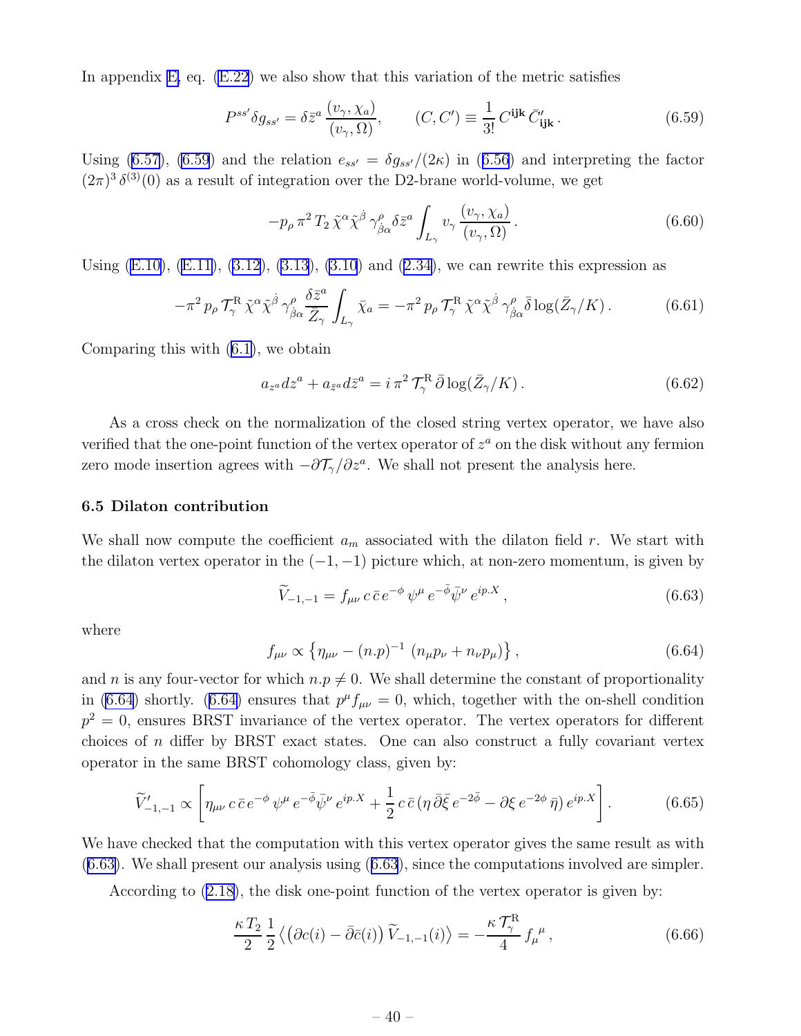In appendix E, eq. (E.22) we also show that this variation of the metric satisfies

$$P^{ss'}\delta g_{ss'} = \delta\bar{z}^a \, \frac{(v_\gamma, \chi_a)}{(v_\gamma, \Omega)}, \qquad (C, C') \equiv \frac{1}{3!}\, C^{\mathbf{ijk}}\, \bar{C}'_{\mathbf{ijk}}\,. \tag{6.59}$$

Using (6.57), (6.59) and the relation $e_{ss'} = \delta g_{ss'}/(2\kappa)$ in (6.56) and interpreting the factor $(2\pi)^3\,\delta^{(3)}(0)$ as a result of integration over the D2-brane world-volume, we get

$$-p_\rho\,\pi^2\,T_2\,\tilde{\chi}^\alpha\tilde{\chi}^{\dot\beta}\,\gamma^\rho_{\dot\beta\alpha}\,\delta\bar{z}^a \int_{L_\gamma} v_\gamma\,\frac{(v_\gamma, \chi_a)}{(v_\gamma, \Omega)}\,. \tag{6.60}$$

Using (E.10), (E.11), (3.12), (3.13), (3.10) and (2.34), we can rewrite this expression as

$$-\pi^2\,p_\rho\,\mathcal{T}^{\rm R}_\gamma\,\tilde{\chi}^\alpha\tilde{\chi}^{\dot\beta}\,\gamma^\rho_{\dot\beta\alpha}\,\frac{\delta\bar{z}^a}{\bar{Z}_\gamma}\int_{L_\gamma}\bar{\chi}_a = -\pi^2\,p_\rho\,\mathcal{T}^{\rm R}_\gamma\,\tilde{\chi}^\alpha\tilde{\chi}^{\dot\beta}\,\gamma^\rho_{\dot\beta\alpha}\,\bar\delta\log(\bar{Z}_\gamma/K)\,. \tag{6.61}$$

Comparing this with (6.1), we obtain

$$a_{z^a}dz^a + a_{\bar{z}^a}d\bar{z}^a = i\,\pi^2\,\mathcal{T}^{\rm R}_\gamma\,\bar\partial\log(\bar{Z}_\gamma/K)\,. \tag{6.62}$$

As a cross check on the normalization of the closed string vertex operator, we have also verified that the one-point function of the vertex operator of $z^a$ on the disk without any fermion zero mode insertion agrees with $-\partial\mathcal{T}_\gamma/\partial z^a$. We shall not present the analysis here.

### 6.5 Dilaton contribution

We shall now compute the coefficient $a_m$ associated with the dilaton field $r$. We start with the dilaton vertex operator in the $(-1,-1)$ picture which, at non-zero momentum, is given by

$$\widetilde{V}_{-1,-1} = f_{\mu\nu}\,c\,\bar{c}\,e^{-\phi}\,\psi^\mu\,e^{-\bar\phi}\bar\psi^\nu\,e^{ip.X}\,, \tag{6.63}$$

where

$$f_{\mu\nu} \propto \left\{\eta_{\mu\nu} - (n.p)^{-1}\,(n_\mu p_\nu + n_\nu p_\mu)\right\}, \tag{6.64}$$

and $n$ is any four-vector for which $n.p \neq 0$. We shall determine the constant of proportionality in (6.64) shortly. (6.64) ensures that $p^\mu f_{\mu\nu} = 0$, which, together with the on-shell condition $p^2 = 0$, ensures BRST invariance of the vertex operator. The vertex operators for different choices of $n$ differ by BRST exact states. One can also construct a fully covariant vertex operator in the same BRST cohomology class, given by:

$$\widetilde{V}'_{-1,-1} \propto \left[\eta_{\mu\nu}\,c\,\bar{c}\,e^{-\phi}\,\psi^\mu\,e^{-\bar\phi}\bar\psi^\nu\,e^{ip.X} + \frac{1}{2}\,c\,\bar{c}\,(\eta\,\bar\partial\bar\xi\,e^{-2\bar\phi} - \partial\xi\,e^{-2\phi}\,\bar\eta)\,e^{ip.X}\right]. \tag{6.65}$$

We have checked that the computation with this vertex operator gives the same result as with (6.63). We shall present our analysis using (6.63), since the computations involved are simpler.

According to (2.18), the disk one-point function of the vertex operator is given by:

$$\frac{\kappa\,T_2}{2}\,\frac{1}{2}\left\langle\left(\partial c(i) - \bar\partial\bar{c}(i)\right)\widetilde{V}_{-1,-1}(i)\right\rangle = -\frac{\kappa\,\mathcal{T}^{\rm R}_\gamma}{4}\,f_\mu{}^\mu\,, \tag{6.66}$$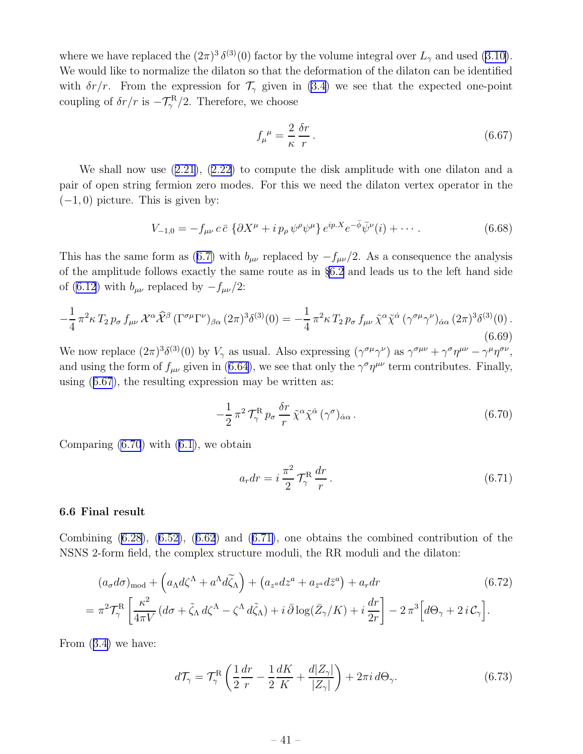where we have replaced the $(2\pi)^3\,\delta^{(3)}(0)$ factor by the volume integral over $L_\gamma$ and used (3.10). We would like to normalize the dilaton so that the deformation of the dilaton can be identified with $\delta r/r$. From the expression for $\mathcal{T}_\gamma$ given in (3.4) we see that the expected one-point coupling of $\delta r/r$ is $-\mathcal{T}^{\rm R}_\gamma/2$. Therefore, we choose

$$
f_\mu{}^\mu = \frac{2}{\kappa}\,\frac{\delta r}{r}\,. \tag{6.67}
$$

We shall now use (2.21), (2.22) to compute the disk amplitude with one dilaton and a pair of open string fermion zero modes. For this we need the dilaton vertex operator in the $(-1,0)$ picture. This is given by:

$$
V_{-1,0} = -f_{\mu\nu}\, c\,\bar c\, \left\{\partial X^\mu + i\, p_\rho\, \psi^\rho\psi^\mu\right\} e^{ip.X} e^{-\bar\phi}\bar\psi^\nu(i) + \cdots\,. \tag{6.68}
$$

This has the same form as (6.7) with $b_{\mu\nu}$ replaced by $-f_{\mu\nu}/2$. As a consequence the analysis of the amplitude follows exactly the same route as in §6.2 and leads us to the left hand side of (6.12) with $b_{\mu\nu}$ replaced by $-f_{\mu\nu}/2$:

$$
-\frac{1}{4}\,\pi^2\kappa\, T_2\, p_\sigma\, f_{\mu\nu}\, \mathcal{X}^\alpha \widehat{\mathcal{X}}^\beta\, (\Gamma^{\sigma\mu}\Gamma^\nu)_{\beta\alpha}\,(2\pi)^3\delta^{(3)}(0) = -\frac{1}{4}\,\pi^2\kappa\, T_2\, p_\sigma\, f_{\mu\nu}\, \tilde\chi^\alpha\tilde\chi^{\dot\alpha}\,(\gamma^{\sigma\mu}\gamma^\nu)_{\dot\alpha\alpha}\,(2\pi)^3\delta^{(3)}(0)\,. \tag{6.69}
$$

We now replace $(2\pi)^3\delta^{(3)}(0)$ by $V_\gamma$ as usual. Also expressing $(\gamma^{\sigma\mu}\gamma^\nu)$ as $\gamma^{\sigma\mu\nu} + \gamma^\sigma\eta^{\mu\nu} - \gamma^\mu\eta^{\sigma\nu}$, and using the form of $f_{\mu\nu}$ given in (6.64), we see that only the $\gamma^\sigma\eta^{\mu\nu}$ term contributes. Finally, using (6.67), the resulting expression may be written as:

$$
-\frac{1}{2}\,\pi^2\,\mathcal{T}^{\rm R}_\gamma\, p_\sigma\,\frac{\delta r}{r}\,\tilde\chi^\alpha\tilde\chi^{\dot\alpha}\,(\gamma^\sigma)_{\dot\alpha\alpha}\,. \tag{6.70}
$$

Comparing (6.70) with (6.1), we obtain

$$
a_r dr = i\,\frac{\pi^2}{2}\,\mathcal{T}^{\rm R}_\gamma\,\frac{dr}{r}\,. \tag{6.71}
$$

### 6.6 Final result

Combining (6.28), (6.52), (6.62) and (6.71), one obtains the combined contribution of the NSNS 2-form field, the complex structure moduli, the RR moduli and the dilaton:

$$
\begin{aligned}
&(a_\sigma d\sigma)_{\rm mod} + \left(a_\Lambda d\zeta^\Lambda + a^\Lambda d\tilde\zeta_\Lambda\right) + \left(a_{z^a}dz^a + a_{\bar z^a}d\bar z^a\right) + a_r dr \\
&= \pi^2\mathcal{T}^{\rm R}_\gamma\left[\frac{\kappa^2}{4\pi V}\,(d\sigma + \tilde\zeta_\Lambda\, d\zeta^\Lambda - \zeta^\Lambda\, d\tilde\zeta_\Lambda) + i\,\bar\partial\log(\bar Z_\gamma/K) + i\,\frac{dr}{2r}\right] - 2\,\pi^3\Big[d\Theta_\gamma + 2\,i\,\mathcal{C}_\gamma\Big].
\end{aligned} \tag{6.72}
$$

From (3.4) we have:

$$
d\mathcal{T}_\gamma = \mathcal{T}^{\rm R}_\gamma\left(\frac{1}{2}\frac{dr}{r} - \frac{1}{2}\frac{dK}{K} + \frac{d|Z_\gamma|}{|Z_\gamma|}\right) + 2\pi i\, d\Theta_\gamma. \tag{6.73}
$$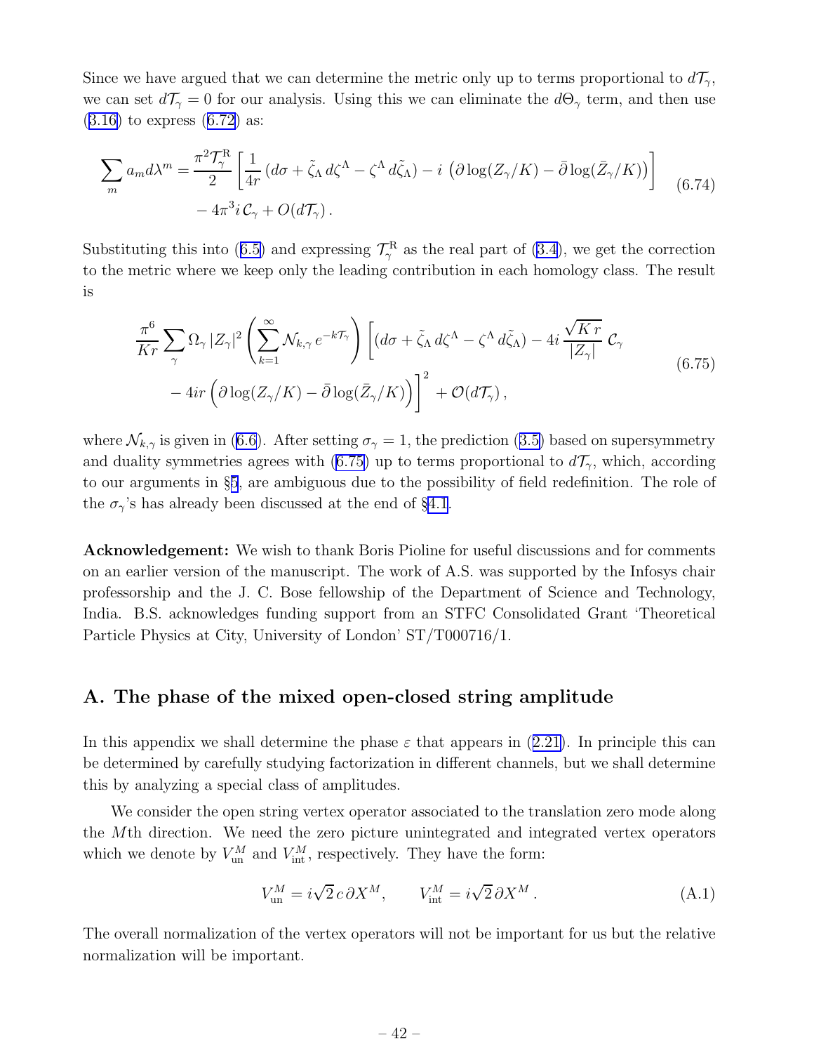Since we have argued that we can determine the metric only up to terms proportional to $d\mathcal{T}_\gamma$, we can set $d\mathcal{T}_\gamma = 0$ for our analysis. Using this we can eliminate the $d\Theta_\gamma$ term, and then use (3.16) to express (6.72) as:

$$\sum_m a_m d\lambda^m = \frac{\pi^2 \mathcal{T}_\gamma^{\rm R}}{2} \left[ \frac{1}{4r} \left( d\sigma + \tilde{\zeta}_\Lambda \, d\zeta^\Lambda - \zeta^\Lambda \, d\tilde{\zeta}_\Lambda \right) - i \left( \partial \log(Z_\gamma/K) - \bar{\partial} \log(\bar{Z}_\gamma/K) \right) \right] - 4\pi^3 i \, \mathcal{C}_\gamma + O(d\mathcal{T}_\gamma) \,. \tag{6.74}$$

Substituting this into (6.5) and expressing $\mathcal{T}_\gamma^{\rm R}$ as the real part of (3.4), we get the correction to the metric where we keep only the leading contribution in each homology class. The result is

$$\frac{\pi^6}{Kr} \sum_\gamma \Omega_\gamma \, |Z_\gamma|^2 \left( \sum_{k=1}^\infty \mathcal{N}_{k,\gamma} \, e^{-k\mathcal{T}_\gamma} \right) \left[ \left( d\sigma + \tilde{\zeta}_\Lambda \, d\zeta^\Lambda - \zeta^\Lambda \, d\tilde{\zeta}_\Lambda \right) - 4i \, \frac{\sqrt{K\,r}}{|Z_\gamma|} \, \mathcal{C}_\gamma - 4ir \left( \partial \log(Z_\gamma/K) - \bar{\partial} \log(\bar{Z}_\gamma/K) \right) \right]^2 + \mathcal{O}(d\mathcal{T}_\gamma) \,, \tag{6.75}$$

where $\mathcal{N}_{k,\gamma}$ is given in (6.6). After setting $\sigma_\gamma = 1$, the prediction (3.5) based on supersymmetry and duality symmetries agrees with (6.75) up to terms proportional to $d\mathcal{T}_\gamma$, which, according to our arguments in §5, are ambiguous due to the possibility of field redefinition. The role of the $\sigma_\gamma$'s has already been discussed at the end of §4.1.

**Acknowledgement:** We wish to thank Boris Pioline for useful discussions and for comments on an earlier version of the manuscript. The work of A.S. was supported by the Infosys chair professorship and the J. C. Bose fellowship of the Department of Science and Technology, India. B.S. acknowledges funding support from an STFC Consolidated Grant 'Theoretical Particle Physics at City, University of London' ST/T000716/1.

## A. The phase of the mixed open-closed string amplitude

In this appendix we shall determine the phase $\varepsilon$ that appears in (2.21). In principle this can be determined by carefully studying factorization in different channels, but we shall determine this by analyzing a special class of amplitudes.

We consider the open string vertex operator associated to the translation zero mode along the $M$th direction. We need the zero picture unintegrated and integrated vertex operators which we denote by $V_{\rm un}^M$ and $V_{\rm int}^M$, respectively. They have the form:

$$V_{\rm un}^M = i\sqrt{2}\, c \, \partial X^M, \qquad V_{\rm int}^M = i\sqrt{2}\, \partial X^M \,. \tag{A.1}$$

The overall normalization of the vertex operators will not be important for us but the relative normalization will be important.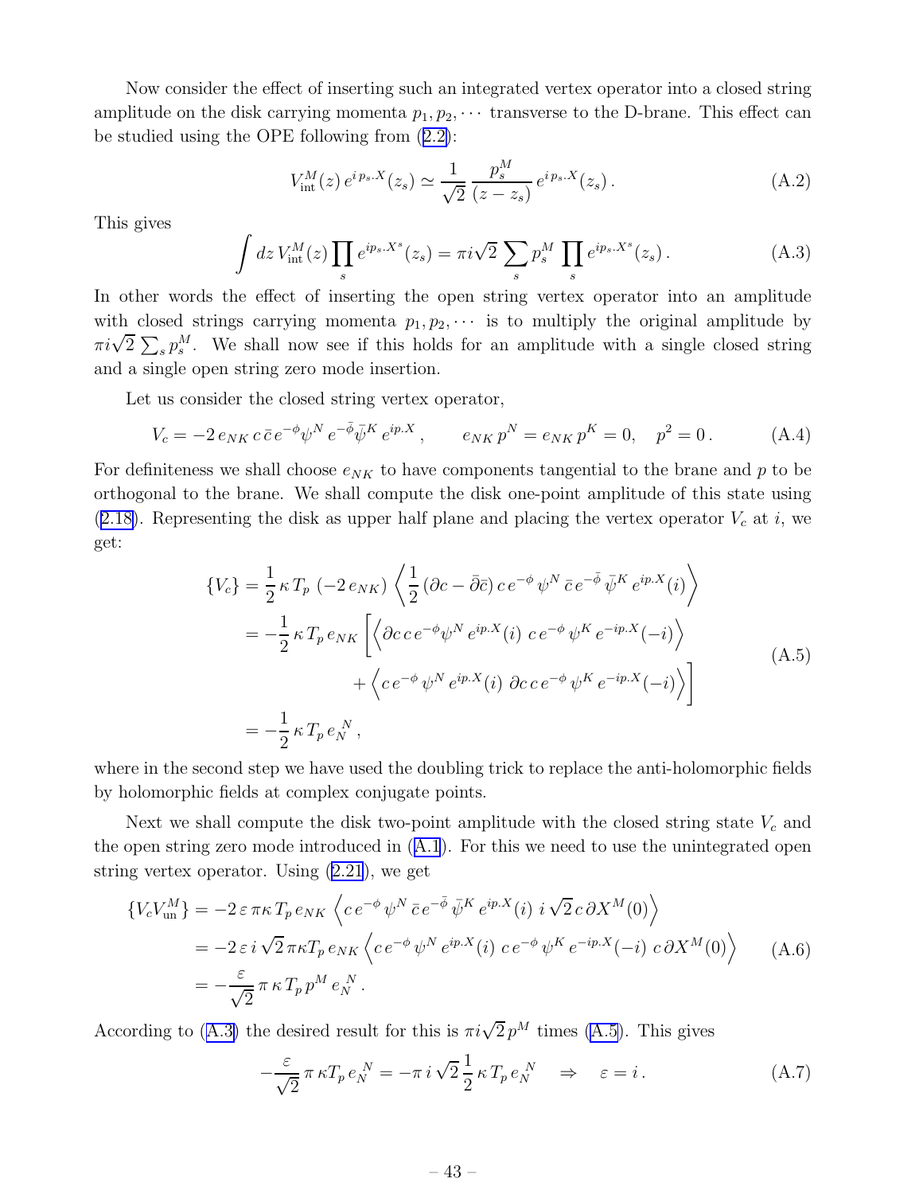Now consider the effect of inserting such an integrated vertex operator into a closed string amplitude on the disk carrying momenta $p_1, p_2, \cdots$ transverse to the D-brane. This effect can be studied using the OPE following from (2.2):

$$V^M_{\rm int}(z)\, e^{i\, p_s . X}(z_s) \simeq \frac{1}{\sqrt{2}}\, \frac{p_s^M}{(z - z_s)}\, e^{i\, p_s . X}(z_s)\,. \tag{A.2}$$

This gives

$$\int dz\, V^M_{\rm int}(z) \prod_s e^{ip_s . X^s}(z_s) = \pi i \sqrt{2}\, \sum_s p_s^M \prod_s e^{ip_s . X^s}(z_s)\,. \tag{A.3}$$

In other words the effect of inserting the open string vertex operator into an amplitude with closed strings carrying momenta $p_1, p_2, \cdots$ is to multiply the original amplitude by $\pi i \sqrt{2}\sum_s p_s^M$. We shall now see if this holds for an amplitude with a single closed string and a single open string zero mode insertion.

Let us consider the closed string vertex operator,

$$V_c = -2\, e_{NK}\, c\, \bar c\, e^{-\phi} \psi^N\, e^{-\bar\phi} \bar\psi^K\, e^{ip.X}\,, \qquad e_{NK}\, p^N = e_{NK}\, p^K = 0, \quad p^2 = 0\,. \tag{A.4}$$

For definiteness we shall choose $e_{NK}$ to have components tangential to the brane and $p$ to be orthogonal to the brane. We shall compute the disk one-point amplitude of this state using (2.18). Representing the disk as upper half plane and placing the vertex operator $V_c$ at $i$, we get:

$$\begin{aligned}
\{V_c\} &= \frac{1}{2}\, \kappa\, T_p\, (-2\, e_{NK})\, \left\langle \frac{1}{2}\, (\partial c - \bar\partial \bar c)\, c\, e^{-\phi}\, \psi^N\, \bar c\, e^{-\bar\phi}\, \bar\psi^K\, e^{ip.X}(i) \right\rangle \\
&= -\frac{1}{2}\, \kappa\, T_p\, e_{NK}\, \Bigg[ \left\langle \partial c\, c\, e^{-\phi} \psi^N\, e^{ip.X}(i)\ \, c\, e^{-\phi}\, \psi^K\, e^{-ip.X}(-i) \right\rangle \\
&\qquad\qquad + \left\langle c\, e^{-\phi}\, \psi^N\, e^{ip.X}(i)\ \, \partial c\, c\, e^{-\phi}\, \psi^K\, e^{-ip.X}(-i) \right\rangle \Bigg] \\
&= -\frac{1}{2}\, \kappa\, T_p\, e_N^{\ N}\,,
\end{aligned} \tag{A.5}$$

where in the second step we have used the doubling trick to replace the anti-holomorphic fields by holomorphic fields at complex conjugate points.

Next we shall compute the disk two-point amplitude with the closed string state $V_c$ and the open string zero mode introduced in (A.1). For this we need to use the unintegrated open string vertex operator. Using (2.21), we get

$$\begin{aligned}
\{V_c V^M_{\rm un}\} &= -2\, \varepsilon\, \pi \kappa\, T_p\, e_{NK}\, \left\langle c\, e^{-\phi}\, \psi^N\, \bar c\, e^{-\bar\phi}\, \bar\psi^K\, e^{ip.X}(i)\ \, i\, \sqrt{2}\, c\, \partial X^M(0) \right\rangle \\
&= -2\, \varepsilon\, i\, \sqrt{2}\, \pi \kappa T_p\, e_{NK}\, \left\langle c\, e^{-\phi}\, \psi^N\, e^{ip.X}(i)\ \, c\, e^{-\phi}\, \psi^K\, e^{-ip.X}(-i)\ \, c\, \partial X^M(0) \right\rangle \\
&= -\frac{\varepsilon}{\sqrt{2}}\, \pi\, \kappa\, T_p\, p^M\, e_N^{\ N}\,.
\end{aligned} \tag{A.6}$$

According to (A.3) the desired result for this is $\pi i \sqrt{2}\, p^M$ times (A.5). This gives

$$-\frac{\varepsilon}{\sqrt{2}}\, \pi\, \kappa T_p\, e_N^{\ N} = -\pi\, i\, \sqrt{2}\, \frac{1}{2}\, \kappa\, T_p\, e_N^{\ N} \quad \Rightarrow \quad \varepsilon = i\,. \tag{A.7}$$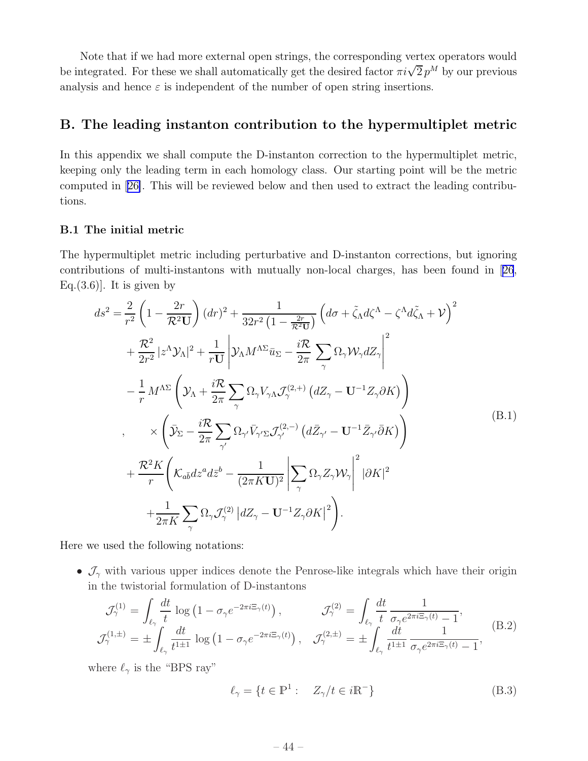Note that if we had more external open strings, the corresponding vertex operators would be integrated. For these we shall automatically get the desired factor $\pi i\sqrt{2}\,p^M$ by our previous analysis and hence $\varepsilon$ is independent of the number of open string insertions.

## B. The leading instanton contribution to the hypermultiplet metric

In this appendix we shall compute the D-instanton correction to the hypermultiplet metric, keeping only the leading term in each homology class. Our starting point will be the metric computed in [26]. This will be reviewed below and then used to extract the leading contributions.

### B.1 The initial metric

The hypermultiplet metric including perturbative and D-instanton corrections, but ignoring contributions of multi-instantons with mutually non-local charges, has been found in [26, Eq.(3.6)]. It is given by

$$
\begin{aligned}
ds^2 =& \frac{2}{r^2}\left(1-\frac{2r}{\mathcal{R}^2\mathbf{U}}\right)(dr)^2 + \frac{1}{32r^2\left(1-\frac{2r}{\mathcal{R}^2\mathbf{U}}\right)}\left(d\sigma+\tilde\zeta_\Lambda d\zeta^\Lambda-\zeta^\Lambda d\tilde\zeta_\Lambda+\mathcal{V}\right)^2 \\
&+\frac{\mathcal{R}^2}{2r^2}\left|z^\Lambda\mathcal{Y}_\Lambda\right|^2+\frac{1}{r\mathbf{U}}\left|\mathcal{Y}_\Lambda M^{\Lambda\Sigma}\bar u_\Sigma-\frac{i\mathcal{R}}{2\pi}\sum_\gamma\Omega_\gamma\mathcal{W}_\gamma dZ_\gamma\right|^2 \\
&-\frac{1}{r}M^{\Lambda\Sigma}\left(\mathcal{Y}_\Lambda+\frac{i\mathcal{R}}{2\pi}\sum_\gamma\Omega_\gamma V_{\gamma\Lambda}\mathcal{J}_\gamma^{(2,+)}\left(dZ_\gamma-\mathbf{U}^{-1}Z_\gamma\partial K\right)\right) \\
, \qquad &\times\left(\bar{\mathcal{Y}}_\Sigma-\frac{i\mathcal{R}}{2\pi}\sum_{\gamma'}\Omega_{\gamma'}\bar V_{\gamma'\Sigma}\mathcal{J}_{\gamma'}^{(2,-)}\left(d\bar Z_{\gamma'}-\mathbf{U}^{-1}\bar Z_{\gamma'}\bar\partial K\right)\right) \\
&+\frac{\mathcal{R}^2K}{r}\Biggl(\mathcal{K}_{a\bar b}dz^a d\bar z^b-\frac{1}{(2\pi K\mathbf{U})^2}\left|\sum_\gamma\Omega_\gamma Z_\gamma\mathcal{W}_\gamma\right|^2|\partial K|^2 \\
&\qquad+\frac{1}{2\pi K}\sum_\gamma\Omega_\gamma\mathcal{J}_\gamma^{(2)}\left|dZ_\gamma-\mathbf{U}^{-1}Z_\gamma\partial K\right|^2\Biggr).
\end{aligned}
\tag{B.1}
$$

Here we used the following notations:

- $\mathcal{J}_\gamma$ with various upper indices denote the Penrose-like integrals which have their origin in the twistorial formulation of D-instantons

$$
\begin{aligned}
\mathcal{J}_\gamma^{(1)} &= \int_{\ell_\gamma}\frac{dt}{t}\,\log\left(1-\sigma_\gamma e^{-2\pi i\Xi_\gamma(t)}\right), \qquad &\mathcal{J}_\gamma^{(2)} &= \int_{\ell_\gamma}\frac{dt}{t}\,\frac{1}{\sigma_\gamma e^{2\pi i\Xi_\gamma(t)}-1}, \\
\mathcal{J}_\gamma^{(1,\pm)} &= \pm\int_{\ell_\gamma}\frac{dt}{t^{1\pm1}}\,\log\left(1-\sigma_\gamma e^{-2\pi i\Xi_\gamma(t)}\right), \quad &\mathcal{J}_\gamma^{(2,\pm)} &= \pm\int_{\ell_\gamma}\frac{dt}{t^{1\pm1}}\,\frac{1}{\sigma_\gamma e^{2\pi i\Xi_\gamma(t)}-1},
\end{aligned}
\tag{B.2}
$$

  where $\ell_\gamma$ is the "BPS ray"

$$
\ell_\gamma = \{t\in\mathbb{P}^1: \quad Z_\gamma/t\in i\mathbb{R}^-\}
\tag{B.3}
$$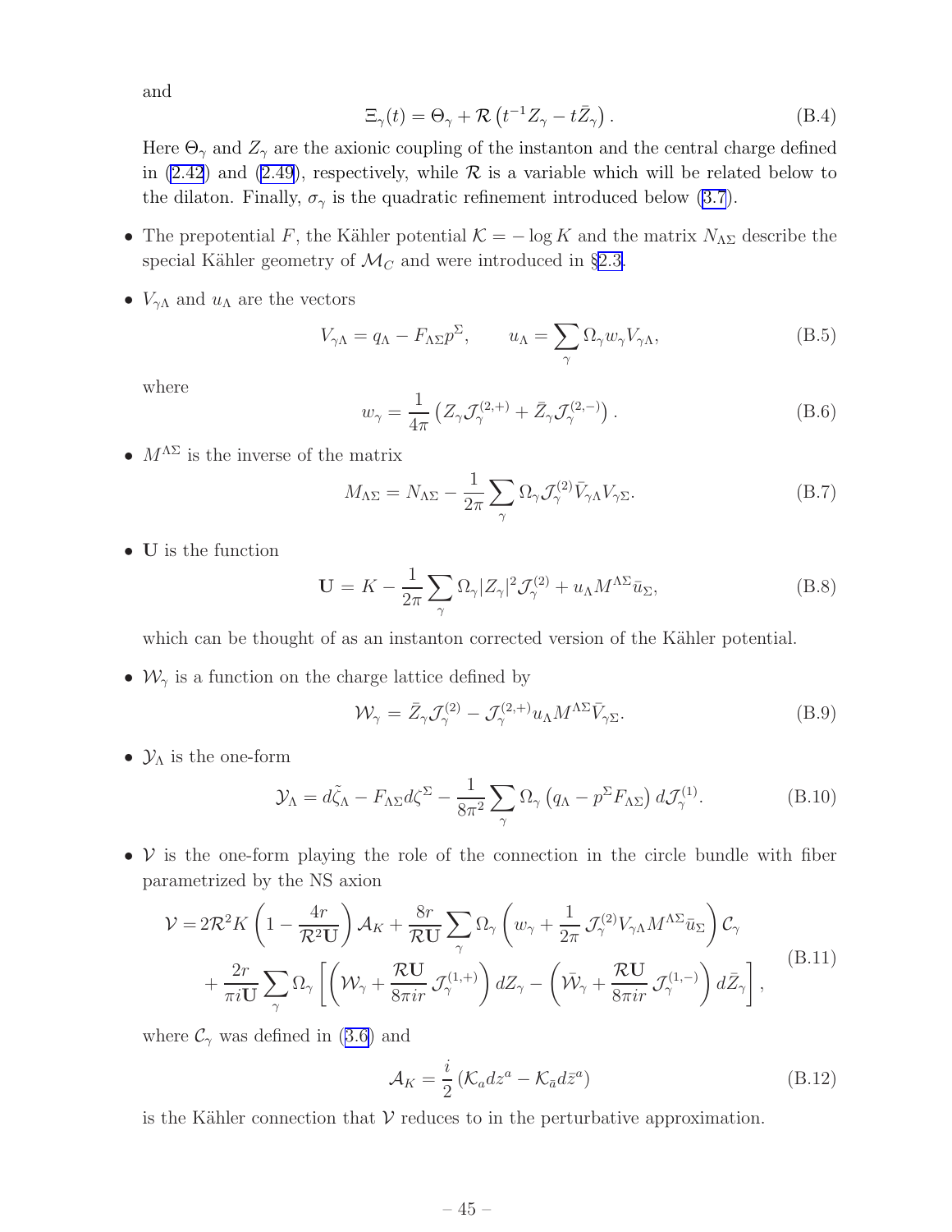and

$$
\Xi_\gamma(t) = \Theta_\gamma + \mathcal{R}\left(t^{-1}Z_\gamma - t\bar{Z}_\gamma\right). \tag{B.4}
$$

Here $\Theta_\gamma$ and $Z_\gamma$ are the axionic coupling of the instanton and the central charge defined in (2.42) and (2.49), respectively, while $\mathcal{R}$ is a variable which will be related below to the dilaton. Finally, $\sigma_\gamma$ is the quadratic refinement introduced below (3.7).

- The prepotential $F$, the Kähler potential $\mathcal{K} = -\log K$ and the matrix $N_{\Lambda\Sigma}$ describe the special Kähler geometry of $\mathcal{M}_C$ and were introduced in §2.3.

- $V_{\gamma\Lambda}$ and $u_\Lambda$ are the vectors

$$
V_{\gamma\Lambda} = q_\Lambda - F_{\Lambda\Sigma}p^\Sigma, \qquad u_\Lambda = \sum_\gamma \Omega_\gamma w_\gamma V_{\gamma\Lambda}, \tag{B.5}
$$

where

$$
w_\gamma = \frac{1}{4\pi}\left(Z_\gamma \mathcal{J}_\gamma^{(2,+)} + \bar{Z}_\gamma \mathcal{J}_\gamma^{(2,-)}\right). \tag{B.6}
$$

- $M^{\Lambda\Sigma}$ is the inverse of the matrix

$$
M_{\Lambda\Sigma} = N_{\Lambda\Sigma} - \frac{1}{2\pi}\sum_\gamma \Omega_\gamma \mathcal{J}_\gamma^{(2)} \bar{V}_{\gamma\Lambda} V_{\gamma\Sigma}. \tag{B.7}
$$

- $\mathbf{U}$ is the function

$$
\mathbf{U} = K - \frac{1}{2\pi}\sum_\gamma \Omega_\gamma |Z_\gamma|^2 \mathcal{J}_\gamma^{(2)} + u_\Lambda M^{\Lambda\Sigma}\bar{u}_\Sigma, \tag{B.8}
$$

which can be thought of as an instanton corrected version of the Kähler potential.

- $\mathcal{W}_\gamma$ is a function on the charge lattice defined by

$$
\mathcal{W}_\gamma = \bar{Z}_\gamma \mathcal{J}_\gamma^{(2)} - \mathcal{J}_\gamma^{(2,+)} u_\Lambda M^{\Lambda\Sigma} \bar{V}_{\gamma\Sigma}. \tag{B.9}
$$

- $\mathcal{Y}_\Lambda$ is the one-form

$$
\mathcal{Y}_\Lambda = d\tilde{\zeta}_\Lambda - F_{\Lambda\Sigma} d\zeta^\Sigma - \frac{1}{8\pi^2}\sum_\gamma \Omega_\gamma \left(q_\Lambda - p^\Sigma F_{\Lambda\Sigma}\right) d\mathcal{J}_\gamma^{(1)}. \tag{B.10}
$$

- $\mathcal{V}$ is the one-form playing the role of the connection in the circle bundle with fiber parametrized by the NS axion

$$
\begin{aligned}
\mathcal{V} =\,& 2\mathcal{R}^2 K\left(1 - \frac{4r}{\mathcal{R}^2\mathbf{U}}\right)\mathcal{A}_K + \frac{8r}{\mathcal{R}\mathbf{U}}\sum_\gamma \Omega_\gamma\left(w_\gamma + \frac{1}{2\pi}\mathcal{J}_\gamma^{(2)} V_{\gamma\Lambda} M^{\Lambda\Sigma}\bar{u}_\Sigma\right)\mathcal{C}_\gamma \\
&+ \frac{2r}{\pi i \mathbf{U}}\sum_\gamma \Omega_\gamma\left[\left(\mathcal{W}_\gamma + \frac{\mathcal{R}\mathbf{U}}{8\pi i r}\mathcal{J}_\gamma^{(1,+)}\right)dZ_\gamma - \left(\bar{\mathcal{W}}_\gamma + \frac{\mathcal{R}\mathbf{U}}{8\pi i r}\mathcal{J}_\gamma^{(1,-)}\right)d\bar{Z}_\gamma\right],
\end{aligned} \tag{B.11}
$$

where $\mathcal{C}_\gamma$ was defined in (3.6) and

$$
\mathcal{A}_K = \frac{i}{2}\left(\mathcal{K}_a dz^a - \mathcal{K}_{\bar{a}} d\bar{z}^a\right) \tag{B.12}
$$

is the Kähler connection that $\mathcal{V}$ reduces to in the perturbative approximation.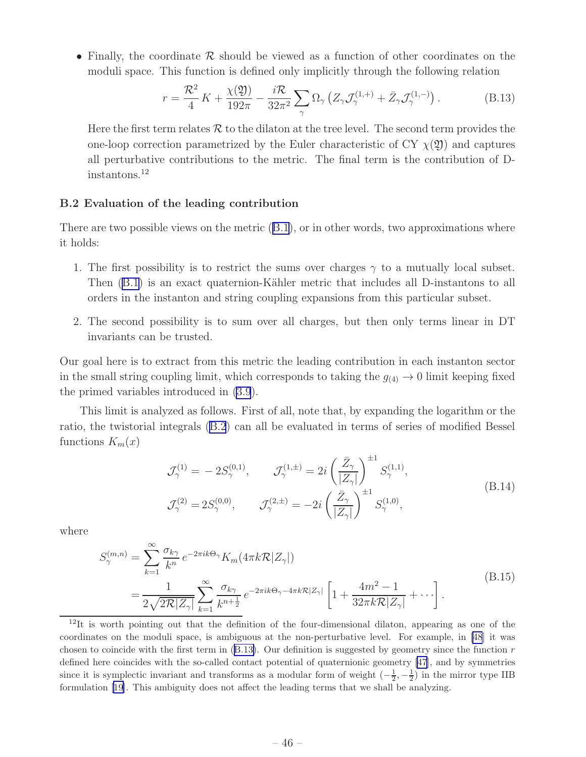- Finally, the coordinate $\mathcal{R}$ should be viewed as a function of other coordinates on the moduli space. This function is defined only implicitly through the following relation

$$r = \frac{\mathcal{R}^2}{4}\, K + \frac{\chi(\mathfrak{Y})}{192\pi} - \frac{i\mathcal{R}}{32\pi^2} \sum_{\gamma} \Omega_\gamma \left( Z_\gamma \mathcal{J}^{(1,+)}_\gamma + \bar{Z}_\gamma \mathcal{J}^{(1,-)}_\gamma \right). \tag{B.13}$$

  Here the first term relates $\mathcal{R}$ to the dilaton at the tree level. The second term provides the one-loop correction parametrized by the Euler characteristic of CY $\chi(\mathfrak{Y})$ and captures all perturbative contributions to the metric. The final term is the contribution of D-instantons.[12]

### B.2 Evaluation of the leading contribution

There are two possible views on the metric (B.1), or in other words, two approximations where it holds:

1. The first possibility is to restrict the sums over charges $\gamma$ to a mutually local subset. Then (B.1) is an exact quaternion-Kähler metric that includes all D-instantons to all orders in the instanton and string coupling expansions from this particular subset.
2. The second possibility is to sum over all charges, but then only terms linear in DT invariants can be trusted.

Our goal here is to extract from this metric the leading contribution in each instanton sector in the small string coupling limit, which corresponds to taking the $g_{(4)} \to 0$ limit keeping fixed the primed variables introduced in (3.9).

This limit is analyzed as follows. First of all, note that, by expanding the logarithm or the ratio, the twistorial integrals (B.2) can all be evaluated in terms of series of modified Bessel functions $K_m(x)$

$$\begin{aligned}
\mathcal{J}^{(1)}_\gamma &= -2S^{(0,1)}_\gamma, \qquad \mathcal{J}^{(1,\pm)}_\gamma = 2i \left( \frac{\bar{Z}_\gamma}{|Z_\gamma|} \right)^{\pm 1} S^{(1,1)}_\gamma, \\
\mathcal{J}^{(2)}_\gamma &= 2S^{(0,0)}_\gamma, \qquad \mathcal{J}^{(2,\pm)}_\gamma = -2i \left( \frac{\bar{Z}_\gamma}{|Z_\gamma|} \right)^{\pm 1} S^{(1,0)}_\gamma,
\end{aligned} \tag{B.14}$$

where

$$\begin{aligned}
S^{(m,n)}_\gamma &= \sum_{k=1}^{\infty} \frac{\sigma_{k\gamma}}{k^n}\, e^{-2\pi i k \Theta_\gamma} K_m(4\pi k \mathcal{R} |Z_\gamma|) \\
&= \frac{1}{2\sqrt{2\mathcal{R}|Z_\gamma|}} \sum_{k=1}^{\infty} \frac{\sigma_{k\gamma}}{k^{n+\frac{1}{2}}}\, e^{-2\pi i k \Theta_\gamma - 4\pi k \mathcal{R} |Z_\gamma|} \left[ 1 + \frac{4m^2 - 1}{32\pi k \mathcal{R} |Z_\gamma|} + \cdots \right].
\end{aligned} \tag{B.15}$$

[12] It is worth pointing out that the definition of the four-dimensional dilaton, appearing as one of the coordinates on the moduli space, is ambiguous at the non-perturbative level. For example, in [48] it was chosen to coincide with the first term in (B.13). Our definition is suggested by geometry since the function $r$ defined here coincides with the so-called contact potential of quaternionic geometry [47], and by symmetries since it is symplectic invariant and transforms as a modular form of weight $(-\frac{1}{2}, -\frac{1}{2})$ in the mirror type IIB formulation [19]. This ambiguity does not affect the leading terms that we shall be analyzing.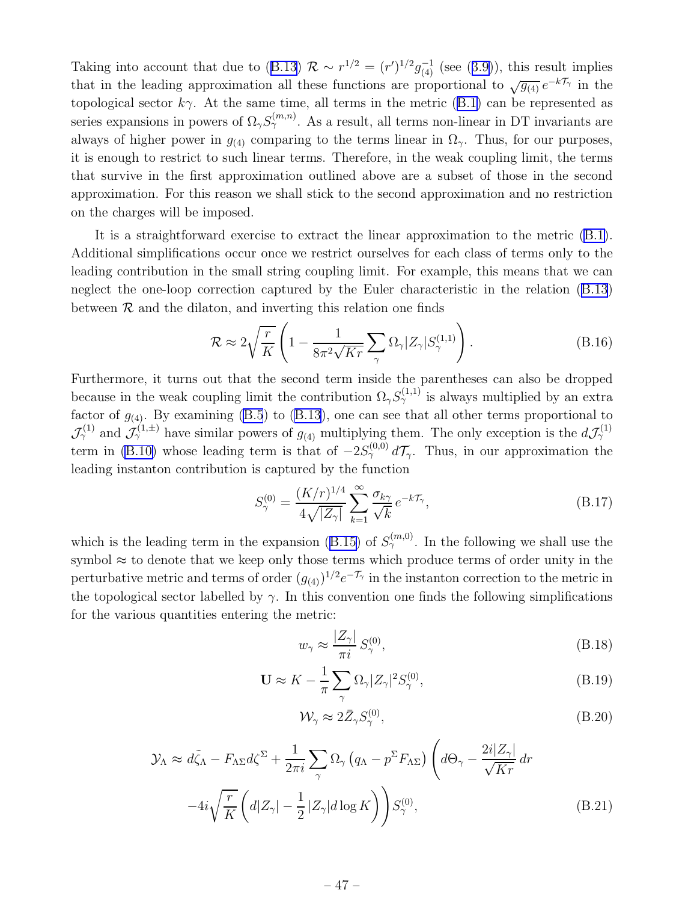Taking into account that due to (B.13) $\mathcal{R} \sim r^{1/2} = (r')^{1/2} g_{(4)}^{-1}$ (see (3.9)), this result implies that in the leading approximation all these functions are proportional to $\sqrt{g_{(4)}}\, e^{-k\mathcal{T}_\gamma}$ in the topological sector $k\gamma$. At the same time, all terms in the metric (B.1) can be represented as series expansions in powers of $\Omega_\gamma S_\gamma^{(m,n)}$. As a result, all terms non-linear in DT invariants are always of higher power in $g_{(4)}$ comparing to the terms linear in $\Omega_\gamma$. Thus, for our purposes, it is enough to restrict to such linear terms. Therefore, in the weak coupling limit, the terms that survive in the first approximation outlined above are a subset of those in the second approximation. For this reason we shall stick to the second approximation and no restriction on the charges will be imposed.

It is a straightforward exercise to extract the linear approximation to the metric (B.1). Additional simplifications occur once we restrict ourselves for each class of terms only to the leading contribution in the small string coupling limit. For example, this means that we can neglect the one-loop correction captured by the Euler characteristic in the relation (B.13) between $\mathcal{R}$ and the dilaton, and inverting this relation one finds

$$\mathcal{R} \approx 2\sqrt{\frac{r}{K}}\left(1 - \frac{1}{8\pi^2\sqrt{Kr}}\sum_\gamma \Omega_\gamma |Z_\gamma| S_\gamma^{(1,1)}\right). \tag{B.16}$$

Furthermore, it turns out that the second term inside the parentheses can also be dropped because in the weak coupling limit the contribution $\Omega_\gamma S_\gamma^{(1,1)}$ is always multiplied by an extra factor of $g_{(4)}$. By examining (B.5) to (B.13), one can see that all other terms proportional to $\mathcal{J}_\gamma^{(1)}$ and $\mathcal{J}_\gamma^{(1,\pm)}$ have similar powers of $g_{(4)}$ multiplying them. The only exception is the $d\mathcal{J}_\gamma^{(1)}$ term in (B.10) whose leading term is that of $-2S_\gamma^{(0,0)}\, d\mathcal{T}_\gamma$. Thus, in our approximation the leading instanton contribution is captured by the function

$$S_\gamma^{(0)} = \frac{(K/r)^{1/4}}{4\sqrt{|Z_\gamma|}} \sum_{k=1}^{\infty} \frac{\sigma_{k\gamma}}{\sqrt{k}}\, e^{-k\mathcal{T}_\gamma}, \tag{B.17}$$

which is the leading term in the expansion (B.15) of $S_\gamma^{(m,0)}$. In the following we shall use the symbol $\approx$ to denote that we keep only those terms which produce terms of order unity in the perturbative metric and terms of order $(g_{(4)})^{1/2} e^{-\mathcal{T}_\gamma}$ in the instanton correction to the metric in the topological sector labelled by $\gamma$. In this convention one finds the following simplifications for the various quantities entering the metric:

$$w_\gamma \approx \frac{|Z_\gamma|}{\pi i}\, S_\gamma^{(0)}, \tag{B.18}$$

$$\mathbf{U} \approx K - \frac{1}{\pi}\sum_\gamma \Omega_\gamma |Z_\gamma|^2 S_\gamma^{(0)}, \tag{B.19}$$

$$\mathcal{W}_\gamma \approx 2\bar{Z}_\gamma S_\gamma^{(0)}, \tag{B.20}$$

$$\begin{aligned}\mathcal{Y}_\Lambda \approx\; & d\tilde{\zeta}_\Lambda - F_{\Lambda\Sigma} d\zeta^\Sigma + \frac{1}{2\pi i}\sum_\gamma \Omega_\gamma \left(q_\Lambda - p^\Sigma F_{\Lambda\Sigma}\right)\left(d\Theta_\gamma - \frac{2i|Z_\gamma|}{\sqrt{Kr}}\, dr\right.\\ & \left. -4i\sqrt{\frac{r}{K}}\left(d|Z_\gamma| - \frac{1}{2}\,|Z_\gamma| d\log K\right)\right) S_\gamma^{(0)},\end{aligned} \tag{B.21}$$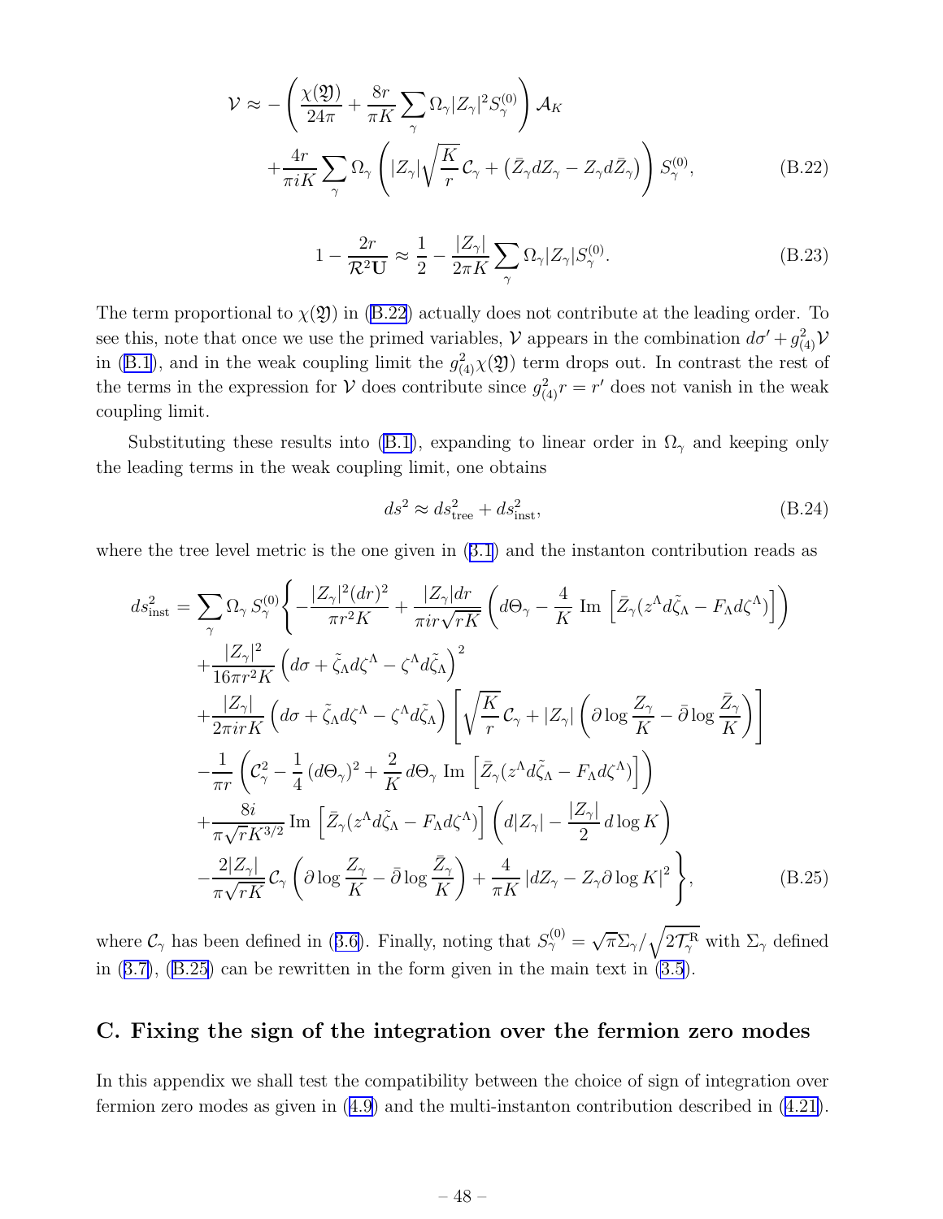$$
\mathcal{V} \approx -\left(\frac{\chi(\mathfrak{Y})}{24\pi} + \frac{8r}{\pi K}\sum_\gamma \Omega_\gamma |Z_\gamma|^2 S_\gamma^{(0)}\right)\mathcal{A}_K
+\frac{4r}{\pi i K}\sum_\gamma \Omega_\gamma\left(|Z_\gamma|\sqrt{\frac{K}{r}}\,\mathcal{C}_\gamma + \left(\bar{Z}_\gamma dZ_\gamma - Z_\gamma d\bar{Z}_\gamma\right)\right)S_\gamma^{(0)}, \tag{B.22}
$$

$$
1-\frac{2r}{\mathcal{R}^2\mathbf{U}} \approx \frac{1}{2} - \frac{|Z_\gamma|}{2\pi K}\sum_\gamma \Omega_\gamma |Z_\gamma| S_\gamma^{(0)}. \tag{B.23}
$$

The term proportional to $\chi(\mathfrak{Y})$ in (B.22) actually does not contribute at the leading order. To see this, note that once we use the primed variables, $\mathcal{V}$ appears in the combination $d\sigma' + g_{(4)}^2\mathcal{V}$ in (B.1), and in the weak coupling limit the $g_{(4)}^2\chi(\mathfrak{Y})$ term drops out. In contrast the rest of the terms in the expression for $\mathcal{V}$ does contribute since $g_{(4)}^2 r = r'$ does not vanish in the weak coupling limit.

Substituting these results into (B.1), expanding to linear order in $\Omega_\gamma$ and keeping only the leading terms in the weak coupling limit, one obtains

$$
ds^2 \approx ds^2_{\rm tree} + ds^2_{\rm inst}, \tag{B.24}
$$

where the tree level metric is the one given in (3.1) and the instanton contribution reads as

$$
\begin{aligned}
ds^2_{\rm inst} = \sum_\gamma \Omega_\gamma\, S_\gamma^{(0)}\Bigg\{ & -\frac{|Z_\gamma|^2 (dr)^2}{\pi r^2 K} + \frac{|Z_\gamma| dr}{\pi i r\sqrt{rK}}\left(d\Theta_\gamma - \frac{4}{K}\,{\rm Im}\left[\bar{Z}_\gamma (z^\Lambda d\tilde{\zeta}_\Lambda - F_\Lambda d\zeta^\Lambda)\right]\right) \\
& + \frac{|Z_\gamma|^2}{16\pi r^2 K}\left(d\sigma + \tilde{\zeta}_\Lambda d\zeta^\Lambda - \zeta^\Lambda d\tilde{\zeta}_\Lambda\right)^2 \\
& + \frac{|Z_\gamma|}{2\pi i r K}\left(d\sigma + \tilde{\zeta}_\Lambda d\zeta^\Lambda - \zeta^\Lambda d\tilde{\zeta}_\Lambda\right)\left[\sqrt{\frac{K}{r}}\,\mathcal{C}_\gamma + |Z_\gamma|\left(\partial \log\frac{Z_\gamma}{K} - \bar{\partial}\log\frac{\bar{Z}_\gamma}{K}\right)\right] \\
& - \frac{1}{\pi r}\left(\mathcal{C}_\gamma^2 - \frac{1}{4}\left(d\Theta_\gamma\right)^2 + \frac{2}{K}\,d\Theta_\gamma\ {\rm Im}\left[\bar{Z}_\gamma (z^\Lambda d\tilde{\zeta}_\Lambda - F_\Lambda d\zeta^\Lambda)\right]\right) \\
& + \frac{8i}{\pi\sqrt{r}K^{3/2}}\,{\rm Im}\left[\bar{Z}_\gamma (z^\Lambda d\tilde{\zeta}_\Lambda - F_\Lambda d\zeta^\Lambda)\right]\left(d|Z_\gamma| - \frac{|Z_\gamma|}{2}\,d\log K\right) \\
& - \frac{2|Z_\gamma|}{\pi\sqrt{rK}}\,\mathcal{C}_\gamma\left(\partial\log\frac{Z_\gamma}{K} - \bar{\partial}\log\frac{\bar{Z}_\gamma}{K}\right) + \frac{4}{\pi K}\left|dZ_\gamma - Z_\gamma\partial\log K\right|^2\Bigg\},
\end{aligned} \tag{B.25}
$$

where $\mathcal{C}_\gamma$ has been defined in (3.6). Finally, noting that $S_\gamma^{(0)} = \sqrt{\pi}\Sigma_\gamma/\sqrt{2\mathcal{T}_\gamma^{\rm R}}$ with $\Sigma_\gamma$ defined in (3.7), (B.25) can be rewritten in the form given in the main text in (3.5).

## C. Fixing the sign of the integration over the fermion zero modes

In this appendix we shall test the compatibility between the choice of sign of integration over fermion zero modes as given in (4.9) and the multi-instanton contribution described in (4.21).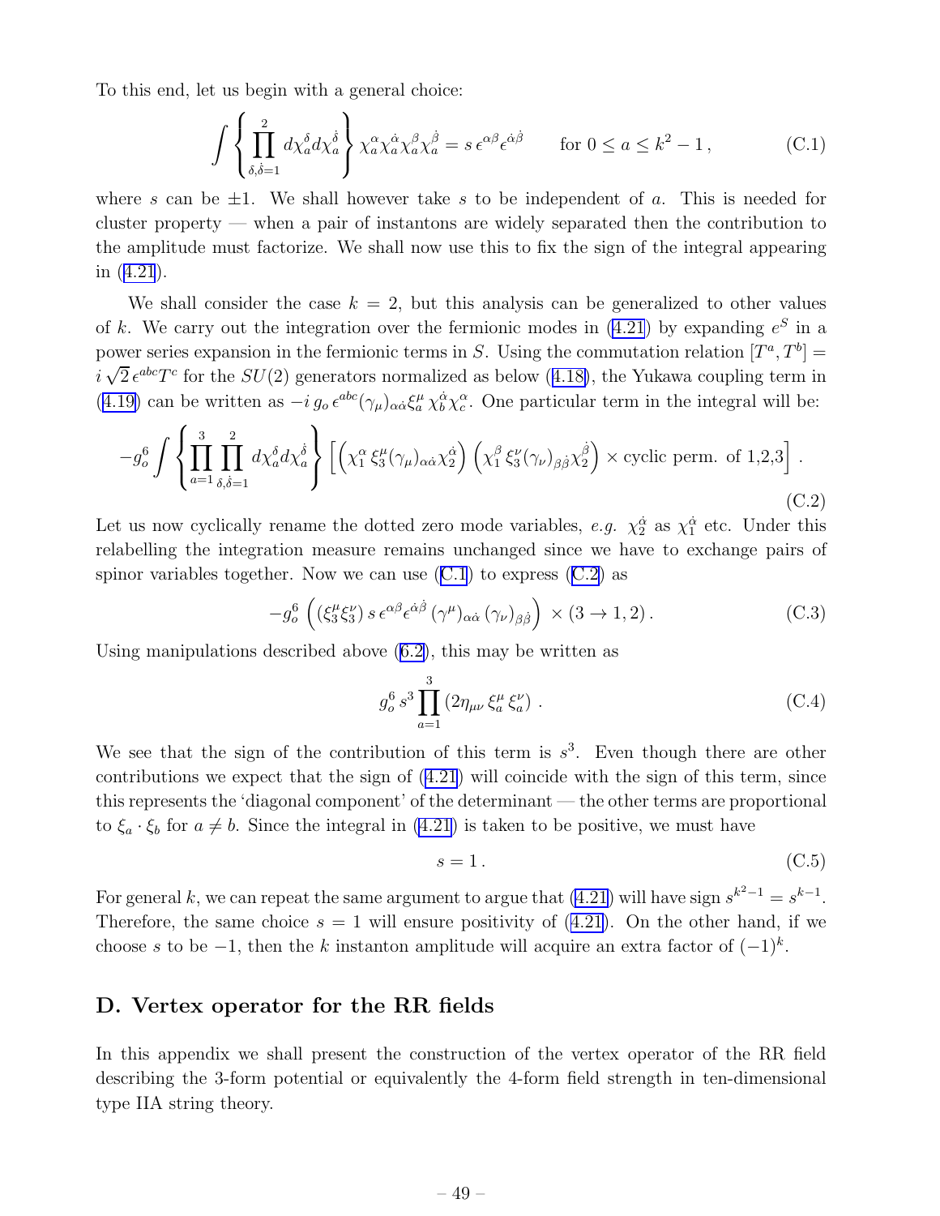To this end, let us begin with a general choice:

$$\int \left\{ \prod_{\delta,\dot{\delta}=1}^{2} d\chi_a^\delta d\chi_a^{\dot{\delta}} \right\} \chi_a^\alpha \chi_a^{\dot{\alpha}} \chi_a^\beta \chi_a^{\dot{\beta}} = s\, \epsilon^{\alpha\beta} \epsilon^{\dot{\alpha}\dot{\beta}} \qquad \text{for } 0 \le a \le k^2 - 1\,, \tag{C.1}$$

where $s$ can be $\pm 1$. We shall however take $s$ to be independent of $a$. This is needed for cluster property — when a pair of instantons are widely separated then the contribution to the amplitude must factorize. We shall now use this to fix the sign of the integral appearing in (4.21).

We shall consider the case $k = 2$, but this analysis can be generalized to other values of $k$. We carry out the integration over the fermionic modes in (4.21) by expanding $e^S$ in a power series expansion in the fermionic terms in $S$. Using the commutation relation $[T^a, T^b] = i\sqrt{2}\, \epsilon^{abc} T^c$ for the $SU(2)$ generators normalized as below (4.18), the Yukawa coupling term in (4.19) can be written as $-i\, g_o\, \epsilon^{abc} (\gamma_\mu)_{\alpha\dot{\alpha}} \xi_a^\mu\, \chi_b^{\dot{\alpha}} \chi_c^\alpha$. One particular term in the integral will be:

$$-g_o^6 \int \left\{ \prod_{a=1}^{3} \prod_{\delta,\dot{\delta}=1}^{2} d\chi_a^\delta d\chi_a^{\dot{\delta}} \right\} \left[ \left( \chi_1^\alpha\, \xi_3^\mu (\gamma_\mu)_{\alpha\dot{\alpha}} \chi_2^{\dot{\alpha}} \right) \left( \chi_1^\beta\, \xi_3^\nu (\gamma_\nu)_{\beta\dot{\beta}} \chi_2^{\dot{\beta}} \right) \times \text{cyclic perm. of 1,2,3} \right]. \tag{C.2}$$

Let us now cyclically rename the dotted zero mode variables, *e.g.* $\chi_2^{\dot{\alpha}}$ as $\chi_1^{\dot{\alpha}}$ etc. Under this relabelling the integration measure remains unchanged since we have to exchange pairs of spinor variables together. Now we can use (C.1) to express (C.2) as

$$-g_o^6 \left( (\xi_3^\mu \xi_3^\nu)\, s\, \epsilon^{\alpha\beta} \epsilon^{\dot{\alpha}\dot{\beta}}\, (\gamma^\mu)_{\alpha\dot{\alpha}}\, (\gamma_\nu)_{\beta\dot{\beta}} \right) \times (3 \to 1, 2)\,. \tag{C.3}$$

Using manipulations described above (6.2), this may be written as

$$g_o^6\, s^3 \prod_{a=1}^{3} \left( 2\eta_{\mu\nu}\, \xi_a^\mu\, \xi_a^\nu \right)\,. \tag{C.4}$$

We see that the sign of the contribution of this term is $s^3$. Even though there are other contributions we expect that the sign of (4.21) will coincide with the sign of this term, since this represents the 'diagonal component' of the determinant — the other terms are proportional to $\xi_a \cdot \xi_b$ for $a \neq b$. Since the integral in (4.21) is taken to be positive, we must have

$$s = 1\,. \tag{C.5}$$

For general $k$, we can repeat the same argument to argue that (4.21) will have sign $s^{k^2-1} = s^{k-1}$. Therefore, the same choice $s = 1$ will ensure positivity of (4.21). On the other hand, if we choose $s$ to be $-1$, then the $k$ instanton amplitude will acquire an extra factor of $(-1)^k$.

## D. Vertex operator for the RR fields

In this appendix we shall present the construction of the vertex operator of the RR field describing the 3-form potential or equivalently the 4-form field strength in ten-dimensional type IIA string theory.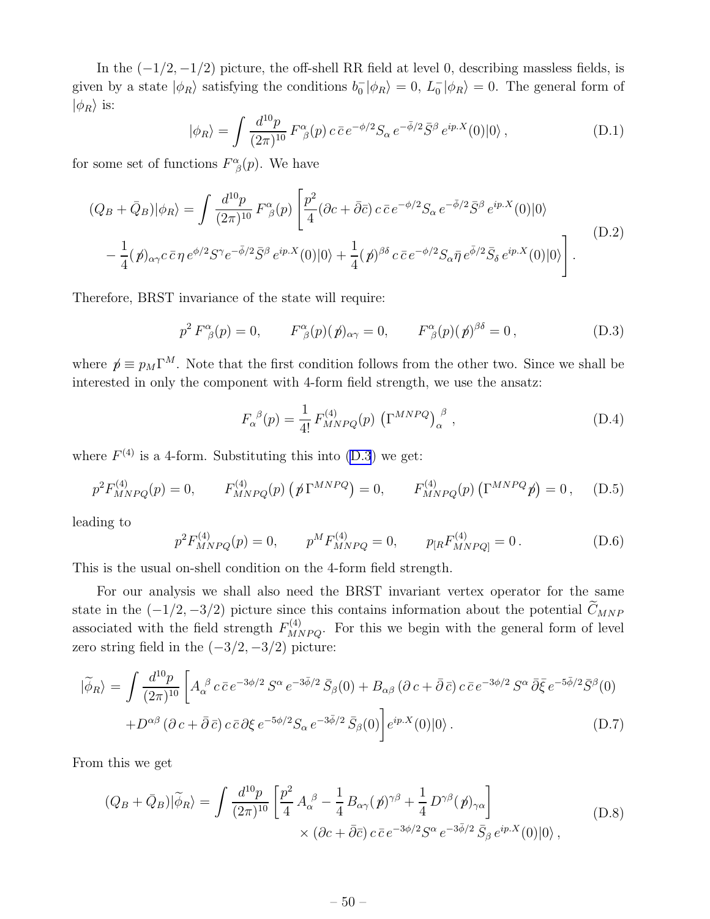In the $(-1/2,-1/2)$ picture, the off-shell RR field at level 0, describing massless fields, is given by a state $|\phi_R\rangle$ satisfying the conditions $b_0^-|\phi_R\rangle = 0$, $L_0^-|\phi_R\rangle = 0$. The general form of $|\phi_R\rangle$ is:

$$
|\phi_R\rangle = \int \frac{d^{10}p}{(2\pi)^{10}}\, F^{\alpha}_{\ \beta}(p)\, c\,\bar{c}\, e^{-\phi/2} S_\alpha\, e^{-\bar{\phi}/2}\bar{S}^\beta\, e^{ip.X}(0)|0\rangle\,, \tag{D.1}
$$

for some set of functions $F^{\alpha}_{\ \beta}(p)$. We have

$$
\begin{aligned}
(Q_B+\bar{Q}_B)|\phi_R\rangle = \int \frac{d^{10}p}{(2\pi)^{10}}\, F^{\alpha}_{\ \beta}(p) \Bigg[ & \frac{p^2}{4}(\partial c + \bar{\partial}\bar{c})\, c\,\bar{c}\, e^{-\phi/2} S_\alpha\, e^{-\bar{\phi}/2}\bar{S}^\beta\, e^{ip.X}(0)|0\rangle \\
& -\frac{1}{4}(\not{p})_{\alpha\gamma} c\,\bar{c}\,\eta\, e^{\phi/2} S^\gamma e^{-\bar{\phi}/2}\bar{S}^\beta\, e^{ip.X}(0)|0\rangle + \frac{1}{4}(\not{p})^{\beta\delta}\, c\,\bar{c}\, e^{-\phi/2} S_\alpha \bar{\eta}\, e^{\bar{\phi}/2}\bar{S}_\delta\, e^{ip.X}(0)|0\rangle \Bigg].
\end{aligned} \tag{D.2}
$$

Therefore, BRST invariance of the state will require:

$$
p^2\, F^{\alpha}_{\ \beta}(p) = 0, \qquad F^{\alpha}_{\ \beta}(p)(\not{p})_{\alpha\gamma} = 0, \qquad F^{\alpha}_{\ \beta}(p)(\not{p})^{\beta\delta} = 0\,, \tag{D.3}
$$

where $\not{p} \equiv p_M \Gamma^M$. Note that the first condition follows from the other two. Since we shall be interested in only the component with 4-form field strength, we use the ansatz:

$$
F_\alpha^{\ \beta}(p) = \frac{1}{4!}\, F^{(4)}_{MNPQ}(p)\, \left(\Gamma^{MNPQ}\right)_\alpha^{\ \beta}\,, \tag{D.4}
$$

where $F^{(4)}$ is a 4-form. Substituting this into (D.3) we get:

$$
p^2 F^{(4)}_{MNPQ}(p) = 0, \qquad F^{(4)}_{MNPQ}(p)\left(\not{p}\,\Gamma^{MNPQ}\right) = 0, \qquad F^{(4)}_{MNPQ}(p)\left(\Gamma^{MNPQ}\not{p}\right) = 0\,, \tag{D.5}
$$

leading to

$$
p^2 F^{(4)}_{MNPQ}(p) = 0, \qquad p^M F^{(4)}_{MNPQ} = 0, \qquad p_{[R}F^{(4)}_{MNPQ]} = 0\,. \tag{D.6}
$$

This is the usual on-shell condition on the 4-form field strength.

For our analysis we shall also need the BRST invariant vertex operator for the same state in the $(-1/2,-3/2)$ picture since this contains information about the potential $\widetilde{C}_{MNP}$ associated with the field strength $F^{(4)}_{MNPQ}$. For this we begin with the general form of level zero string field in the $(-3/2,-3/2)$ picture:

$$
\begin{aligned}
|\widetilde{\phi}_R\rangle = \int \frac{d^{10}p}{(2\pi)^{10}} \Bigg[ & A_\alpha^{\ \beta}\, c\,\bar{c}\, e^{-3\phi/2}\, S^\alpha\, e^{-3\bar{\phi}/2}\, \bar{S}_\beta(0) + B_{\alpha\beta}\,(\partial\, c + \bar{\partial}\,\bar{c})\, c\,\bar{c}\, e^{-3\phi/2}\, S^\alpha\, \bar{\partial}\bar{\xi}\, e^{-5\bar{\phi}/2}\bar{S}^\beta(0) \\
& + D^{\alpha\beta}\,(\partial\, c + \bar{\partial}\,\bar{c})\, c\,\bar{c}\,\partial\xi\, e^{-5\phi/2} S_\alpha\, e^{-3\bar{\phi}/2}\, \bar{S}_\beta(0)\Bigg] e^{ip.X}(0)|0\rangle\,.
\end{aligned} \tag{D.7}
$$

From this we get

$$
\begin{aligned}
(Q_B+\bar{Q}_B)|\widetilde{\phi}_R\rangle = \int \frac{d^{10}p}{(2\pi)^{10}} & \left[\frac{p^2}{4}\, A_\alpha^{\ \beta} - \frac{1}{4}\, B_{\alpha\gamma}(\not{p})^{\gamma\beta} + \frac{1}{4}\, D^{\gamma\beta}(\not{p})_{\gamma\alpha}\right] \\
& \times (\partial c + \bar{\partial}\bar{c})\, c\,\bar{c}\, e^{-3\phi/2} S^\alpha\, e^{-3\bar{\phi}/2}\, \bar{S}_\beta\, e^{ip.X}(0)|0\rangle\,,
\end{aligned} \tag{D.8}
$$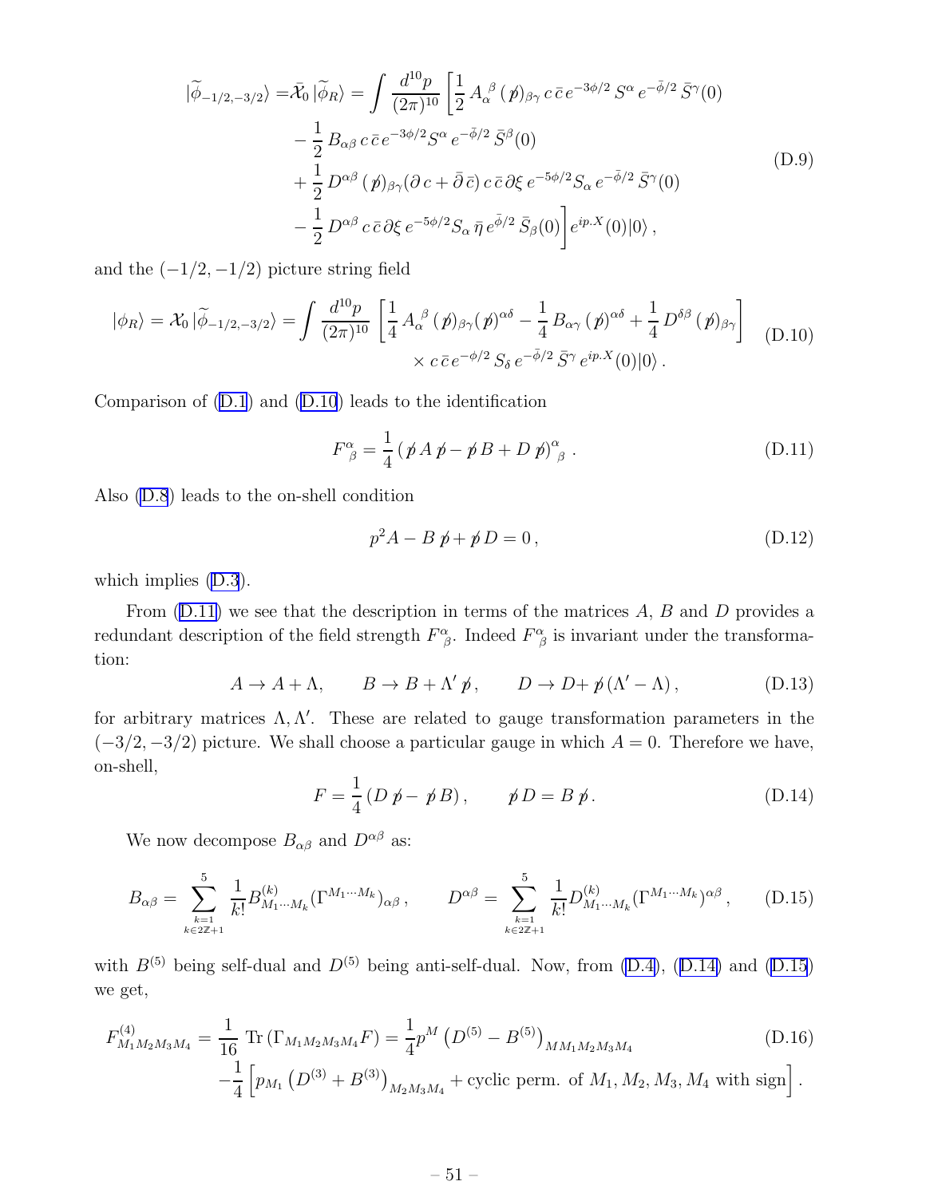$$
\begin{aligned}
|\widetilde{\phi}_{-1/2,-3/2}\rangle =& \bar{\mathcal{X}}_0 \, |\widetilde{\phi}_R\rangle = \int \frac{d^{10}p}{(2\pi)^{10}} \Bigg[ \frac{1}{2} \, A_\alpha{}^\beta \, (\not{p})_{\beta\gamma} \, c \, \bar{c} \, e^{-3\phi/2} \, S^\alpha \, e^{-\bar{\phi}/2} \, \bar{S}^\gamma(0) \\
& - \frac{1}{2} \, B_{\alpha\beta} \, c \, \bar{c} \, e^{-3\phi/2} S^\alpha \, e^{-\bar{\phi}/2} \, \bar{S}^\beta(0) \\
& + \frac{1}{2} \, D^{\alpha\beta} \, (\not{p})_{\beta\gamma} (\partial \, c + \bar{\partial} \, \bar{c}) \, c \, \bar{c} \, \partial\xi \, e^{-5\phi/2} S_\alpha \, e^{-\bar{\phi}/2} \, \bar{S}^\gamma(0) \\
& - \frac{1}{2} \, D^{\alpha\beta} \, c \, \bar{c} \, \partial\xi \, e^{-5\phi/2} S_\alpha \, \bar{\eta} \, e^{\bar{\phi}/2} \, \bar{S}_\beta(0) \Bigg] e^{ip.X}(0)|0\rangle \, ,
\end{aligned}
\tag{D.9}
$$

and the $(-1/2,-1/2)$ picture string field

$$
|\phi_R\rangle = \mathcal{X}_0 \, |\widetilde{\phi}_{-1/2,-3/2}\rangle = \int \frac{d^{10}p}{(2\pi)^{10}} \left[ \frac{1}{4} \, A_\alpha{}^\beta \, (\not{p})_{\beta\gamma} (\not{p})^{\alpha\delta} - \frac{1}{4} \, B_{\alpha\gamma} \, (\not{p})^{\alpha\delta} + \frac{1}{4} \, D^{\delta\beta} \, (\not{p})_{\beta\gamma} \right] \times c \, \bar{c} \, e^{-\phi/2} \, S_\delta \, e^{-\bar{\phi}/2} \, \bar{S}^\gamma \, e^{ip.X}(0)|0\rangle \, .
\tag{D.10}
$$

Comparison of (D.1) and (D.10) leads to the identification

$$
F^\alpha_{\ \beta} = \frac{1}{4} \left( \not{p} \, A \, \not{p} - \not{p} \, B + D \, \not{p} \right)^\alpha_{\ \beta} \, .
\tag{D.11}
$$

Also (D.8) leads to the on-shell condition

$$
p^2 A - B \, \not{p} + \not{p} \, D = 0 \, ,
\tag{D.12}
$$

which implies (D.3).

From (D.11) we see that the description in terms of the matrices $A$, $B$ and $D$ provides a redundant description of the field strength $F^\alpha_{\ \beta}$. Indeed $F^\alpha_{\ \beta}$ is invariant under the transformation:

$$
A \to A + \Lambda, \qquad B \to B + \Lambda' \, \not{p} \, , \qquad D \to D + \not{p} \, (\Lambda' - \Lambda) \, ,
\tag{D.13}
$$

for arbitrary matrices $\Lambda, \Lambda'$. These are related to gauge transformation parameters in the $(-3/2,-3/2)$ picture. We shall choose a particular gauge in which $A = 0$. Therefore we have, on-shell,

$$
F = \frac{1}{4} \left( D \, \not{p} - \not{p} \, B \right) , \qquad \not{p} \, D = B \, \not{p} .
\tag{D.14}
$$

We now decompose $B_{\alpha\beta}$ and $D^{\alpha\beta}$ as:

$$
B_{\alpha\beta} = \sum_{\substack{k=1 \\ k \in 2\mathbb{Z}+1}}^{5} \frac{1}{k!} B^{(k)}_{M_1 \cdots M_k} (\Gamma^{M_1 \cdots M_k})_{\alpha\beta} \, , \qquad D^{\alpha\beta} = \sum_{\substack{k=1 \\ k \in 2\mathbb{Z}+1}}^{5} \frac{1}{k!} D^{(k)}_{M_1 \cdots M_k} (\Gamma^{M_1 \cdots M_k})^{\alpha\beta} \, ,
\tag{D.15}
$$

with $B^{(5)}$ being self-dual and $D^{(5)}$ being anti-self-dual. Now, from (D.4), (D.14) and (D.15) we get,

$$
\begin{aligned}
F^{(4)}_{M_1 M_2 M_3 M_4} &= \frac{1}{16} \, \mathrm{Tr} \left( \Gamma_{M_1 M_2 M_3 M_4} F \right) = \frac{1}{4} p^M \left( D^{(5)} - B^{(5)} \right)_{M M_1 M_2 M_3 M_4} \\
& - \frac{1}{4} \left[ p_{M_1} \left( D^{(3)} + B^{(3)} \right)_{M_2 M_3 M_4} + \text{cyclic perm. of } M_1, M_2, M_3, M_4 \text{ with sign} \right] .
\end{aligned}
\tag{D.16}
$$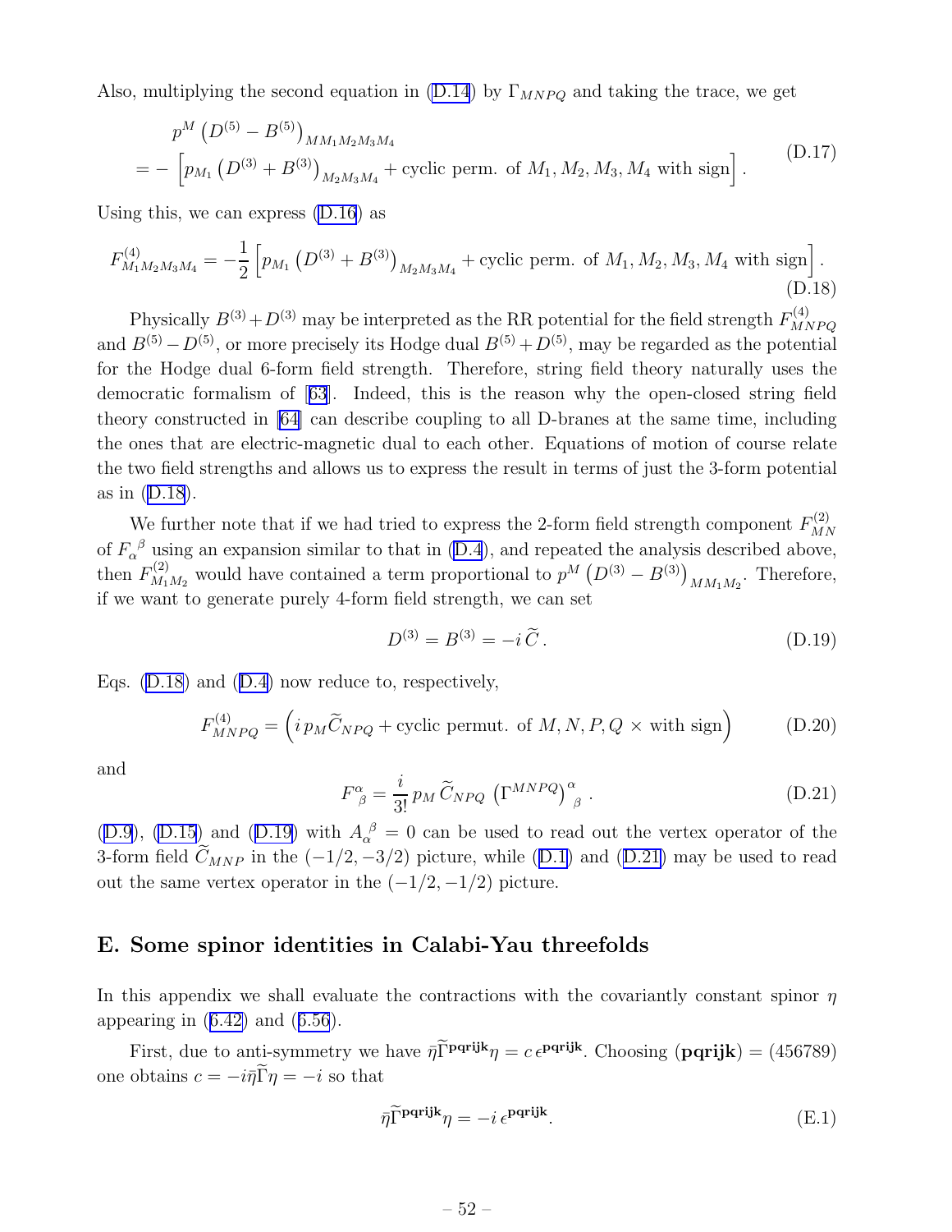Also, multiplying the second equation in (D.14) by $\Gamma_{MNPQ}$ and taking the trace, we get

$$
\begin{aligned}
& p^M \left(D^{(5)} - B^{(5)}\right)_{MM_1M_2M_3M_4} \\
&= - \left[ p_{M_1} \left(D^{(3)} + B^{(3)}\right)_{M_2M_3M_4} + \text{cyclic perm. of } M_1, M_2, M_3, M_4 \text{ with sign} \right].
\end{aligned}
\tag{D.17}
$$

Using this, we can express (D.16) as

$$
F^{(4)}_{M_1M_2M_3M_4} = -\frac{1}{2} \left[ p_{M_1} \left(D^{(3)} + B^{(3)}\right)_{M_2M_3M_4} + \text{cyclic perm. of } M_1, M_2, M_3, M_4 \text{ with sign} \right].
\tag{D.18}
$$

Physically $B^{(3)} + D^{(3)}$ may be interpreted as the RR potential for the field strength $F^{(4)}_{MNPQ}$ and $B^{(5)} - D^{(5)}$, or more precisely its Hodge dual $B^{(5)} + D^{(5)}$, may be regarded as the potential for the Hodge dual 6-form field strength. Therefore, string field theory naturally uses the democratic formalism of [63]. Indeed, this is the reason why the open-closed string field theory constructed in [64] can describe coupling to all D-branes at the same time, including the ones that are electric-magnetic dual to each other. Equations of motion of course relate the two field strengths and allows us to express the result in terms of just the 3-form potential as in (D.18).

We further note that if we had tried to express the 2-form field strength component $F^{(2)}_{MN}$ of $F_\alpha{}^\beta$ using an expansion similar to that in (D.4), and repeated the analysis described above, then $F^{(2)}_{M_1M_2}$ would have contained a term proportional to $p^M \left(D^{(3)} - B^{(3)}\right)_{MM_1M_2}$. Therefore, if we want to generate purely 4-form field strength, we can set

$$
D^{(3)} = B^{(3)} = -i\, \widetilde{C}\,.
\tag{D.19}
$$

Eqs. (D.18) and (D.4) now reduce to, respectively,

$$
F^{(4)}_{MNPQ} = \left( i\, p_M \widetilde{C}_{NPQ} + \text{cyclic permut. of } M, N, P, Q \times \text{with sign} \right)
\tag{D.20}
$$

and

$$
F^\alpha{}_\beta = \frac{i}{3!}\, p_M\, \widetilde{C}_{NPQ} \left(\Gamma^{MNPQ}\right)^\alpha{}_\beta\,.
\tag{D.21}
$$

(D.9), (D.15) and (D.19) with $A_\alpha{}^\beta = 0$ can be used to read out the vertex operator of the 3-form field $\widetilde{C}_{MNP}$ in the $(-1/2, -3/2)$ picture, while (D.1) and (D.21) may be used to read out the same vertex operator in the $(-1/2, -1/2)$ picture.

## E. Some spinor identities in Calabi-Yau threefolds

In this appendix we shall evaluate the contractions with the covariantly constant spinor $\eta$ appearing in (6.42) and (6.56).

First, due to anti-symmetry we have $\bar{\eta}\widetilde{\Gamma}^{\mathbf{pqrijk}}\eta = c\, \epsilon^{\mathbf{pqrijk}}$. Choosing $(\mathbf{pqrijk}) = (456789)$ one obtains $c = -i\bar{\eta}\widetilde{\Gamma}\eta = -i$ so that

$$
\bar{\eta}\widetilde{\Gamma}^{\mathbf{pqrijk}}\eta = -i\, \epsilon^{\mathbf{pqrijk}}.
\tag{E.1}
$$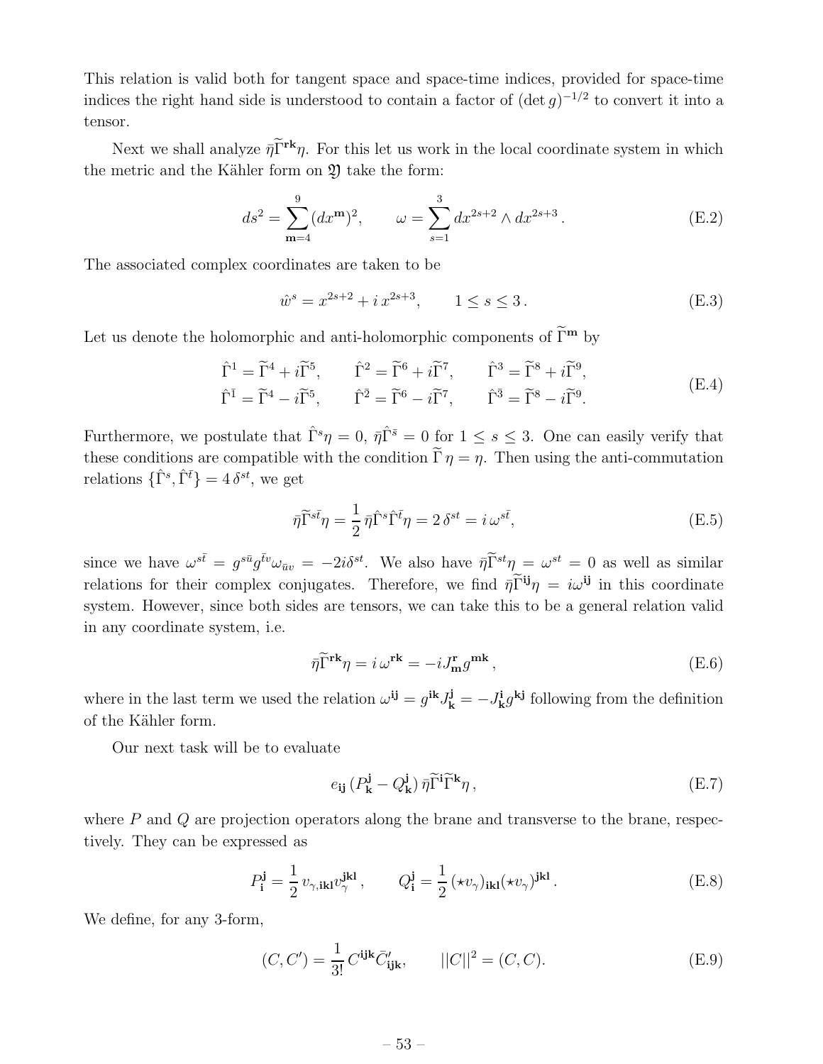This relation is valid both for tangent space and space-time indices, provided for space-time indices the right hand side is understood to contain a factor of $(\det g)^{-1/2}$ to convert it into a tensor.

Next we shall analyze $\bar{\eta}\widetilde{\Gamma}^{\mathbf{rk}}\eta$. For this let us work in the local coordinate system in which the metric and the Kähler form on $\mathfrak{Y}$ take the form:

$$ds^2 = \sum_{\mathbf{m}=4}^{9} (dx^{\mathbf{m}})^2, \qquad \omega = \sum_{s=1}^{3} dx^{2s+2} \wedge dx^{2s+3}. \tag{E.2}$$

The associated complex coordinates are taken to be

$$\hat{w}^s = x^{2s+2} + i\, x^{2s+3}, \qquad 1 \leq s \leq 3. \tag{E.3}$$

Let us denote the holomorphic and anti-holomorphic components of $\widetilde{\Gamma}^{\mathbf{m}}$ by

$$\begin{aligned}
\hat{\Gamma}^1 &= \widetilde{\Gamma}^4 + i\widetilde{\Gamma}^5, \qquad \hat{\Gamma}^2 = \widetilde{\Gamma}^6 + i\widetilde{\Gamma}^7, \qquad \hat{\Gamma}^3 = \widetilde{\Gamma}^8 + i\widetilde{\Gamma}^9, \\
\hat{\Gamma}^{\bar{1}} &= \widetilde{\Gamma}^4 - i\widetilde{\Gamma}^5, \qquad \hat{\Gamma}^{\bar{2}} = \widetilde{\Gamma}^6 - i\widetilde{\Gamma}^7, \qquad \hat{\Gamma}^{\bar{3}} = \widetilde{\Gamma}^8 - i\widetilde{\Gamma}^9.
\end{aligned} \tag{E.4}$$

Furthermore, we postulate that $\hat{\Gamma}^s\eta = 0$, $\bar{\eta}\hat{\Gamma}^{\bar{s}} = 0$ for $1 \leq s \leq 3$. One can easily verify that these conditions are compatible with the condition $\widetilde{\Gamma}\,\eta = \eta$. Then using the anti-commutation relations $\{\hat{\Gamma}^s, \hat{\Gamma}^{\bar{t}}\} = 4\,\delta^{st}$, we get

$$\bar{\eta}\widetilde{\Gamma}^{s\bar{t}}\eta = \frac{1}{2}\,\bar{\eta}\hat{\Gamma}^s\hat{\Gamma}^{\bar{t}}\eta = 2\,\delta^{st} = i\,\omega^{s\bar{t}}, \tag{E.5}$$

since we have $\omega^{s\bar{t}} = g^{s\bar{u}}g^{\bar{t}v}\omega_{\bar{u}v} = -2i\delta^{st}$. We also have $\bar{\eta}\widetilde{\Gamma}^{st}\eta = \omega^{st} = 0$ as well as similar relations for their complex conjugates. Therefore, we find $\bar{\eta}\widetilde{\Gamma}^{\mathbf{ij}}\eta = i\omega^{\mathbf{ij}}$ in this coordinate system. However, since both sides are tensors, we can take this to be a general relation valid in any coordinate system, i.e.

$$\bar{\eta}\widetilde{\Gamma}^{\mathbf{rk}}\eta = i\,\omega^{\mathbf{rk}} = -iJ^{\mathbf{r}}_{\mathbf{m}}g^{\mathbf{mk}}, \tag{E.6}$$

where in the last term we used the relation $\omega^{\mathbf{ij}} = g^{\mathbf{ik}}J^{\mathbf{j}}_{\mathbf{k}} = -J^{\mathbf{i}}_{\mathbf{k}}g^{\mathbf{kj}}$ following from the definition of the Kähler form.

Our next task will be to evaluate

$$e_{\mathbf{ij}}\,(P^{\mathbf{j}}_{\mathbf{k}} - Q^{\mathbf{j}}_{\mathbf{k}})\,\bar{\eta}\widetilde{\Gamma}^{\mathbf{i}}\widetilde{\Gamma}^{\mathbf{k}}\eta, \tag{E.7}$$

where $P$ and $Q$ are projection operators along the brane and transverse to the brane, respectively. They can be expressed as

$$P^{\mathbf{j}}_{\mathbf{i}} = \frac{1}{2}\,\upsilon_{\gamma,\mathbf{ikl}}\upsilon^{\mathbf{jkl}}_{\gamma}, \qquad Q^{\mathbf{j}}_{\mathbf{i}} = \frac{1}{2}\,(\star\upsilon_{\gamma})_{\mathbf{ikl}}(\star\upsilon_{\gamma})^{\mathbf{jkl}}. \tag{E.8}$$

We define, for any 3-form,

$$(C, C') = \frac{1}{3!}\,C^{\mathbf{ijk}}\bar{C}'_{\mathbf{ijk}}, \qquad ||C||^2 = (C, C). \tag{E.9}$$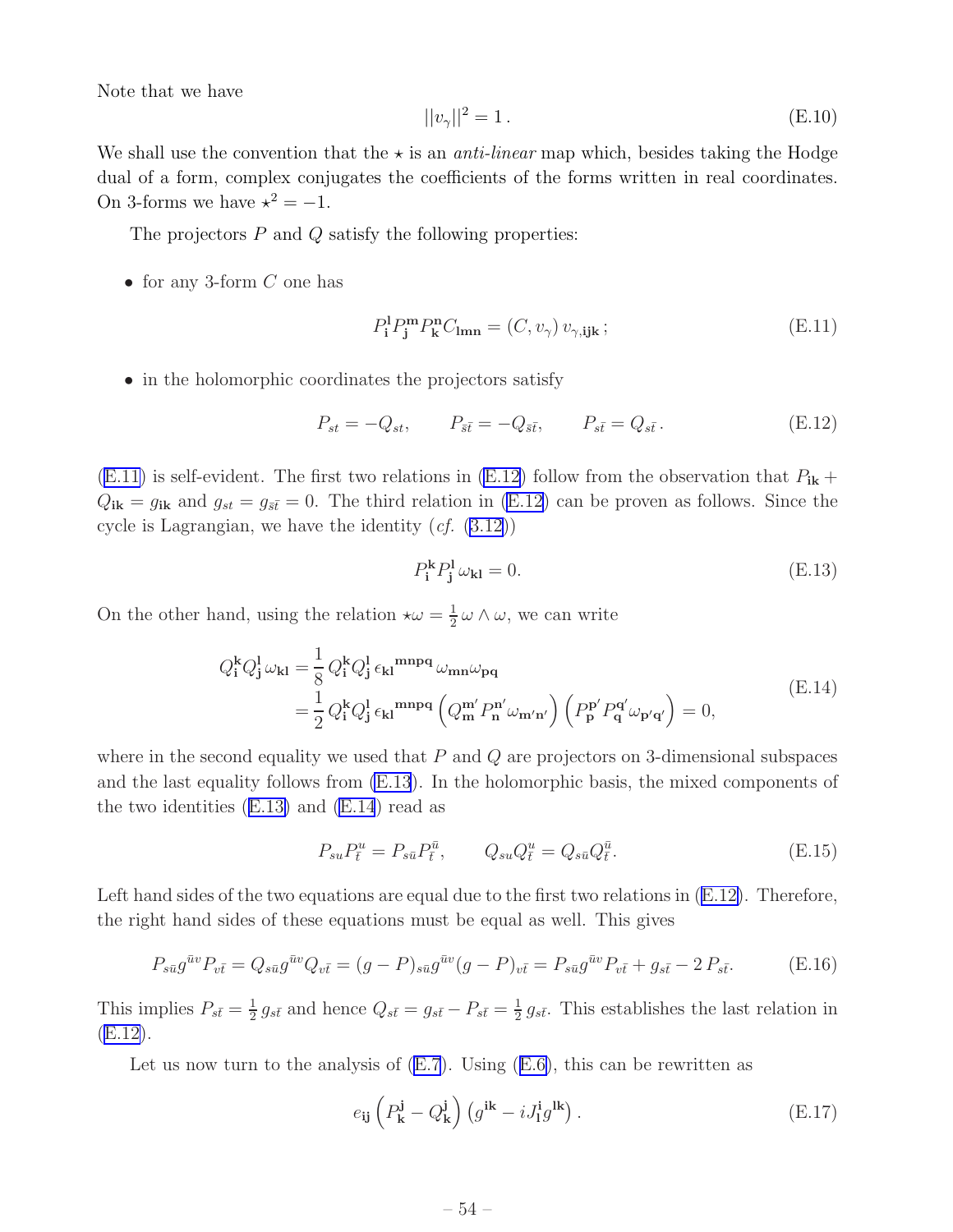Note that we have

$$||v_\gamma||^2 = 1\,. \tag{E.10}$$

We shall use the convention that the $\star$ is an *anti-linear* map which, besides taking the Hodge dual of a form, complex conjugates the coefficients of the forms written in real coordinates. On 3-forms we have $\star^2 = -1$.

The projectors $P$ and $Q$ satisfy the following properties:

- for any 3-form $C$ one has

$$P_{\mathbf{i}}^{\mathbf{l}} P_{\mathbf{j}}^{\mathbf{m}} P_{\mathbf{k}}^{\mathbf{n}} C_{\mathbf{lmn}} = (C, v_\gamma)\, v_{\gamma,\mathbf{ijk}}\,; \tag{E.11}$$

- in the holomorphic coordinates the projectors satisfy

$$P_{st} = -Q_{st}, \qquad P_{\bar{s}\bar{t}} = -Q_{\bar{s}\bar{t}}, \qquad P_{s\bar{t}} = Q_{s\bar{t}}\,. \tag{E.12}$$

(E.11) is self-evident. The first two relations in (E.12) follow from the observation that $P_{\mathbf{ik}} + Q_{\mathbf{ik}} = g_{\mathbf{ik}}$ and $g_{st} = g_{\bar{s}\bar{t}} = 0$. The third relation in (E.12) can be proven as follows. Since the cycle is Lagrangian, we have the identity (*cf.* (3.12))

$$P_{\mathbf{i}}^{\mathbf{k}} P_{\mathbf{j}}^{\mathbf{l}}\, \omega_{\mathbf{kl}} = 0. \tag{E.13}$$

On the other hand, using the relation $\star\omega = \frac{1}{2}\,\omega\wedge\omega$, we can write

$$\begin{aligned} Q_{\mathbf{i}}^{\mathbf{k}} Q_{\mathbf{j}}^{\mathbf{l}}\, \omega_{\mathbf{kl}} &= \frac{1}{8}\, Q_{\mathbf{i}}^{\mathbf{k}} Q_{\mathbf{j}}^{\mathbf{l}}\, \epsilon_{\mathbf{kl}}{}^{\mathbf{mnpq}}\, \omega_{\mathbf{mn}}\omega_{\mathbf{pq}} \\ &= \frac{1}{2}\, Q_{\mathbf{i}}^{\mathbf{k}} Q_{\mathbf{j}}^{\mathbf{l}}\, \epsilon_{\mathbf{kl}}{}^{\mathbf{mnpq}} \left( Q_{\mathbf{m}}^{\mathbf{m}'} P_{\mathbf{n}}^{\mathbf{n}'} \omega_{\mathbf{m}'\mathbf{n}'}\right) \left( P_{\mathbf{p}}^{\mathbf{p}'} Q_{\mathbf{q}}^{\mathbf{q}'} \omega_{\mathbf{p}'\mathbf{q}'}\right) = 0, \end{aligned} \tag{E.14}$$

where in the second equality we used that $P$ and $Q$ are projectors on 3-dimensional subspaces and the last equality follows from (E.13). In the holomorphic basis, the mixed components of the two identities (E.13) and (E.14) read as

$$P_{su} P_{\bar{t}}^{u} = P_{s\bar{u}} P_{\bar{t}}^{\bar{u}}, \qquad Q_{su} Q_{\bar{t}}^{u} = Q_{s\bar{u}} Q_{\bar{t}}^{\bar{u}}. \tag{E.15}$$

Left hand sides of the two equations are equal due to the first two relations in (E.12). Therefore, the right hand sides of these equations must be equal as well. This gives

$$P_{s\bar{u}} g^{\bar{u}v} P_{v\bar{t}} = Q_{s\bar{u}} g^{\bar{u}v} Q_{v\bar{t}} = (g-P)_{s\bar{u}} g^{\bar{u}v} (g-P)_{v\bar{t}} = P_{s\bar{u}} g^{\bar{u}v} P_{v\bar{t}} + g_{s\bar{t}} - 2\,P_{s\bar{t}}. \tag{E.16}$$

This implies $P_{s\bar{t}} = \frac{1}{2}\, g_{s\bar{t}}$ and hence $Q_{s\bar{t}} = g_{s\bar{t}} - P_{s\bar{t}} = \frac{1}{2}\, g_{s\bar{t}}$. This establishes the last relation in (E.12).

Let us now turn to the analysis of (E.7). Using (E.6), this can be rewritten as

$$e_{\mathbf{ij}} \left( P_{\mathbf{k}}^{\mathbf{j}} - Q_{\mathbf{k}}^{\mathbf{j}} \right) \left( g^{\mathbf{ik}} - i J_{\mathbf{l}}^{\mathbf{i}} g^{\mathbf{lk}} \right). \tag{E.17}$$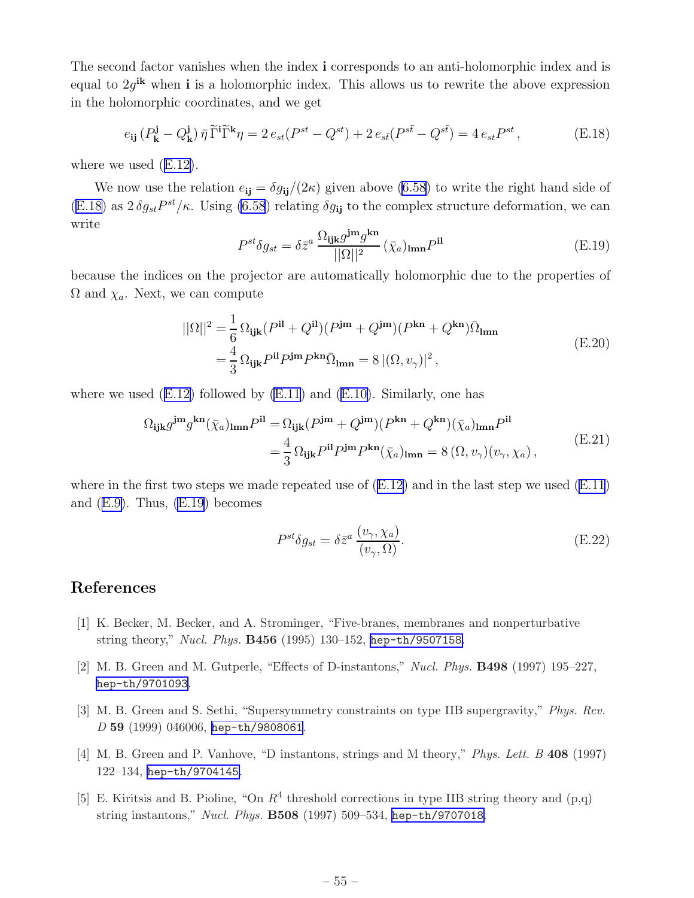The second factor vanishes when the index $\mathbf{i}$ corresponds to an anti-holomorphic index and is equal to $2g^{\mathbf{ik}}$ when $\mathbf{i}$ is a holomorphic index. This allows us to rewrite the above expression in the holomorphic coordinates, and we get

$$e_{\mathbf{ij}}\,(P^{\mathbf{j}}_{\mathbf{k}} - Q^{\mathbf{j}}_{\mathbf{k}})\,\bar{\eta}\,\widetilde{\Gamma}^{\mathbf{i}}\widetilde{\Gamma}^{\mathbf{k}}\eta = 2\,e_{st}(P^{st} - Q^{st}) + 2\,e_{s\bar{t}}(P^{s\bar{t}} - Q^{s\bar{t}}) = 4\,e_{st}P^{st}\,, \tag{E.18}$$

where we used (E.12).

We now use the relation $e_{\mathbf{ij}} = \delta g_{\mathbf{ij}}/(2\kappa)$ given above (6.58) to write the right hand side of (E.18) as $2\,\delta g_{st}P^{st}/\kappa$. Using (6.58) relating $\delta g_{\mathbf{ij}}$ to the complex structure deformation, we can write

$$P^{st}\delta g_{st} = \delta\bar{z}^{a}\,\frac{\Omega_{\mathbf{ijk}}g^{\mathbf{jm}}g^{\mathbf{kn}}}{||\Omega||^2}\,(\bar{\chi}_a)_{\mathbf{lmn}}P^{\mathbf{il}} \tag{E.19}$$

because the indices on the projector are automatically holomorphic due to the properties of $\Omega$ and $\chi_a$. Next, we can compute

$$\begin{aligned}
||\Omega||^2 &= \frac{1}{6}\,\Omega_{\mathbf{ijk}}(P^{\mathbf{il}} + Q^{\mathbf{il}})(P^{\mathbf{jm}} + Q^{\mathbf{jm}})(P^{\mathbf{kn}} + Q^{\mathbf{kn}})\bar{\Omega}_{\mathbf{lmn}} \\
&= \frac{4}{3}\,\Omega_{\mathbf{ijk}}P^{\mathbf{il}}P^{\mathbf{jm}}P^{\mathbf{kn}}\bar{\Omega}_{\mathbf{lmn}} = 8\,|(\Omega, v_\gamma)|^2\,,
\end{aligned} \tag{E.20}$$

where we used (E.12) followed by (E.11) and (E.10). Similarly, one has

$$\begin{aligned}
\Omega_{\mathbf{ijk}}g^{\mathbf{jm}}g^{\mathbf{kn}}(\bar{\chi}_a)_{\mathbf{lmn}}P^{\mathbf{il}} &= \Omega_{\mathbf{ijk}}(P^{\mathbf{jm}} + Q^{\mathbf{jm}})(P^{\mathbf{kn}} + Q^{\mathbf{kn}})(\bar{\chi}_a)_{\mathbf{lmn}}P^{\mathbf{il}} \\
&= \frac{4}{3}\,\Omega_{\mathbf{ijk}}P^{\mathbf{il}}P^{\mathbf{jm}}P^{\mathbf{kn}}(\bar{\chi}_a)_{\mathbf{lmn}} = 8\,(\Omega, v_\gamma)(v_\gamma, \chi_a)\,,
\end{aligned} \tag{E.21}$$

where in the first two steps we made repeated use of (E.12) and in the last step we used (E.11) and (E.9). Thus, (E.19) becomes

$$P^{st}\delta g_{st} = \delta\bar{z}^{a}\,\frac{(v_\gamma, \chi_a)}{(v_\gamma, \Omega)}. \tag{E.22}$$

# References

[1] K. Becker, M. Becker, and A. Strominger, "Five-branes, membranes and nonperturbative string theory," *Nucl. Phys.* **B456** (1995) 130–152, hep-th/9507158.

[2] M. B. Green and M. Gutperle, "Effects of D-instantons," *Nucl. Phys.* **B498** (1997) 195–227, hep-th/9701093.

[3] M. B. Green and S. Sethi, "Supersymmetry constraints on type IIB supergravity," *Phys. Rev. D* **59** (1999) 046006, hep-th/9808061.

[4] M. B. Green and P. Vanhove, "D instantons, strings and M theory," *Phys. Lett. B* **408** (1997) 122–134, hep-th/9704145.

[5] E. Kiritsis and B. Pioline, "On $R^4$ threshold corrections in type IIB string theory and (p,q) string instantons," *Nucl. Phys.* **B508** (1997) 509–534, hep-th/9707018.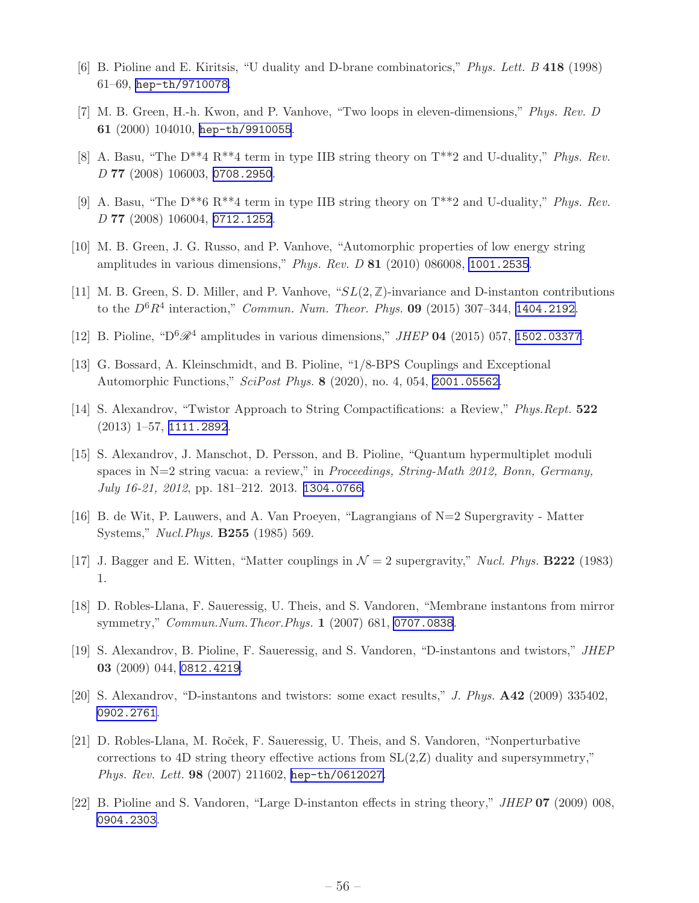[6] B. Pioline and E. Kiritsis, "U duality and D-brane combinatorics," *Phys. Lett. B* **418** (1998) 61–69, hep-th/9710078.

[7] M. B. Green, H.-h. Kwon, and P. Vanhove, "Two loops in eleven-dimensions," *Phys. Rev. D* **61** (2000) 104010, hep-th/9910055.

[8] A. Basu, "The D**4 R**4 term in type IIB string theory on T**2 and U-duality," *Phys. Rev. D* **77** (2008) 106003, 0708.2950.

[9] A. Basu, "The D**6 R**4 term in type IIB string theory on T**2 and U-duality," *Phys. Rev. D* **77** (2008) 106004, 0712.1252.

[10] M. B. Green, J. G. Russo, and P. Vanhove, "Automorphic properties of low energy string amplitudes in various dimensions," *Phys. Rev. D* **81** (2010) 086008, 1001.2535.

[11] M. B. Green, S. D. Miller, and P. Vanhove, "$SL(2,\mathbb{Z})$-invariance and D-instanton contributions to the $D^6R^4$ interaction," *Commun. Num. Theor. Phys.* **09** (2015) 307–344, 1404.2192.

[12] B. Pioline, "$\mathrm{D}^6\mathscr{R}^4$ amplitudes in various dimensions," *JHEP* **04** (2015) 057, 1502.03377.

[13] G. Bossard, A. Kleinschmidt, and B. Pioline, "1/8-BPS Couplings and Exceptional Automorphic Functions," *SciPost Phys.* **8** (2020), no. 4, 054, 2001.05562.

[14] S. Alexandrov, "Twistor Approach to String Compactifications: a Review," *Phys.Rept.* **522** (2013) 1–57, 1111.2892.

[15] S. Alexandrov, J. Manschot, D. Persson, and B. Pioline, "Quantum hypermultiplet moduli spaces in N=2 string vacua: a review," in *Proceedings, String-Math 2012, Bonn, Germany, July 16-21, 2012*, pp. 181–212. 2013. 1304.0766.

[16] B. de Wit, P. Lauwers, and A. Van Proeyen, "Lagrangians of N=2 Supergravity - Matter Systems," *Nucl.Phys.* **B255** (1985) 569.

[17] J. Bagger and E. Witten, "Matter couplings in $\mathcal{N}=2$ supergravity," *Nucl. Phys.* **B222** (1983) 1.

[18] D. Robles-Llana, F. Saueressig, U. Theis, and S. Vandoren, "Membrane instantons from mirror symmetry," *Commun.Num.Theor.Phys.* **1** (2007) 681, 0707.0838.

[19] S. Alexandrov, B. Pioline, F. Saueressig, and S. Vandoren, "D-instantons and twistors," *JHEP* **03** (2009) 044, 0812.4219.

[20] S. Alexandrov, "D-instantons and twistors: some exact results," *J. Phys.* **A42** (2009) 335402, 0902.2761.

[21] D. Robles-Llana, M. Roček, F. Saueressig, U. Theis, and S. Vandoren, "Nonperturbative corrections to 4D string theory effective actions from SL(2,Z) duality and supersymmetry," *Phys. Rev. Lett.* **98** (2007) 211602, hep-th/0612027.

[22] B. Pioline and S. Vandoren, "Large D-instanton effects in string theory," *JHEP* **07** (2009) 008, 0904.2303.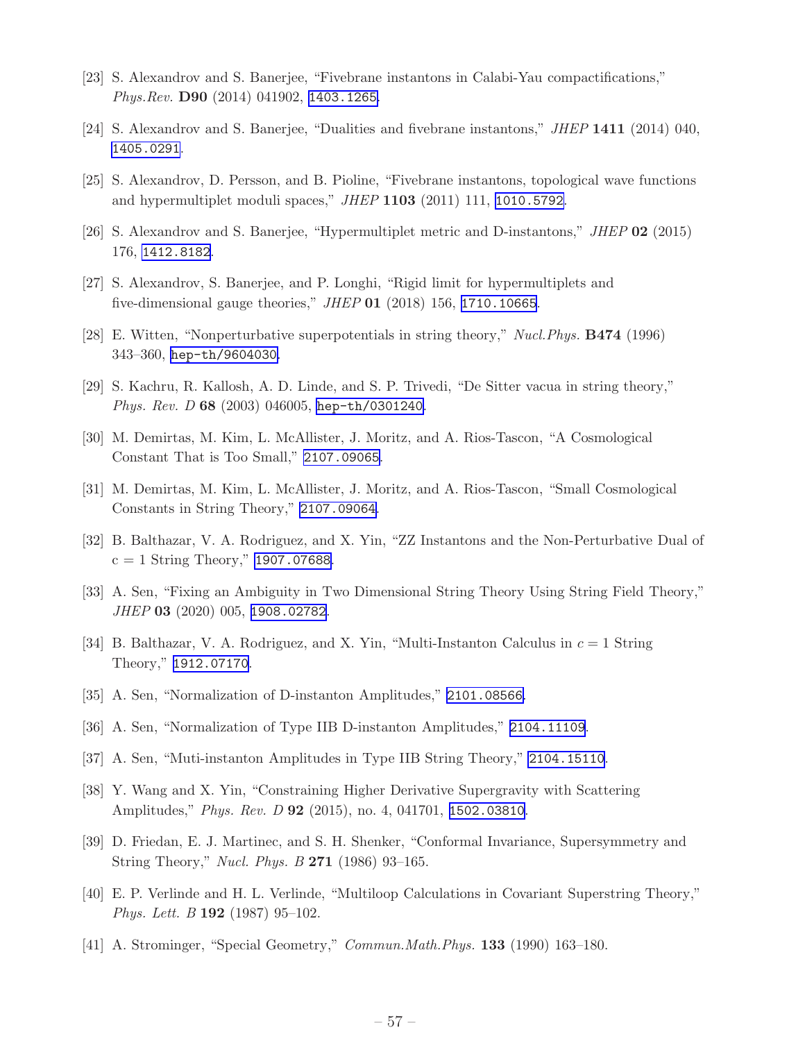[23] S. Alexandrov and S. Banerjee, “Fivebrane instantons in Calabi-Yau compactifications,” *Phys.Rev.* **D90** (2014) 041902, 1403.1265.

[24] S. Alexandrov and S. Banerjee, “Dualities and fivebrane instantons,” *JHEP* **1411** (2014) 040, 1405.0291.

[25] S. Alexandrov, D. Persson, and B. Pioline, “Fivebrane instantons, topological wave functions and hypermultiplet moduli spaces,” *JHEP* **1103** (2011) 111, 1010.5792.

[26] S. Alexandrov and S. Banerjee, “Hypermultiplet metric and D-instantons,” *JHEP* **02** (2015) 176, 1412.8182.

[27] S. Alexandrov, S. Banerjee, and P. Longhi, “Rigid limit for hypermultiplets and five-dimensional gauge theories,” *JHEP* **01** (2018) 156, 1710.10665.

[28] E. Witten, “Nonperturbative superpotentials in string theory,” *Nucl.Phys.* **B474** (1996) 343–360, hep-th/9604030.

[29] S. Kachru, R. Kallosh, A. D. Linde, and S. P. Trivedi, “De Sitter vacua in string theory,” *Phys. Rev. D* **68** (2003) 046005, hep-th/0301240.

[30] M. Demirtas, M. Kim, L. McAllister, J. Moritz, and A. Rios-Tascon, “A Cosmological Constant That is Too Small,” 2107.09065.

[31] M. Demirtas, M. Kim, L. McAllister, J. Moritz, and A. Rios-Tascon, “Small Cosmological Constants in String Theory,” 2107.09064.

[32] B. Balthazar, V. A. Rodriguez, and X. Yin, “ZZ Instantons and the Non-Perturbative Dual of c = 1 String Theory,” 1907.07688.

[33] A. Sen, “Fixing an Ambiguity in Two Dimensional String Theory Using String Field Theory,” *JHEP* **03** (2020) 005, 1908.02782.

[34] B. Balthazar, V. A. Rodriguez, and X. Yin, “Multi-Instanton Calculus in $c = 1$ String Theory,” 1912.07170.

[35] A. Sen, “Normalization of D-instanton Amplitudes,” 2101.08566.

[36] A. Sen, “Normalization of Type IIB D-instanton Amplitudes,” 2104.11109.

[37] A. Sen, “Muti-instanton Amplitudes in Type IIB String Theory,” 2104.15110.

[38] Y. Wang and X. Yin, “Constraining Higher Derivative Supergravity with Scattering Amplitudes,” *Phys. Rev. D* **92** (2015), no. 4, 041701, 1502.03810.

[39] D. Friedan, E. J. Martinec, and S. H. Shenker, “Conformal Invariance, Supersymmetry and String Theory,” *Nucl. Phys. B* **271** (1986) 93–165.

[40] E. P. Verlinde and H. L. Verlinde, “Multiloop Calculations in Covariant Superstring Theory,” *Phys. Lett. B* **192** (1987) 95–102.

[41] A. Strominger, “Special Geometry,” *Commun.Math.Phys.* **133** (1990) 163–180.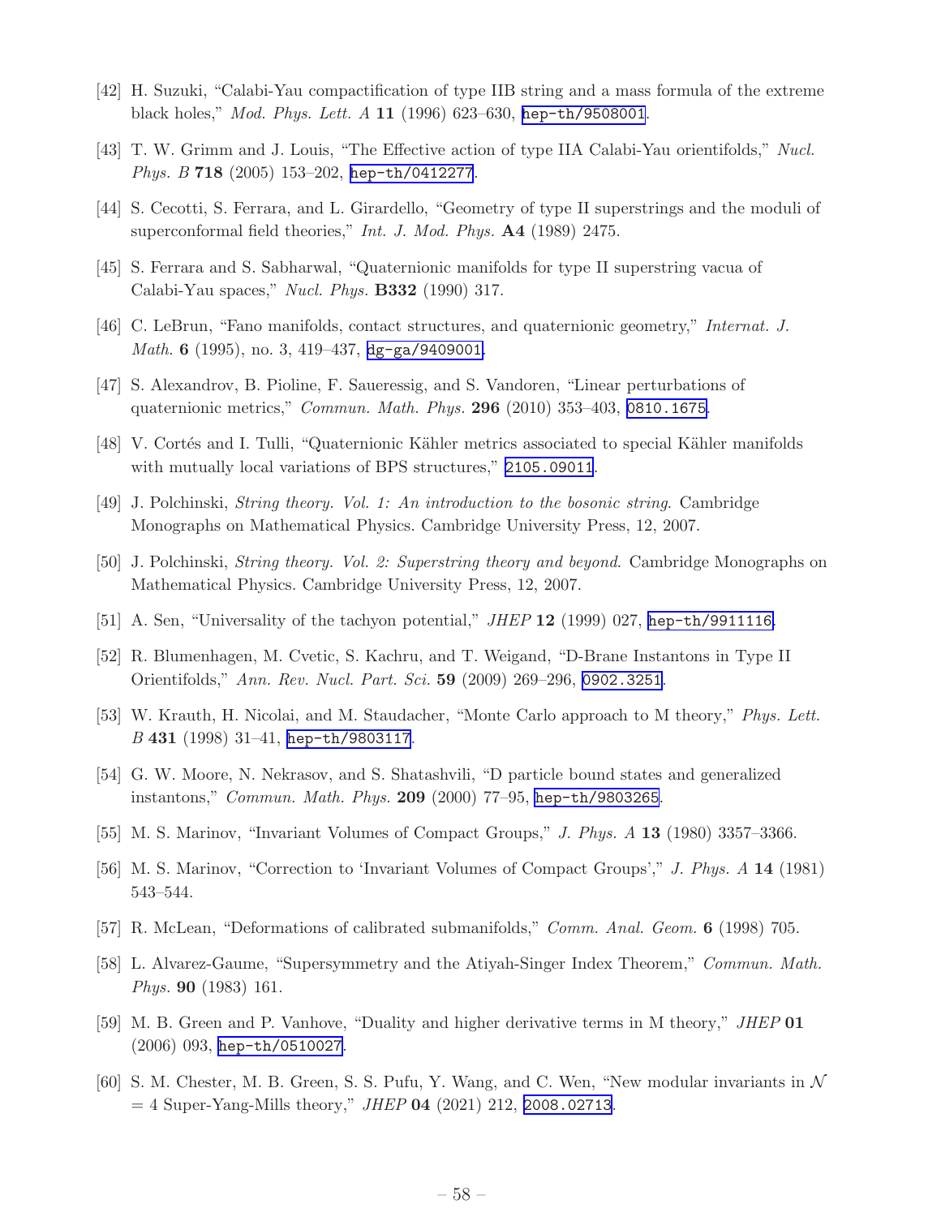[42] H. Suzuki, "Calabi-Yau compactification of type IIB string and a mass formula of the extreme black holes," *Mod. Phys. Lett. A* **11** (1996) 623–630, hep-th/9508001.

[43] T. W. Grimm and J. Louis, "The Effective action of type IIA Calabi-Yau orientifolds," *Nucl. Phys. B* **718** (2005) 153–202, hep-th/0412277.

[44] S. Cecotti, S. Ferrara, and L. Girardello, "Geometry of type II superstrings and the moduli of superconformal field theories," *Int. J. Mod. Phys.* **A4** (1989) 2475.

[45] S. Ferrara and S. Sabharwal, "Quaternionic manifolds for type II superstring vacua of Calabi-Yau spaces," *Nucl. Phys.* **B332** (1990) 317.

[46] C. LeBrun, "Fano manifolds, contact structures, and quaternionic geometry," *Internat. J. Math.* **6** (1995), no. 3, 419–437, dg-ga/9409001.

[47] S. Alexandrov, B. Pioline, F. Saueressig, and S. Vandoren, "Linear perturbations of quaternionic metrics," *Commun. Math. Phys.* **296** (2010) 353–403, 0810.1675.

[48] V. Cortés and I. Tulli, "Quaternionic Kähler metrics associated to special Kähler manifolds with mutually local variations of BPS structures," 2105.09011.

[49] J. Polchinski, *String theory. Vol. 1: An introduction to the bosonic string*. Cambridge Monographs on Mathematical Physics. Cambridge University Press, 12, 2007.

[50] J. Polchinski, *String theory. Vol. 2: Superstring theory and beyond*. Cambridge Monographs on Mathematical Physics. Cambridge University Press, 12, 2007.

[51] A. Sen, "Universality of the tachyon potential," *JHEP* **12** (1999) 027, hep-th/9911116.

[52] R. Blumenhagen, M. Cvetic, S. Kachru, and T. Weigand, "D-Brane Instantons in Type II Orientifolds," *Ann. Rev. Nucl. Part. Sci.* **59** (2009) 269–296, 0902.3251.

[53] W. Krauth, H. Nicolai, and M. Staudacher, "Monte Carlo approach to M theory," *Phys. Lett. B* **431** (1998) 31–41, hep-th/9803117.

[54] G. W. Moore, N. Nekrasov, and S. Shatashvili, "D particle bound states and generalized instantons," *Commun. Math. Phys.* **209** (2000) 77–95, hep-th/9803265.

[55] M. S. Marinov, "Invariant Volumes of Compact Groups," *J. Phys. A* **13** (1980) 3357–3366.

[56] M. S. Marinov, "Correction to 'Invariant Volumes of Compact Groups'," *J. Phys. A* **14** (1981) 543–544.

[57] R. McLean, "Deformations of calibrated submanifolds," *Comm. Anal. Geom.* **6** (1998) 705.

[58] L. Alvarez-Gaume, "Supersymmetry and the Atiyah-Singer Index Theorem," *Commun. Math. Phys.* **90** (1983) 161.

[59] M. B. Green and P. Vanhove, "Duality and higher derivative terms in M theory," *JHEP* **01** (2006) 093, hep-th/0510027.

[60] S. M. Chester, M. B. Green, S. S. Pufu, Y. Wang, and C. Wen, "New modular invariants in $\mathcal{N} = 4$ Super-Yang-Mills theory," *JHEP* **04** (2021) 212, 2008.02713.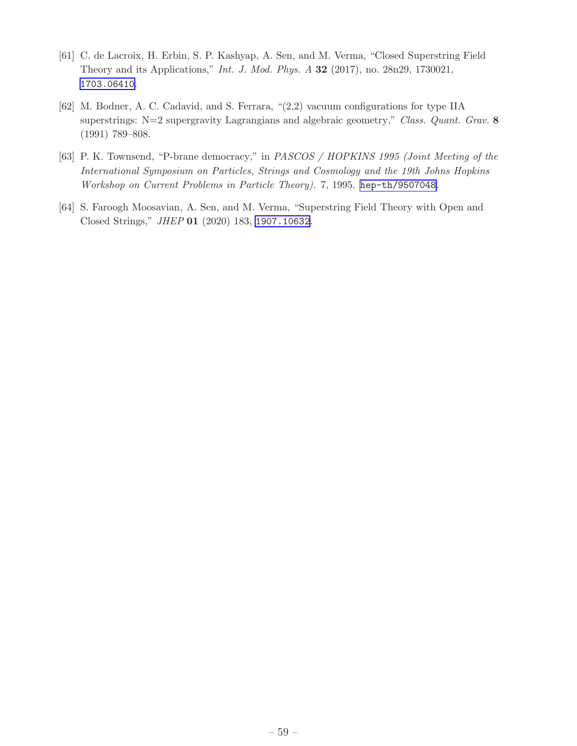[61] C. de Lacroix, H. Erbin, S. P. Kashyap, A. Sen, and M. Verma, "Closed Superstring Field Theory and its Applications," *Int. J. Mod. Phys. A* **32** (2017), no. 28n29, 1730021, 1703.06410.

[62] M. Bodner, A. C. Cadavid, and S. Ferrara, "(2,2) vacuum configurations for type IIA superstrings: N=2 supergravity Lagrangians and algebraic geometry," *Class. Quant. Grav.* **8** (1991) 789–808.

[63] P. K. Townsend, "P-brane democracy," in *PASCOS / HOPKINS 1995 (Joint Meeting of the International Symposium on Particles, Strings and Cosmology and the 19th Johns Hopkins Workshop on Current Problems in Particle Theory)*. 7, 1995. hep-th/9507048.

[64] S. Faroogh Moosavian, A. Sen, and M. Verma, "Superstring Field Theory with Open and Closed Strings," *JHEP* **01** (2020) 183, 1907.10632.